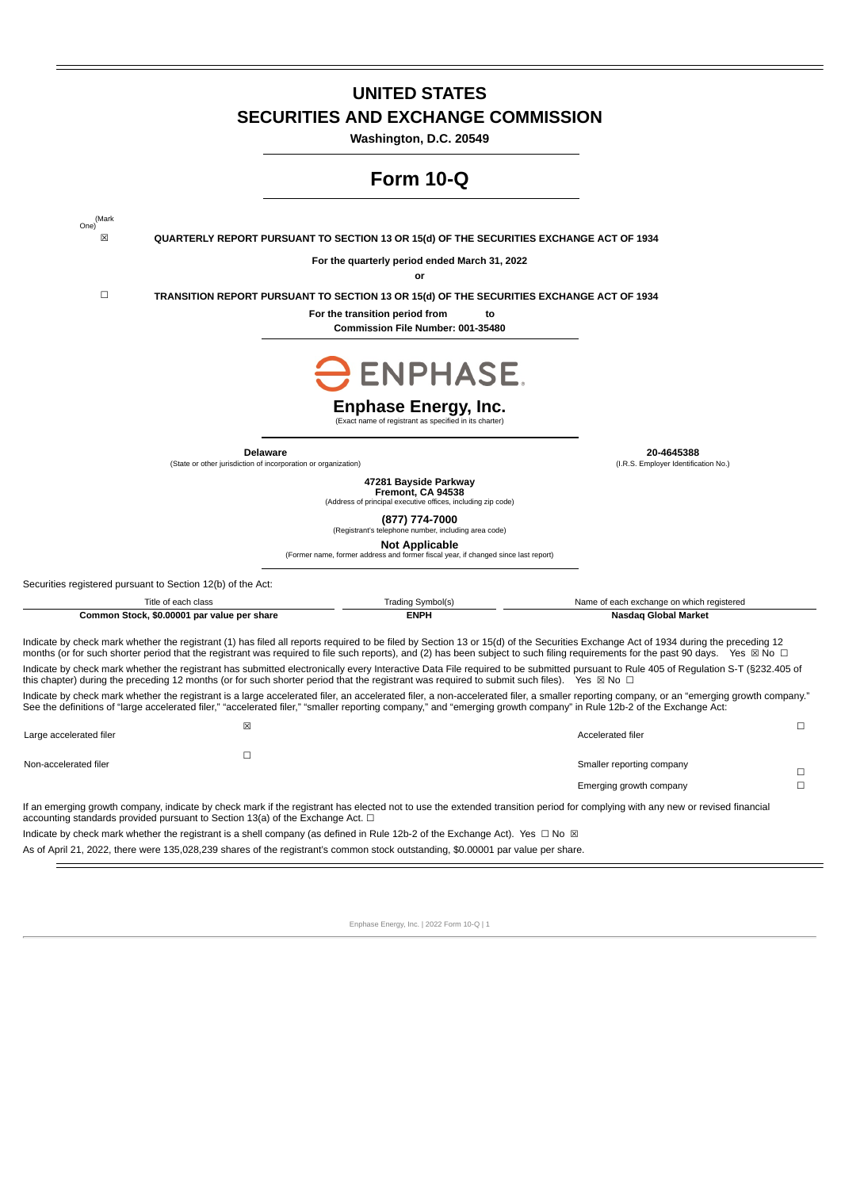# UNITED STATES
# SECURITIES AND EXCHANGE COMMISSION

**Washington, D.C. 20549**

# Form 10-Q

(Mark One)

☒ **QUARTERLY REPORT PURSUANT TO SECTION 13 OR 15(d) OF THE SECURITIES EXCHANGE ACT OF 1934**

**For the quarterly period ended March 31, 2022**

**or**

☐ **TRANSITION REPORT PURSUANT TO SECTION 13 OR 15(d) OF THE SECURITIES EXCHANGE ACT OF 1934**

**For the transition period from to**

**Commission File Number: 001-35480**

ENPHASE

## Enphase Energy, Inc.

(Exact name of registrant as specified in its charter)

| **Delaware** | **20-4645388** |
|---|---|
| (State or other jurisdiction of incorporation or organization) | (I.R.S. Employer Identification No.) |

**47281 Bayside Parkway**
**Fremont, CA 94538**
(Address of principal executive offices, including zip code)

**(877) 774-7000**
(Registrant's telephone number, including area code)

**Not Applicable**
(Former name, former address and former fiscal year, if changed since last report)

Securities registered pursuant to Section 12(b) of the Act:

| Title of each class | Trading Symbol(s) | Name of each exchange on which registered |
|---|---|---|
| **Common Stock, $0.00001 par value per share** | **ENPH** | **Nasdaq Global Market** |

Indicate by check mark whether the registrant (1) has filed all reports required to be filed by Section 13 or 15(d) of the Securities Exchange Act of 1934 during the preceding 12 months (or for such shorter period that the registrant was required to file such reports), and (2) has been subject to such filing requirements for the past 90 days. Yes ☒ No ☐

Indicate by check mark whether the registrant has submitted electronically every Interactive Data File required to be submitted pursuant to Rule 405 of Regulation S-T (§232.405 of this chapter) during the preceding 12 months (or for such shorter period that the registrant was required to submit such files). Yes ☒ No ☐

Indicate by check mark whether the registrant is a large accelerated filer, an accelerated filer, a non-accelerated filer, a smaller reporting company, or an "emerging growth company." See the definitions of "large accelerated filer," "accelerated filer," "smaller reporting company," and "emerging growth company" in Rule 12b-2 of the Exchange Act:

| | | | |
|---|---|---|---|
| Large accelerated filer | ☒ | Accelerated filer | ☐ |
| Non-accelerated filer | ☐ | Smaller reporting company | ☐ |
| | | Emerging growth company | ☐ |

If an emerging growth company, indicate by check mark if the registrant has elected not to use the extended transition period for complying with any new or revised financial accounting standards provided pursuant to Section 13(a) of the Exchange Act. ☐

Indicate by check mark whether the registrant is a shell company (as defined in Rule 12b-2 of the Exchange Act). Yes ☐ No ☒

As of April 21, 2022, there were 135,028,239 shares of the registrant's common stock outstanding, $0.00001 par value per share.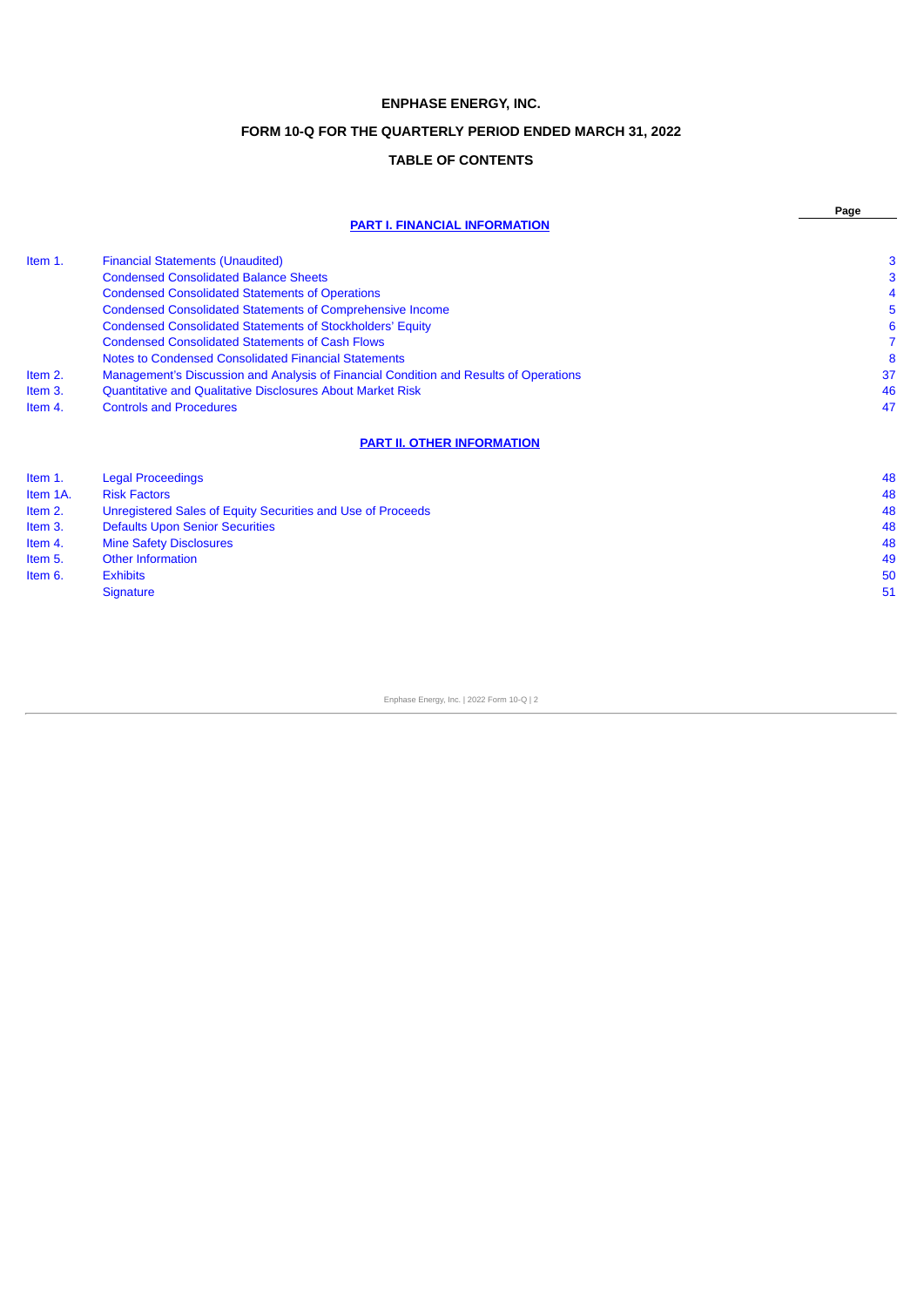**ENPHASE ENERGY, INC.**

**FORM 10-Q FOR THE QUARTERLY PERIOD ENDED MARCH 31, 2022**

**TABLE OF CONTENTS**

| | | Page |
|---|---|---|
| | **PART I. FINANCIAL INFORMATION** | |
| Item 1. | Financial Statements (Unaudited) | 3 |
| | Condensed Consolidated Balance Sheets | 3 |
| | Condensed Consolidated Statements of Operations | 4 |
| | Condensed Consolidated Statements of Comprehensive Income | 5 |
| | Condensed Consolidated Statements of Stockholders' Equity | 6 |
| | Condensed Consolidated Statements of Cash Flows | 7 |
| | Notes to Condensed Consolidated Financial Statements | 8 |
| Item 2. | Management's Discussion and Analysis of Financial Condition and Results of Operations | 37 |
| Item 3. | Quantitative and Qualitative Disclosures About Market Risk | 46 |
| Item 4. | Controls and Procedures | 47 |
| | **PART II. OTHER INFORMATION** | |
| Item 1. | Legal Proceedings | 48 |
| Item 1A. | Risk Factors | 48 |
| Item 2. | Unregistered Sales of Equity Securities and Use of Proceeds | 48 |
| Item 3. | Defaults Upon Senior Securities | 48 |
| Item 4. | Mine Safety Disclosures | 48 |
| Item 5. | Other Information | 49 |
| Item 6. | Exhibits | 50 |
| | Signature | 51 |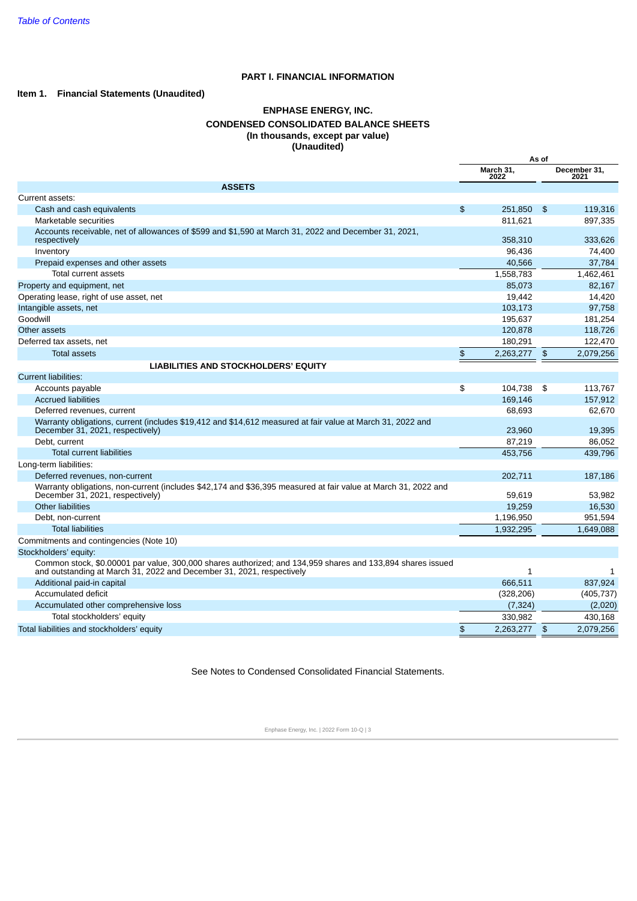# PART I. FINANCIAL INFORMATION

## Item 1. Financial Statements (Unaudited)

### ENPHASE ENERGY, INC.
### CONDENSED CONSOLIDATED BALANCE SHEETS
### (In thousands, except par value)
### (Unaudited)

| | As of | |
|---|---|---|
| | March 31, 2022 | December 31, 2021 |
| **ASSETS** | | |
| Current assets: | | |
| Cash and cash equivalents | $ 251,850 | $ 119,316 |
| Marketable securities | 811,621 | 897,335 |
| Accounts receivable, net of allowances of $599 and $1,590 at March 31, 2022 and December 31, 2021, respectively | 358,310 | 333,626 |
| Inventory | 96,436 | 74,400 |
| Prepaid expenses and other assets | 40,566 | 37,784 |
| Total current assets | 1,558,783 | 1,462,461 |
| Property and equipment, net | 85,073 | 82,167 |
| Operating lease, right of use asset, net | 19,442 | 14,420 |
| Intangible assets, net | 103,173 | 97,758 |
| Goodwill | 195,637 | 181,254 |
| Other assets | 120,878 | 118,726 |
| Deferred tax assets, net | 180,291 | 122,470 |
| Total assets | $ 2,263,277 | $ 2,079,256 |
| **LIABILITIES AND STOCKHOLDERS' EQUITY** | | |
| Current liabilities: | | |
| Accounts payable | $ 104,738 | $ 113,767 |
| Accrued liabilities | 169,146 | 157,912 |
| Deferred revenues, current | 68,693 | 62,670 |
| Warranty obligations, current (includes $19,412 and $14,612 measured at fair value at March 31, 2022 and December 31, 2021, respectively) | 23,960 | 19,395 |
| Debt, current | 87,219 | 86,052 |
| Total current liabilities | 453,756 | 439,796 |
| Long-term liabilities: | | |
| Deferred revenues, non-current | 202,711 | 187,186 |
| Warranty obligations, non-current (includes $42,174 and $36,395 measured at fair value at March 31, 2022 and December 31, 2021, respectively) | 59,619 | 53,982 |
| Other liabilities | 19,259 | 16,530 |
| Debt, non-current | 1,196,950 | 951,594 |
| Total liabilities | 1,932,295 | 1,649,088 |
| Commitments and contingencies (Note 10) | | |
| Stockholders' equity: | | |
| Common stock, $0.00001 par value, 300,000 shares authorized; and 134,959 shares and 133,894 shares issued and outstanding at March 31, 2022 and December 31, 2021, respectively | 1 | 1 |
| Additional paid-in capital | 666,511 | 837,924 |
| Accumulated deficit | (328,206) | (405,737) |
| Accumulated other comprehensive loss | (7,324) | (2,020) |
| Total stockholders' equity | 330,982 | 430,168 |
| Total liabilities and stockholders' equity | $ 2,263,277 | $ 2,079,256 |

See Notes to Condensed Consolidated Financial Statements.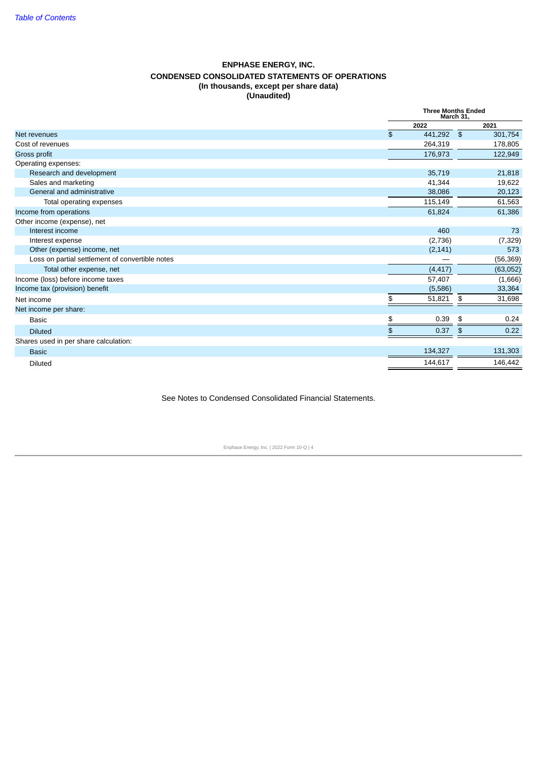[Table of Contents](#)

# ENPHASE ENERGY, INC.
## CONDENSED CONSOLIDATED STATEMENTS OF OPERATIONS
### (In thousands, except per share data)
### (Unaudited)

| | Three Months Ended March 31, | |
|---|---|---|
| | 2022 | 2021 |
| Net revenues | $ 441,292 | $ 301,754 |
| Cost of revenues | 264,319 | 178,805 |
| Gross profit | 176,973 | 122,949 |
| Operating expenses: | | |
| Research and development | 35,719 | 21,818 |
| Sales and marketing | 41,344 | 19,622 |
| General and administrative | 38,086 | 20,123 |
| Total operating expenses | 115,149 | 61,563 |
| Income from operations | 61,824 | 61,386 |
| Other income (expense), net | | |
| Interest income | 460 | 73 |
| Interest expense | (2,736) | (7,329) |
| Other (expense) income, net | (2,141) | 573 |
| Loss on partial settlement of convertible notes | — | (56,369) |
| Total other expense, net | (4,417) | (63,052) |
| Income (loss) before income taxes | 57,407 | (1,666) |
| Income tax (provision) benefit | (5,586) | 33,364 |
| Net income | $ 51,821 | $ 31,698 |
| Net income per share: | | |
| Basic | $ 0.39 | $ 0.24 |
| Diluted | $ 0.37 | $ 0.22 |
| Shares used in per share calculation: | | |
| Basic | 134,327 | 131,303 |
| Diluted | 144,617 | 146,442 |

See Notes to Condensed Consolidated Financial Statements.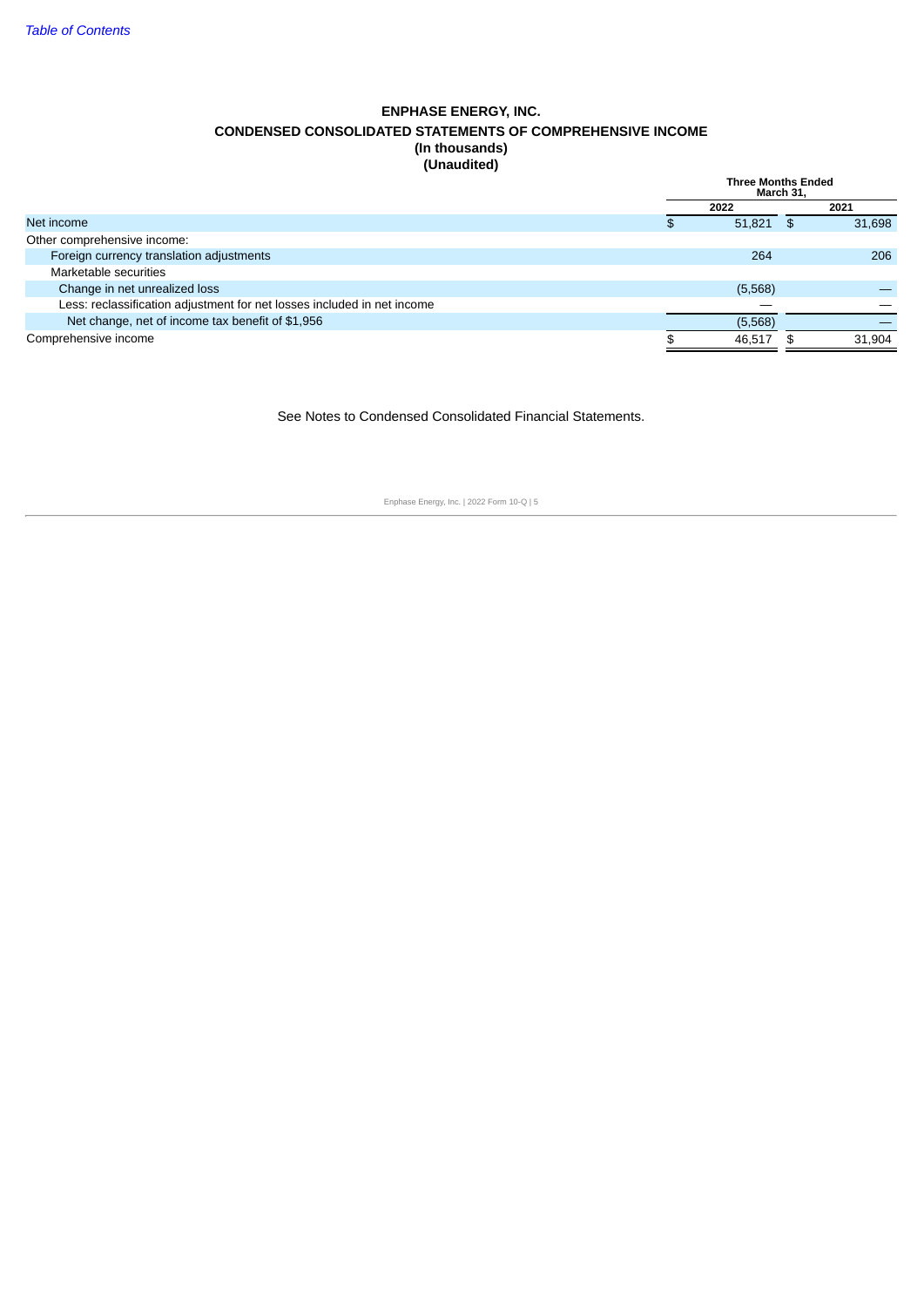*Table of Contents*

# ENPHASE ENERGY, INC.
## CONDENSED CONSOLIDATED STATEMENTS OF COMPREHENSIVE INCOME
### (In thousands)
### (Unaudited)

| | Three Months Ended March 31, | |
|---|---|---|
| | 2022 | 2021 |
| Net income | $ 51,821 | $ 31,698 |
| Other comprehensive income: | | |
| Foreign currency translation adjustments | 264 | 206 |
| Marketable securities | | |
| Change in net unrealized loss | (5,568) | — |
| Less: reclassification adjustment for net losses included in net income | — | — |
| Net change, net of income tax benefit of $1,956 | (5,568) | — |
| Comprehensive income | $ 46,517 | $ 31,904 |

See Notes to Condensed Consolidated Financial Statements.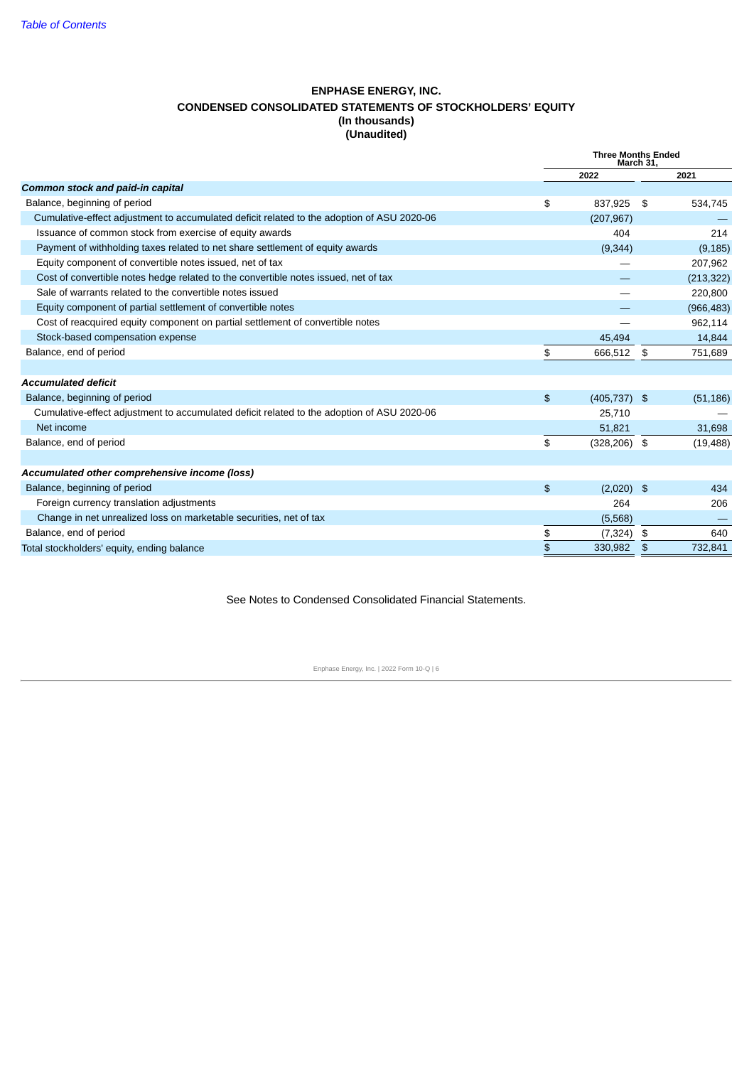# ENPHASE ENERGY, INC.

## CONDENSED CONSOLIDATED STATEMENTS OF STOCKHOLDERS' EQUITY

**(In thousands)**

**(Unaudited)**

| | Three Months Ended March 31, | |
|---|---|---|
| | 2022 | 2021 |
| ***Common stock and paid-in capital*** | | |
| Balance, beginning of period | $ 837,925 | $ 534,745 |
| Cumulative-effect adjustment to accumulated deficit related to the adoption of ASU 2020-06 | (207,967) | — |
| Issuance of common stock from exercise of equity awards | 404 | 214 |
| Payment of withholding taxes related to net share settlement of equity awards | (9,344) | (9,185) |
| Equity component of convertible notes issued, net of tax | — | 207,962 |
| Cost of convertible notes hedge related to the convertible notes issued, net of tax | — | (213,322) |
| Sale of warrants related to the convertible notes issued | — | 220,800 |
| Equity component of partial settlement of convertible notes | — | (966,483) |
| Cost of reacquired equity component on partial settlement of convertible notes | — | 962,114 |
| Stock-based compensation expense | 45,494 | 14,844 |
| Balance, end of period | $ 666,512 | $ 751,689 |
| | | |
| ***Accumulated deficit*** | | |
| Balance, beginning of period | $ (405,737) | $ (51,186) |
| Cumulative-effect adjustment to accumulated deficit related to the adoption of ASU 2020-06 | 25,710 | — |
| Net income | 51,821 | 31,698 |
| Balance, end of period | $ (328,206) | $ (19,488) |
| | | |
| ***Accumulated other comprehensive income (loss)*** | | |
| Balance, beginning of period | $ (2,020) | $ 434 |
| Foreign currency translation adjustments | 264 | 206 |
| Change in net unrealized loss on marketable securities, net of tax | (5,568) | — |
| Balance, end of period | $ (7,324) | $ 640 |
| Total stockholders' equity, ending balance | $ 330,982 | $ 732,841 |

See Notes to Condensed Consolidated Financial Statements.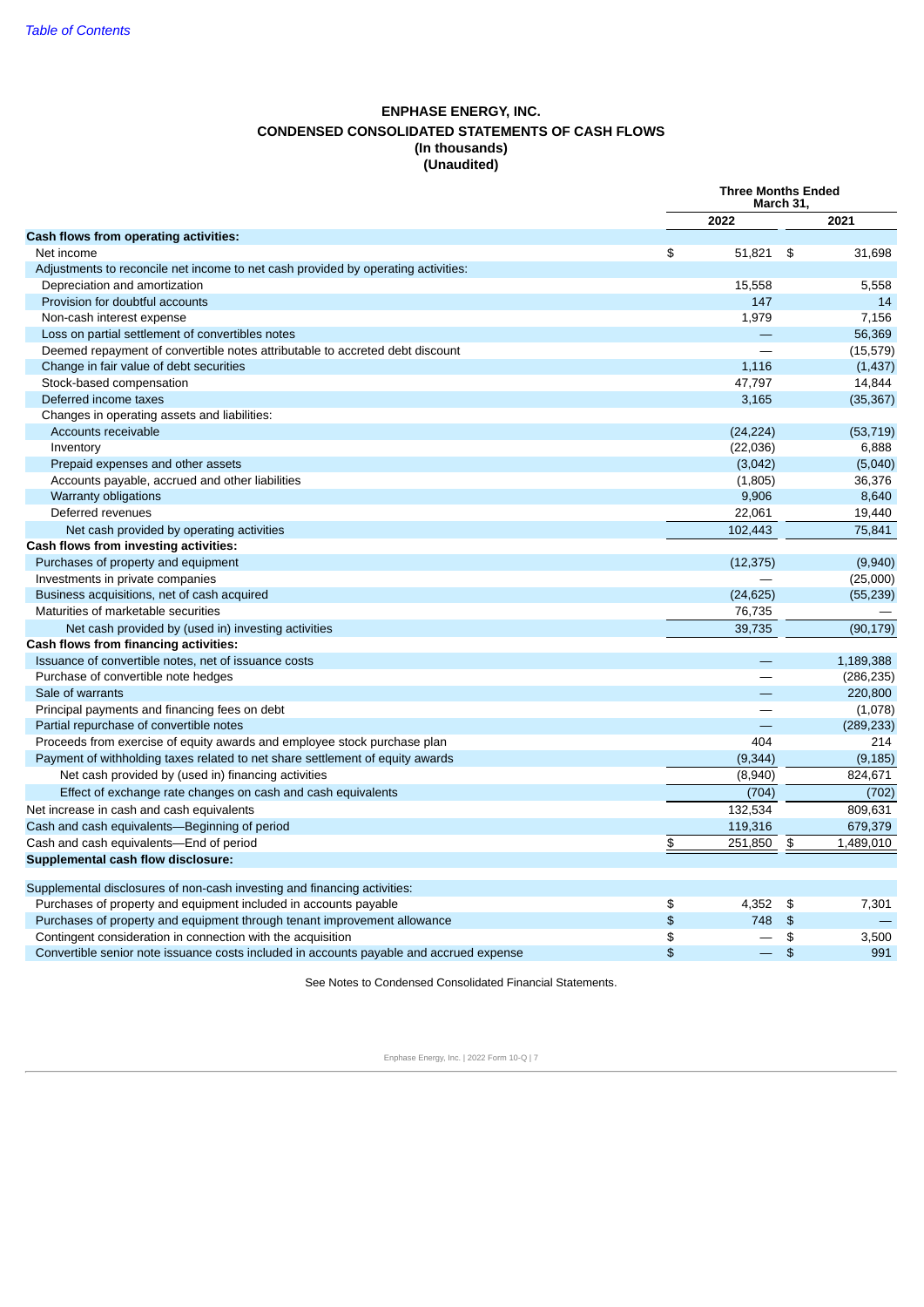# ENPHASE ENERGY, INC.
## CONDENSED CONSOLIDATED STATEMENTS OF CASH FLOWS
**(In thousands)**
**(Unaudited)**

| | Three Months Ended March 31, | |
|---|---|---|
| | 2022 | 2021 |
| **Cash flows from operating activities:** | | |
| Net income | $ 51,821 | $ 31,698 |
| Adjustments to reconcile net income to net cash provided by operating activities: | | |
| Depreciation and amortization | 15,558 | 5,558 |
| Provision for doubtful accounts | 147 | 14 |
| Non-cash interest expense | 1,979 | 7,156 |
| Loss on partial settlement of convertibles notes | — | 56,369 |
| Deemed repayment of convertible notes attributable to accreted debt discount | — | (15,579) |
| Change in fair value of debt securities | 1,116 | (1,437) |
| Stock-based compensation | 47,797 | 14,844 |
| Deferred income taxes | 3,165 | (35,367) |
| Changes in operating assets and liabilities: | | |
| Accounts receivable | (24,224) | (53,719) |
| Inventory | (22,036) | 6,888 |
| Prepaid expenses and other assets | (3,042) | (5,040) |
| Accounts payable, accrued and other liabilities | (1,805) | 36,376 |
| Warranty obligations | 9,906 | 8,640 |
| Deferred revenues | 22,061 | 19,440 |
| Net cash provided by operating activities | 102,443 | 75,841 |
| **Cash flows from investing activities:** | | |
| Purchases of property and equipment | (12,375) | (9,940) |
| Investments in private companies | — | (25,000) |
| Business acquisitions, net of cash acquired | (24,625) | (55,239) |
| Maturities of marketable securities | 76,735 | — |
| Net cash provided by (used in) investing activities | 39,735 | (90,179) |
| **Cash flows from financing activities:** | | |
| Issuance of convertible notes, net of issuance costs | — | 1,189,388 |
| Purchase of convertible note hedges | — | (286,235) |
| Sale of warrants | — | 220,800 |
| Principal payments and financing fees on debt | — | (1,078) |
| Partial repurchase of convertible notes | — | (289,233) |
| Proceeds from exercise of equity awards and employee stock purchase plan | 404 | 214 |
| Payment of withholding taxes related to net share settlement of equity awards | (9,344) | (9,185) |
| Net cash provided by (used in) financing activities | (8,940) | 824,671 |
| Effect of exchange rate changes on cash and cash equivalents | (704) | (702) |
| Net increase in cash and cash equivalents | 132,534 | 809,631 |
| Cash and cash equivalents—Beginning of period | 119,316 | 679,379 |
| Cash and cash equivalents—End of period | $ 251,850 | $ 1,489,010 |
| **Supplemental cash flow disclosure:** | | |
| Supplemental disclosures of non-cash investing and financing activities: | | |
| Purchases of property and equipment included in accounts payable | $ 4,352 | $ 7,301 |
| Purchases of property and equipment through tenant improvement allowance | $ 748 | $ — |
| Contingent consideration in connection with the acquisition | $ — | $ 3,500 |
| Convertible senior note issuance costs included in accounts payable and accrued expense | $ — | $ 991 |

See Notes to Condensed Consolidated Financial Statements.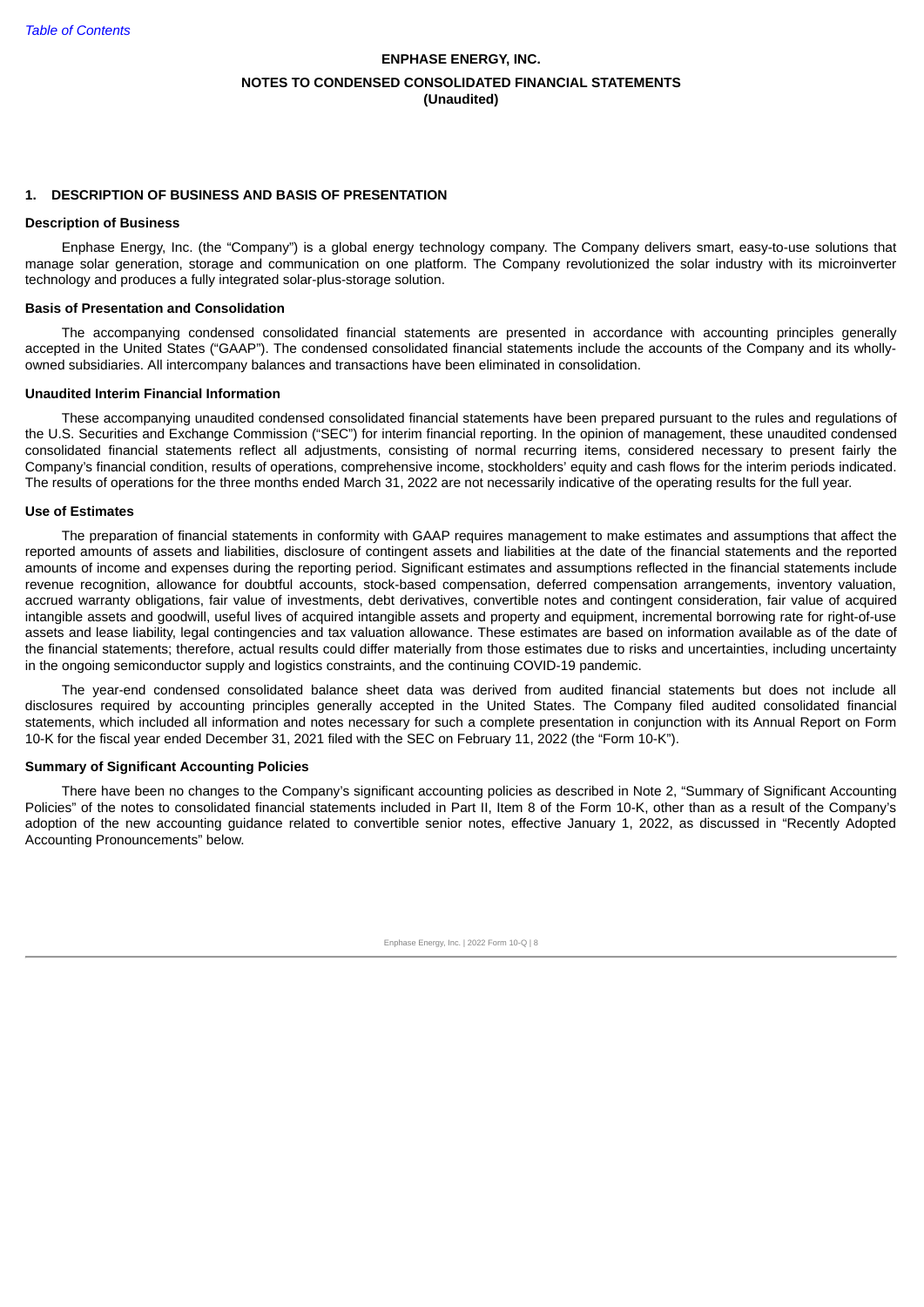# ENPHASE ENERGY, INC.

## NOTES TO CONDENSED CONSOLIDATED FINANCIAL STATEMENTS
**(Unaudited)**

### 1. DESCRIPTION OF BUSINESS AND BASIS OF PRESENTATION

**Description of Business**

Enphase Energy, Inc. (the "Company") is a global energy technology company. The Company delivers smart, easy-to-use solutions that manage solar generation, storage and communication on one platform. The Company revolutionized the solar industry with its microinverter technology and produces a fully integrated solar-plus-storage solution.

**Basis of Presentation and Consolidation**

The accompanying condensed consolidated financial statements are presented in accordance with accounting principles generally accepted in the United States ("GAAP"). The condensed consolidated financial statements include the accounts of the Company and its wholly-owned subsidiaries. All intercompany balances and transactions have been eliminated in consolidation.

**Unaudited Interim Financial Information**

These accompanying unaudited condensed consolidated financial statements have been prepared pursuant to the rules and regulations of the U.S. Securities and Exchange Commission ("SEC") for interim financial reporting. In the opinion of management, these unaudited condensed consolidated financial statements reflect all adjustments, consisting of normal recurring items, considered necessary to present fairly the Company's financial condition, results of operations, comprehensive income, stockholders' equity and cash flows for the interim periods indicated. The results of operations for the three months ended March 31, 2022 are not necessarily indicative of the operating results for the full year.

**Use of Estimates**

The preparation of financial statements in conformity with GAAP requires management to make estimates and assumptions that affect the reported amounts of assets and liabilities, disclosure of contingent assets and liabilities at the date of the financial statements and the reported amounts of income and expenses during the reporting period. Significant estimates and assumptions reflected in the financial statements include revenue recognition, allowance for doubtful accounts, stock-based compensation, deferred compensation arrangements, inventory valuation, accrued warranty obligations, fair value of investments, debt derivatives, convertible notes and contingent consideration, fair value of acquired intangible assets and goodwill, useful lives of acquired intangible assets and property and equipment, incremental borrowing rate for right-of-use assets and lease liability, legal contingencies and tax valuation allowance. These estimates are based on information available as of the date of the financial statements; therefore, actual results could differ materially from those estimates due to risks and uncertainties, including uncertainty in the ongoing semiconductor supply and logistics constraints, and the continuing COVID-19 pandemic.

The year-end condensed consolidated balance sheet data was derived from audited financial statements but does not include all disclosures required by accounting principles generally accepted in the United States. The Company filed audited consolidated financial statements, which included all information and notes necessary for such a complete presentation in conjunction with its Annual Report on Form 10-K for the fiscal year ended December 31, 2021 filed with the SEC on February 11, 2022 (the "Form 10-K").

**Summary of Significant Accounting Policies**

There have been no changes to the Company's significant accounting policies as described in Note 2, "Summary of Significant Accounting Policies" of the notes to consolidated financial statements included in Part II, Item 8 of the Form 10-K, other than as a result of the Company's adoption of the new accounting guidance related to convertible senior notes, effective January 1, 2022, as discussed in "Recently Adopted Accounting Pronouncements" below.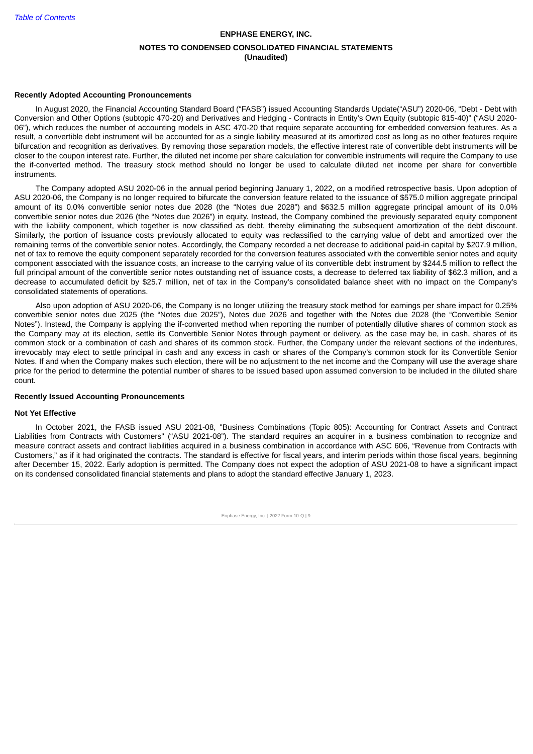**ENPHASE ENERGY, INC.**

**NOTES TO CONDENSED CONSOLIDATED FINANCIAL STATEMENTS**
**(Unaudited)**

**Recently Adopted Accounting Pronouncements**

In August 2020, the Financial Accounting Standard Board ("FASB") issued Accounting Standards Update("ASU") 2020-06, "Debt - Debt with Conversion and Other Options (subtopic 470-20) and Derivatives and Hedging - Contracts in Entity's Own Equity (subtopic 815-40)" ("ASU 2020-06"), which reduces the number of accounting models in ASC 470-20 that require separate accounting for embedded conversion features. As a result, a convertible debt instrument will be accounted for as a single liability measured at its amortized cost as long as no other features require bifurcation and recognition as derivatives. By removing those separation models, the effective interest rate of convertible debt instruments will be closer to the coupon interest rate. Further, the diluted net income per share calculation for convertible instruments will require the Company to use the if-converted method. The treasury stock method should no longer be used to calculate diluted net income per share for convertible instruments.

The Company adopted ASU 2020-06 in the annual period beginning January 1, 2022, on a modified retrospective basis. Upon adoption of ASU 2020-06, the Company is no longer required to bifurcate the conversion feature related to the issuance of $575.0 million aggregate principal amount of its 0.0% convertible senior notes due 2028 (the "Notes due 2028") and $632.5 million aggregate principal amount of its 0.0% convertible senior notes due 2026 (the "Notes due 2026") in equity. Instead, the Company combined the previously separated equity component with the liability component, which together is now classified as debt, thereby eliminating the subsequent amortization of the debt discount. Similarly, the portion of issuance costs previously allocated to equity was reclassified to the carrying value of debt and amortized over the remaining terms of the convertible senior notes. Accordingly, the Company recorded a net decrease to additional paid-in capital by $207.9 million, net of tax to remove the equity component separately recorded for the conversion features associated with the convertible senior notes and equity component associated with the issuance costs, an increase to the carrying value of its convertible debt instrument by $244.5 million to reflect the full principal amount of the convertible senior notes outstanding net of issuance costs, a decrease to deferred tax liability of $62.3 million, and a decrease to accumulated deficit by $25.7 million, net of tax in the Company's consolidated balance sheet with no impact on the Company's consolidated statements of operations.

Also upon adoption of ASU 2020-06, the Company is no longer utilizing the treasury stock method for earnings per share impact for 0.25% convertible senior notes due 2025 (the "Notes due 2025"), Notes due 2026 and together with the Notes due 2028 (the "Convertible Senior Notes"). Instead, the Company is applying the if-converted method when reporting the number of potentially dilutive shares of common stock as the Company may at its election, settle its Convertible Senior Notes through payment or delivery, as the case may be, in cash, shares of its common stock or a combination of cash and shares of its common stock. Further, the Company under the relevant sections of the indentures, irrevocably may elect to settle principal in cash and any excess in cash or shares of the Company's common stock for its Convertible Senior Notes. If and when the Company makes such election, there will be no adjustment to the net income and the Company will use the average share price for the period to determine the potential number of shares to be issued based upon assumed conversion to be included in the diluted share count.

**Recently Issued Accounting Pronouncements**

**Not Yet Effective**

In October 2021, the FASB issued ASU 2021-08, "Business Combinations (Topic 805): Accounting for Contract Assets and Contract Liabilities from Contracts with Customers" ("ASU 2021-08"). The standard requires an acquirer in a business combination to recognize and measure contract assets and contract liabilities acquired in a business combination in accordance with ASC 606, "Revenue from Contracts with Customers," as if it had originated the contracts. The standard is effective for fiscal years, and interim periods within those fiscal years, beginning after December 15, 2022. Early adoption is permitted. The Company does not expect the adoption of ASU 2021-08 to have a significant impact on its condensed consolidated financial statements and plans to adopt the standard effective January 1, 2023.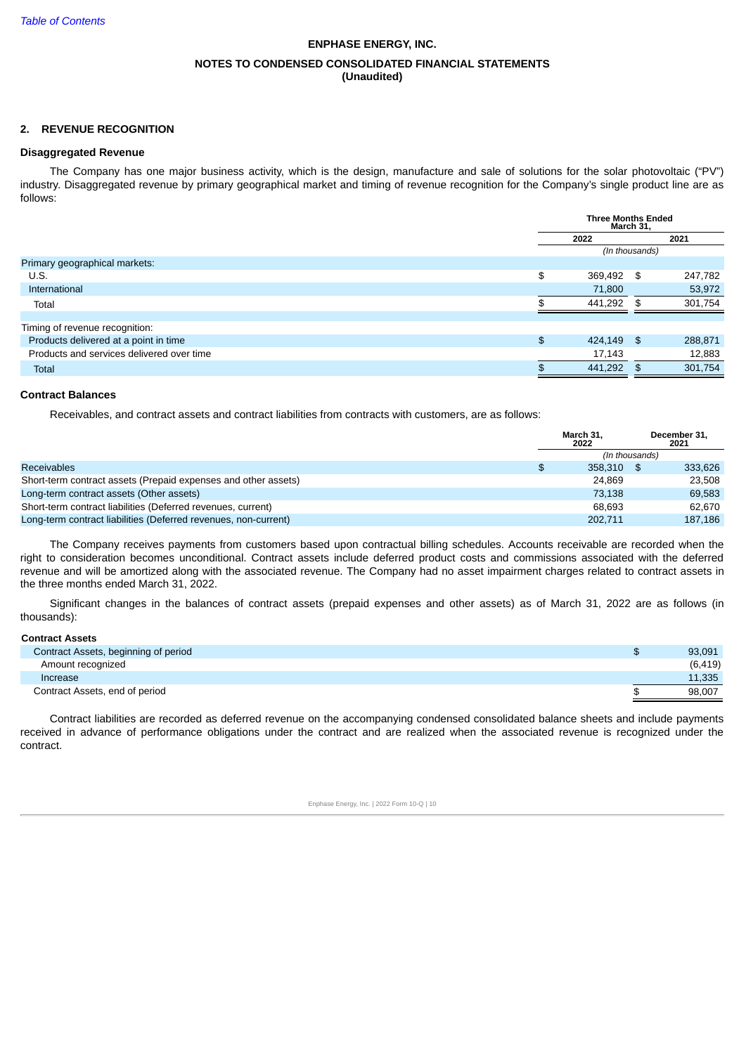**ENPHASE ENERGY, INC.**

**NOTES TO CONDENSED CONSOLIDATED FINANCIAL STATEMENTS**
**(Unaudited)**

## 2. REVENUE RECOGNITION

### Disaggregated Revenue

The Company has one major business activity, which is the design, manufacture and sale of solutions for the solar photovoltaic ("PV") industry. Disaggregated revenue by primary geographical market and timing of revenue recognition for the Company's single product line are as follows:

| | Three Months Ended March 31, | |
|---|---|---|
| | 2022 | 2021 |
| | *(In thousands)* | |
| Primary geographical markets: | | |
| U.S. | $ 369,492 | $ 247,782 |
| International | 71,800 | 53,972 |
| Total | $ 441,292 | $ 301,754 |
| | | |
| Timing of revenue recognition: | | |
| Products delivered at a point in time | $ 424,149 | $ 288,871 |
| Products and services delivered over time | 17,143 | 12,883 |
| Total | $ 441,292 | $ 301,754 |

### Contract Balances

Receivables, and contract assets and contract liabilities from contracts with customers, are as follows:

| | March 31, 2022 | December 31, 2021 |
|---|---|---|
| | *(In thousands)* | |
| Receivables | $ 358,310 | $ 333,626 |
| Short-term contract assets (Prepaid expenses and other assets) | 24,869 | 23,508 |
| Long-term contract assets (Other assets) | 73,138 | 69,583 |
| Short-term contract liabilities (Deferred revenues, current) | 68,693 | 62,670 |
| Long-term contract liabilities (Deferred revenues, non-current) | 202,711 | 187,186 |

The Company receives payments from customers based upon contractual billing schedules. Accounts receivable are recorded when the right to consideration becomes unconditional. Contract assets include deferred product costs and commissions associated with the deferred revenue and will be amortized along with the associated revenue. The Company had no asset impairment charges related to contract assets in the three months ended March 31, 2022.

Significant changes in the balances of contract assets (prepaid expenses and other assets) as of March 31, 2022 are as follows (in thousands):

| **Contract Assets** | |
|---|---|
| Contract Assets, beginning of period | $ 93,091 |
| Amount recognized | (6,419) |
| Increase | 11,335 |
| Contract Assets, end of period | $ 98,007 |

Contract liabilities are recorded as deferred revenue on the accompanying condensed consolidated balance sheets and include payments received in advance of performance obligations under the contract and are realized when the associated revenue is recognized under the contract.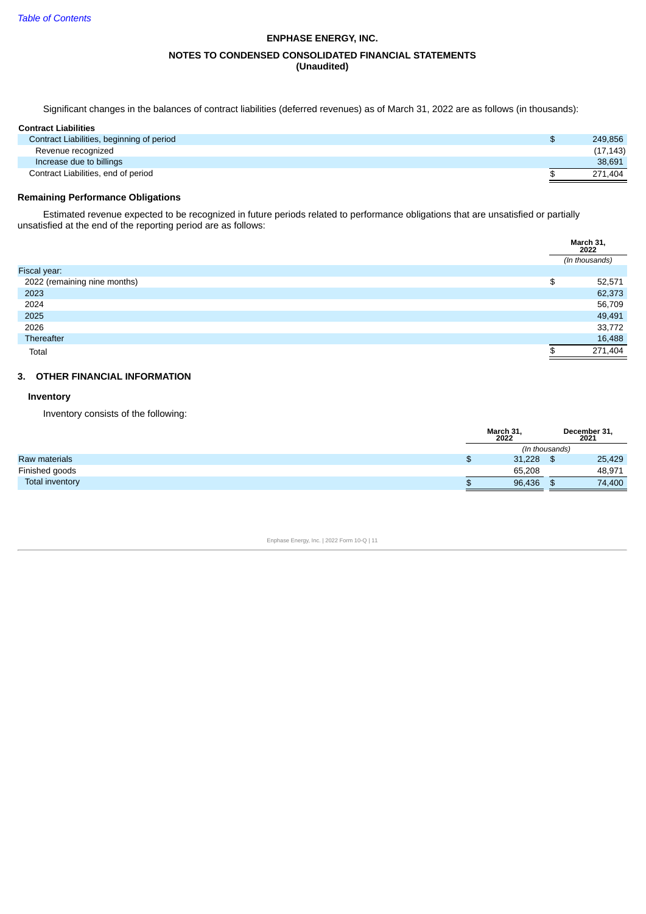**ENPHASE ENERGY, INC.**

**NOTES TO CONDENSED CONSOLIDATED FINANCIAL STATEMENTS**
**(Unaudited)**

Significant changes in the balances of contract liabilities (deferred revenues) as of March 31, 2022 are as follows (in thousands):

| **Contract Liabilities** | |
|---|---|
| Contract Liabilities, beginning of period | $ 249,856 |
| Revenue recognized | (17,143) |
| Increase due to billings | 38,691 |
| Contract Liabilities, end of period | $ 271,404 |

### Remaining Performance Obligations

Estimated revenue expected to be recognized in future periods related to performance obligations that are unsatisfied or partially unsatisfied at the end of the reporting period are as follows:

| | March 31, 2022 |
|---|---|
| | *(In thousands)* |
| Fiscal year: | |
| 2022 (remaining nine months) | $ 52,571 |
| 2023 | 62,373 |
| 2024 | 56,709 |
| 2025 | 49,491 |
| 2026 | 33,772 |
| Thereafter | 16,488 |
| Total | $ 271,404 |

## 3. OTHER FINANCIAL INFORMATION

### Inventory

Inventory consists of the following:

| | March 31, 2022 | December 31, 2021 |
|---|---|---|
| | *(In thousands)* | |
| Raw materials | $ 31,228 | $ 25,429 |
| Finished goods | 65,208 | 48,971 |
| Total inventory | $ 96,436 | $ 74,400 |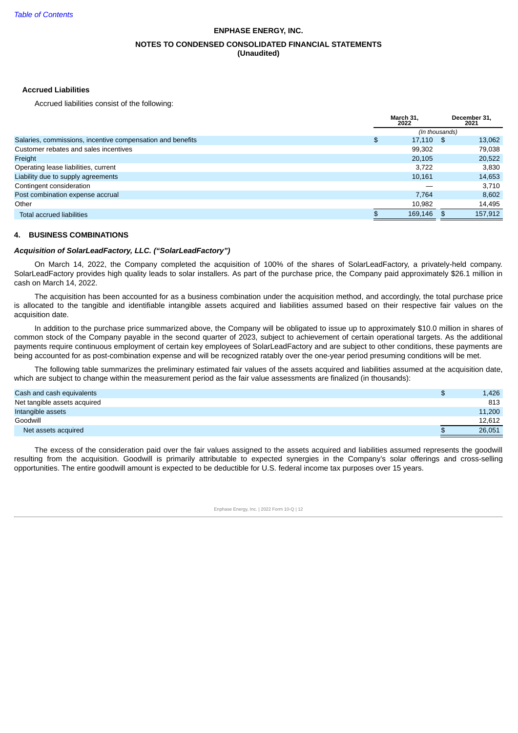### Accrued Liabilities

Accrued liabilities consist of the following:

| | March 31, 2022 | December 31, 2021 |
|---|---|---|
| | (In thousands) | |
| Salaries, commissions, incentive compensation and benefits | $ 17,110 | $ 13,062 |
| Customer rebates and sales incentives | 99,302 | 79,038 |
| Freight | 20,105 | 20,522 |
| Operating lease liabilities, current | 3,722 | 3,830 |
| Liability due to supply agreements | 10,161 | 14,653 |
| Contingent consideration | — | 3,710 |
| Post combination expense accrual | 7,764 | 8,602 |
| Other | 10,982 | 14,495 |
| Total accrued liabilities | $ 169,146 | $ 157,912 |

## 4. BUSINESS COMBINATIONS

### *Acquisition of SolarLeadFactory, LLC. ("SolarLeadFactory")*

On March 14, 2022, the Company completed the acquisition of 100% of the shares of SolarLeadFactory, a privately-held company. SolarLeadFactory provides high quality leads to solar installers. As part of the purchase price, the Company paid approximately $26.1 million in cash on March 14, 2022.

The acquisition has been accounted for as a business combination under the acquisition method, and accordingly, the total purchase price is allocated to the tangible and identifiable intangible assets acquired and liabilities assumed based on their respective fair values on the acquisition date.

In addition to the purchase price summarized above, the Company will be obligated to issue up to approximately $10.0 million in shares of common stock of the Company payable in the second quarter of 2023, subject to achievement of certain operational targets. As the additional payments require continuous employment of certain key employees of SolarLeadFactory and are subject to other conditions, these payments are being accounted for as post-combination expense and will be recognized ratably over the one-year period presuming conditions will be met.

The following table summarizes the preliminary estimated fair values of the assets acquired and liabilities assumed at the acquisition date, which are subject to change within the measurement period as the fair value assessments are finalized (in thousands):

| | |
|---|---|
| Cash and cash equivalents | $ 1,426 |
| Net tangible assets acquired | 813 |
| Intangible assets | 11,200 |
| Goodwill | 12,612 |
| Net assets acquired | $ 26,051 |

The excess of the consideration paid over the fair values assigned to the assets acquired and liabilities assumed represents the goodwill resulting from the acquisition. Goodwill is primarily attributable to expected synergies in the Company's solar offerings and cross-selling opportunities. The entire goodwill amount is expected to be deductible for U.S. federal income tax purposes over 15 years.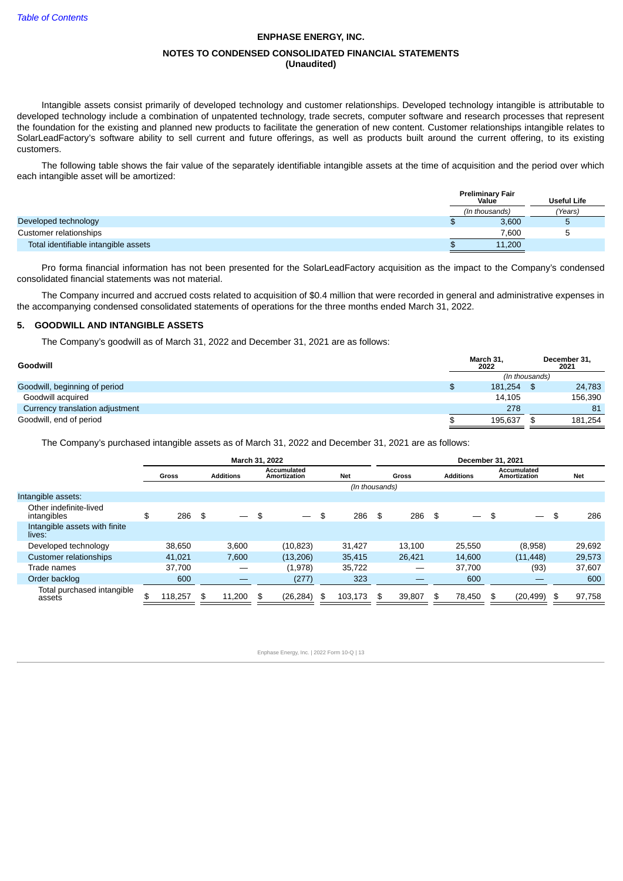ENPHASE ENERGY, INC.

NOTES TO CONDENSED CONSOLIDATED FINANCIAL STATEMENTS
(Unaudited)

Intangible assets consist primarily of developed technology and customer relationships. Developed technology intangible is attributable to developed technology include a combination of unpatented technology, trade secrets, computer software and research processes that represent the foundation for the existing and planned new products to facilitate the generation of new content. Customer relationships intangible relates to SolarLeadFactory's software ability to sell current and future offerings, as well as products built around the current offering, to its existing customers.

The following table shows the fair value of the separately identifiable intangible assets at the time of acquisition and the period over which each intangible asset will be amortized:

| | Preliminary Fair Value | Useful Life |
|---|---|---|
| | *(In thousands)* | *(Years)* |
| Developed technology | $ 3,600 | 5 |
| Customer relationships | 7,600 | 5 |
| Total identifiable intangible assets | $ 11,200 | |

Pro forma financial information has not been presented for the SolarLeadFactory acquisition as the impact to the Company's condensed consolidated financial statements was not material.

The Company incurred and accrued costs related to acquisition of $0.4 million that were recorded in general and administrative expenses in the accompanying condensed consolidated statements of operations for the three months ended March 31, 2022.

## 5. GOODWILL AND INTANGIBLE ASSETS

The Company's goodwill as of March 31, 2022 and December 31, 2021 are as follows:

| Goodwill | March 31, 2022 | December 31, 2021 |
|---|---|---|
| | *(In thousands)* | |
| Goodwill, beginning of period | $ 181,254 | $ 24,783 |
| Goodwill acquired | 14,105 | 156,390 |
| Currency translation adjustment | 278 | 81 |
| Goodwill, end of period | $ 195,637 | $ 181,254 |

The Company's purchased intangible assets as of March 31, 2022 and December 31, 2021 are as follows:

| | March 31, 2022 | | | | December 31, 2021 | | | |
|---|---|---|---|---|---|---|---|---|
| | Gross | Additions | Accumulated Amortization | Net | Gross | Additions | Accumulated Amortization | Net |
| | | | | *(In thousands)* | | | | |
| Intangible assets: | | | | | | | | |
| Other indefinite-lived intangibles | $ 286 | $ — | $ — | $ 286 | $ 286 | $ — | $ — | $ 286 |
| Intangible assets with finite lives: | | | | | | | | |
| Developed technology | 38,650 | 3,600 | (10,823) | 31,427 | 13,100 | 25,550 | (8,958) | 29,692 |
| Customer relationships | 41,021 | 7,600 | (13,206) | 35,415 | 26,421 | 14,600 | (11,448) | 29,573 |
| Trade names | 37,700 | — | (1,978) | 35,722 | — | 37,700 | (93) | 37,607 |
| Order backlog | 600 | — | (277) | 323 | — | 600 | — | 600 |
| Total purchased intangible assets | $ 118,257 | $ 11,200 | $ (26,284) | $ 103,173 | $ 39,807 | $ 78,450 | $ (20,499) | $ 97,758 |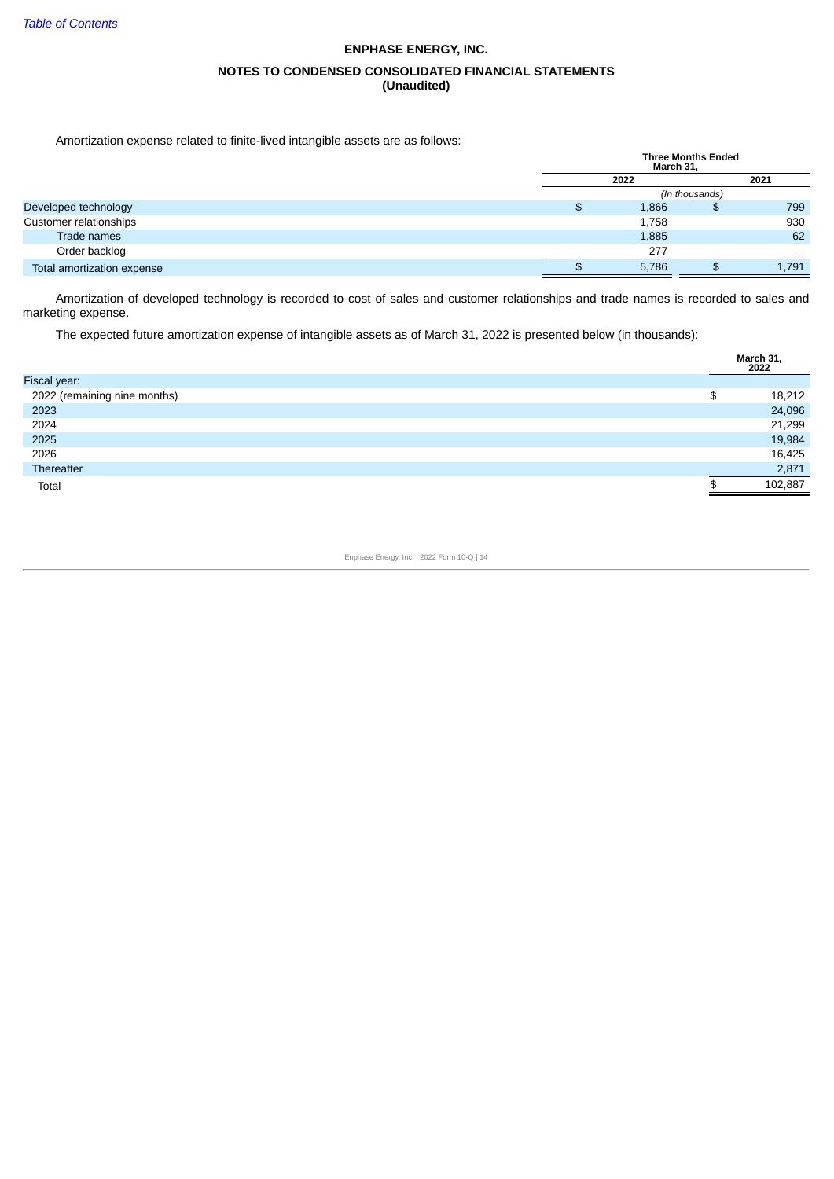ENPHASE ENERGY, INC.

NOTES TO CONDENSED CONSOLIDATED FINANCIAL STATEMENTS
**(Unaudited)**

Amortization expense related to finite-lived intangible assets are as follows:

| | Three Months Ended March 31, | |
|---|---|---|
| | 2022 | 2021 |
| | *(In thousands)* | |
| Developed technology | $ 1,866 | $ 799 |
| Customer relationships | 1,758 | 930 |
| Trade names | 1,885 | 62 |
| Order backlog | 277 | — |
| Total amortization expense | $ 5,786 | $ 1,791 |

Amortization of developed technology is recorded to cost of sales and customer relationships and trade names is recorded to sales and marketing expense.

The expected future amortization expense of intangible assets as of March 31, 2022 is presented below (in thousands):

| | March 31, 2022 |
|---|---|
| Fiscal year: | |
| 2022 (remaining nine months) | $ 18,212 |
| 2023 | 24,096 |
| 2024 | 21,299 |
| 2025 | 19,984 |
| 2026 | 16,425 |
| Thereafter | 2,871 |
| Total | $ 102,887 |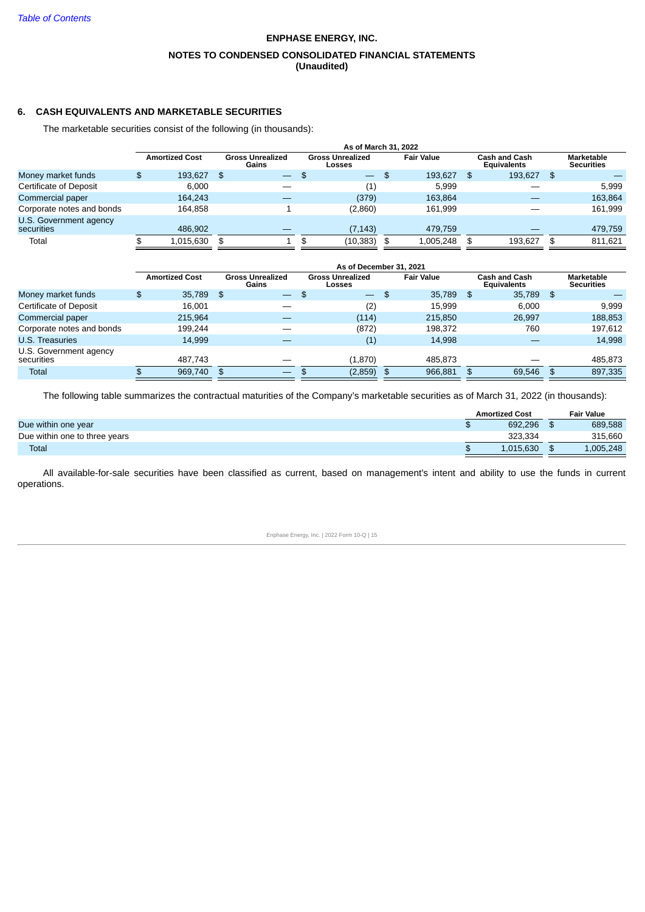ENPHASE ENERGY, INC.

NOTES TO CONDENSED CONSOLIDATED FINANCIAL STATEMENTS
(Unaudited)

## 6. CASH EQUIVALENTS AND MARKETABLE SECURITIES

The marketable securities consist of the following (in thousands):

| | As of March 31, 2022 | | | | | |
|---|---|---|---|---|---|---|
| | Amortized Cost | Gross Unrealized Gains | Gross Unrealized Losses | Fair Value | Cash and Cash Equivalents | Marketable Securities |
| Money market funds | $ 193,627 | $ — | $ — | $ 193,627 | $ 193,627 | $ — |
| Certificate of Deposit | 6,000 | — | (1) | 5,999 | — | 5,999 |
| Commercial paper | 164,243 | — | (379) | 163,864 | — | 163,864 |
| Corporate notes and bonds | 164,858 | 1 | (2,860) | 161,999 | — | 161,999 |
| U.S. Government agency securities | 486,902 | — | (7,143) | 479,759 | — | 479,759 |
| Total | $ 1,015,630 | $ 1 | $ (10,383) | $ 1,005,248 | $ 193,627 | $ 811,621 |

| | As of December 31, 2021 | | | | | |
|---|---|---|---|---|---|---|
| | Amortized Cost | Gross Unrealized Gains | Gross Unrealized Losses | Fair Value | Cash and Cash Equivalents | Marketable Securities |
| Money market funds | $ 35,789 | $ — | $ — | $ 35,789 | $ 35,789 | $ — |
| Certificate of Deposit | 16,001 | — | (2) | 15,999 | 6,000 | 9,999 |
| Commercial paper | 215,964 | — | (114) | 215,850 | 26,997 | 188,853 |
| Corporate notes and bonds | 199,244 | — | (872) | 198,372 | 760 | 197,612 |
| U.S. Treasuries | 14,999 | — | (1) | 14,998 | — | 14,998 |
| U.S. Government agency securities | 487,743 | — | (1,870) | 485,873 | — | 485,873 |
| Total | $ 969,740 | $ — | $ (2,859) | $ 966,881 | $ 69,546 | $ 897,335 |

The following table summarizes the contractual maturities of the Company's marketable securities as of March 31, 2022 (in thousands):

| | Amortized Cost | Fair Value |
|---|---|---|
| Due within one year | $ 692,296 | $ 689,588 |
| Due within one to three years | 323,334 | 315,660 |
| Total | $ 1,015,630 | $ 1,005,248 |

All available-for-sale securities have been classified as current, based on management's intent and ability to use the funds in current operations.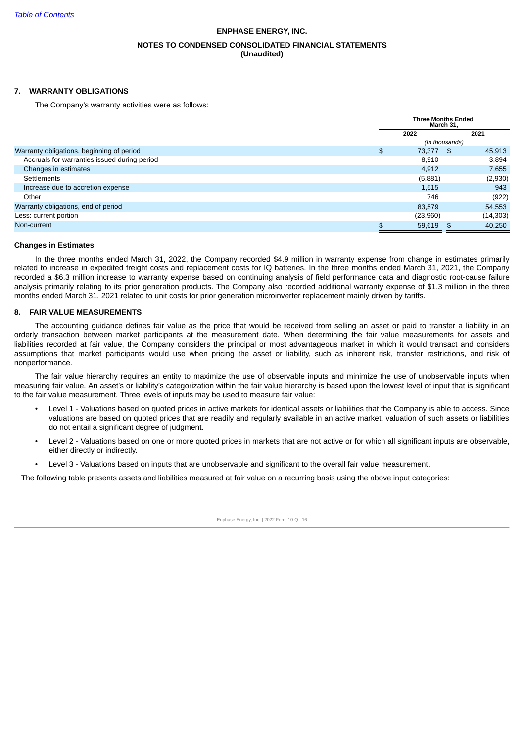ENPHASE ENERGY, INC.

NOTES TO CONDENSED CONSOLIDATED FINANCIAL STATEMENTS
(Unaudited)

## 7. WARRANTY OBLIGATIONS

The Company's warranty activities were as follows:

| | Three Months Ended March 31, | |
|---|---|---|
| | 2022 | 2021 |
| | (In thousands) | |
| Warranty obligations, beginning of period | $ 73,377 | $ 45,913 |
| Accruals for warranties issued during period | 8,910 | 3,894 |
| Changes in estimates | 4,912 | 7,655 |
| Settlements | (5,881) | (2,930) |
| Increase due to accretion expense | 1,515 | 943 |
| Other | 746 | (922) |
| Warranty obligations, end of period | 83,579 | 54,553 |
| Less: current portion | (23,960) | (14,303) |
| Non-current | $ 59,619 | $ 40,250 |

### Changes in Estimates

In the three months ended March 31, 2022, the Company recorded $4.9 million in warranty expense from change in estimates primarily related to increase in expedited freight costs and replacement costs for IQ batteries. In the three months ended March 31, 2021, the Company recorded a $6.3 million increase to warranty expense based on continuing analysis of field performance data and diagnostic root-cause failure analysis primarily relating to its prior generation products. The Company also recorded additional warranty expense of $1.3 million in the three months ended March 31, 2021 related to unit costs for prior generation microinverter replacement mainly driven by tariffs.

## 8. FAIR VALUE MEASUREMENTS

The accounting guidance defines fair value as the price that would be received from selling an asset or paid to transfer a liability in an orderly transaction between market participants at the measurement date. When determining the fair value measurements for assets and liabilities recorded at fair value, the Company considers the principal or most advantageous market in which it would transact and considers assumptions that market participants would use when pricing the asset or liability, such as inherent risk, transfer restrictions, and risk of nonperformance.

The fair value hierarchy requires an entity to maximize the use of observable inputs and minimize the use of unobservable inputs when measuring fair value. An asset's or liability's categorization within the fair value hierarchy is based upon the lowest level of input that is significant to the fair value measurement. Three levels of inputs may be used to measure fair value:

- Level 1 - Valuations based on quoted prices in active markets for identical assets or liabilities that the Company is able to access. Since valuations are based on quoted prices that are readily and regularly available in an active market, valuation of such assets or liabilities do not entail a significant degree of judgment.
- Level 2 - Valuations based on one or more quoted prices in markets that are not active or for which all significant inputs are observable, either directly or indirectly.
- Level 3 - Valuations based on inputs that are unobservable and significant to the overall fair value measurement.

The following table presents assets and liabilities measured at fair value on a recurring basis using the above input categories: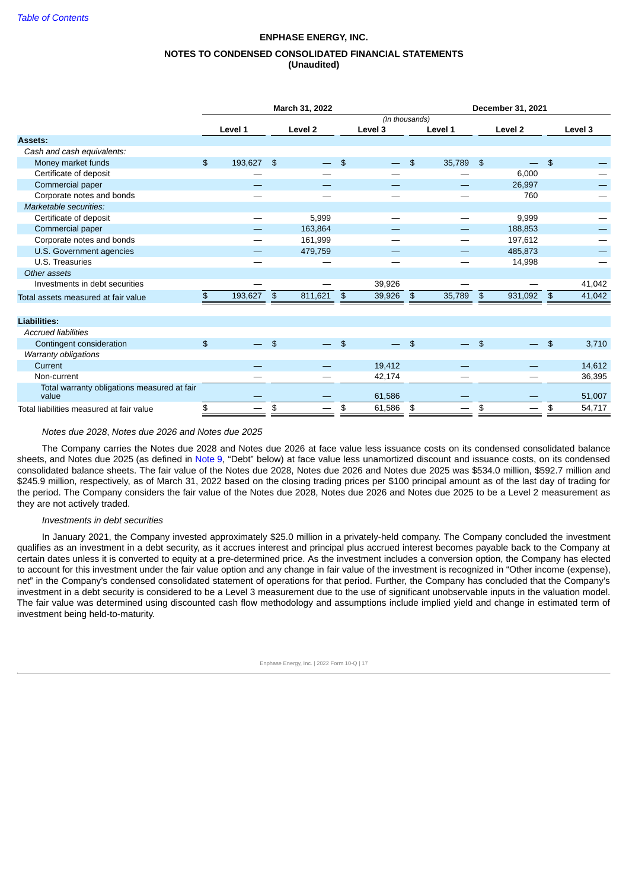**ENPHASE ENERGY, INC.**

**NOTES TO CONDENSED CONSOLIDATED FINANCIAL STATEMENTS**
**(Unaudited)**

| | March 31, 2022 | | | December 31, 2021 | | |
|---|---|---|---|---|---|---|
| | (In thousands) | | | | | |
| | Level 1 | Level 2 | Level 3 | Level 1 | Level 2 | Level 3 |
| **Assets:** | | | | | | |
| *Cash and cash equivalents:* | | | | | | |
| Money market funds | $ 193,627 | $ — | $ — | $ 35,789 | $ — | $ — |
| Certificate of deposit | — | — | — | — | 6,000 | — |
| Commercial paper | — | — | — | — | 26,997 | — |
| Corporate notes and bonds | — | — | — | — | 760 | — |
| *Marketable securities:* | | | | | | |
| Certificate of deposit | — | 5,999 | — | — | 9,999 | — |
| Commercial paper | — | 163,864 | — | — | 188,853 | — |
| Corporate notes and bonds | — | 161,999 | — | — | 197,612 | — |
| U.S. Government agencies | — | 479,759 | — | — | 485,873 | — |
| U.S. Treasuries | — | — | — | — | 14,998 | — |
| *Other assets* | | | | | | |
| Investments in debt securities | — | — | 39,926 | — | — | 41,042 |
| Total assets measured at fair value | $ 193,627 | $ 811,621 | $ 39,926 | $ 35,789 | $ 931,092 | $ 41,042 |
| | | | | | | |
| **Liabilities:** | | | | | | |
| *Accrued liabilities* | | | | | | |
| Contingent consideration | $ — | $ — | $ — | $ — | $ — | $ 3,710 |
| *Warranty obligations* | | | | | | |
| Current | — | — | 19,412 | — | — | 14,612 |
| Non-current | — | — | 42,174 | — | — | 36,395 |
| Total warranty obligations measured at fair value | — | — | 61,586 | — | — | 51,007 |
| Total liabilities measured at fair value | $ — | $ — | $ 61,586 | $ — | $ — | $ 54,717 |

*Notes due 2028, Notes due 2026 and Notes due 2025*

The Company carries the Notes due 2028 and Notes due 2026 at face value less issuance costs on its condensed consolidated balance sheets, and Notes due 2025 (as defined in Note 9, "Debt" below) at face value less unamortized discount and issuance costs, on its condensed consolidated balance sheets. The fair value of the Notes due 2028, Notes due 2026 and Notes due 2025 was $534.0 million, $592.7 million and $245.9 million, respectively, as of March 31, 2022 based on the closing trading prices per $100 principal amount as of the last day of trading for the period. The Company considers the fair value of the Notes due 2028, Notes due 2026 and Notes due 2025 to be a Level 2 measurement as they are not actively traded.

*Investments in debt securities*

In January 2021, the Company invested approximately $25.0 million in a privately-held company. The Company concluded the investment qualifies as an investment in a debt security, as it accrues interest and principal plus accrued interest becomes payable back to the Company at certain dates unless it is converted to equity at a pre-determined price. As the investment includes a conversion option, the Company has elected to account for this investment under the fair value option and any change in fair value of the investment is recognized in "Other income (expense), net" in the Company's condensed consolidated statement of operations for that period. Further, the Company has concluded that the Company's investment in a debt security is considered to be a Level 3 measurement due to the use of significant unobservable inputs in the valuation model. The fair value was determined using discounted cash flow methodology and assumptions include implied yield and change in estimated term of investment being held-to-maturity.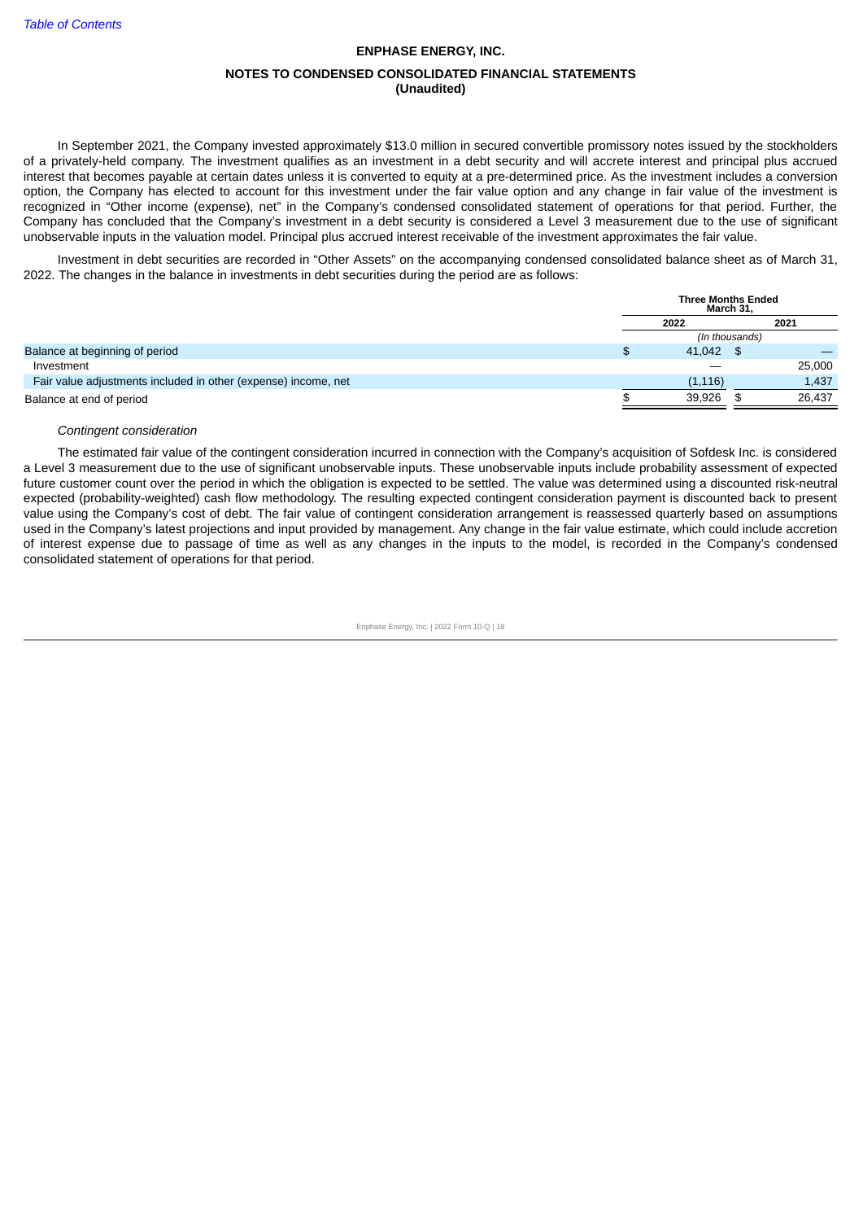**ENPHASE ENERGY, INC.**

**NOTES TO CONDENSED CONSOLIDATED FINANCIAL STATEMENTS**
**(Unaudited)**

In September 2021, the Company invested approximately $13.0 million in secured convertible promissory notes issued by the stockholders of a privately-held company. The investment qualifies as an investment in a debt security and will accrete interest and principal plus accrued interest that becomes payable at certain dates unless it is converted to equity at a pre-determined price. As the investment includes a conversion option, the Company has elected to account for this investment under the fair value option and any change in fair value of the investment is recognized in "Other income (expense), net" in the Company's condensed consolidated statement of operations for that period. Further, the Company has concluded that the Company's investment in a debt security is considered a Level 3 measurement due to the use of significant unobservable inputs in the valuation model. Principal plus accrued interest receivable of the investment approximates the fair value.

Investment in debt securities are recorded in "Other Assets" on the accompanying condensed consolidated balance sheet as of March 31, 2022. The changes in the balance in investments in debt securities during the period are as follows:

| | Three Months Ended March 31, | |
|---|---|---|
| | 2022 | 2021 |
| | *(In thousands)* | |
| Balance at beginning of period | $ 41,042 | $ — |
| Investment | — | 25,000 |
| Fair value adjustments included in other (expense) income, net | (1,116) | 1,437 |
| Balance at end of period | $ 39,926 | $ 26,437 |

*Contingent consideration*

The estimated fair value of the contingent consideration incurred in connection with the Company's acquisition of Sofdesk Inc. is considered a Level 3 measurement due to the use of significant unobservable inputs. These unobservable inputs include probability assessment of expected future customer count over the period in which the obligation is expected to be settled. The value was determined using a discounted risk-neutral expected (probability-weighted) cash flow methodology. The resulting expected contingent consideration payment is discounted back to present value using the Company's cost of debt. The fair value of contingent consideration arrangement is reassessed quarterly based on assumptions used in the Company's latest projections and input provided by management. Any change in the fair value estimate, which could include accretion of interest expense due to passage of time as well as any changes in the inputs to the model, is recorded in the Company's condensed consolidated statement of operations for that period.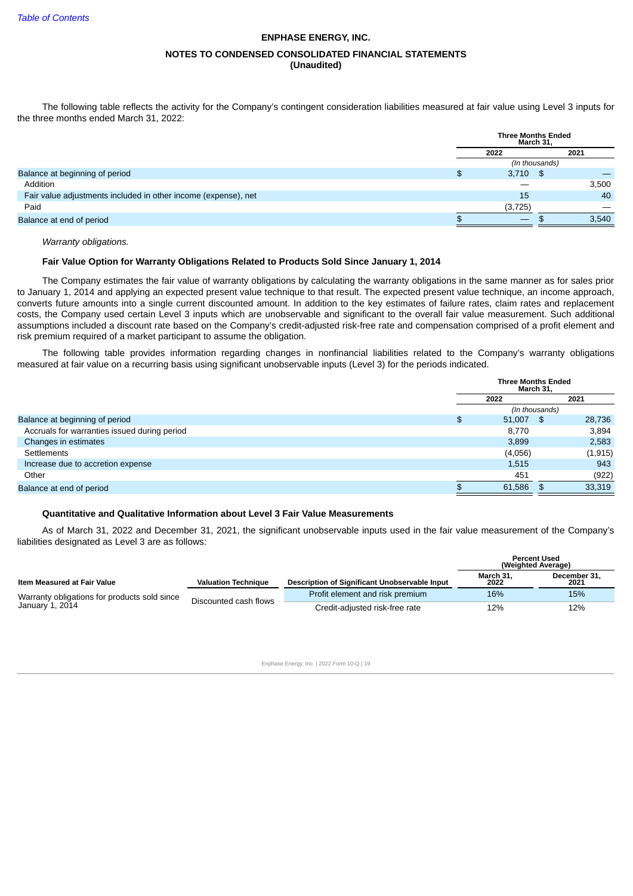The following table reflects the activity for the Company's contingent consideration liabilities measured at fair value using Level 3 inputs for the three months ended March 31, 2022:

| | Three Months Ended March 31, | |
|---|---|---|
| | 2022 | 2021 |
| | (In thousands) | |
| Balance at beginning of period | $ 3,710 | $ — |
| Addition | — | 3,500 |
| Fair value adjustments included in other income (expense), net | 15 | 40 |
| Paid | (3,725) | — |
| Balance at end of period | $ — | $ 3,540 |

*Warranty obligations.*

### Fair Value Option for Warranty Obligations Related to Products Sold Since January 1, 2014

The Company estimates the fair value of warranty obligations by calculating the warranty obligations in the same manner as for sales prior to January 1, 2014 and applying an expected present value technique to that result. The expected present value technique, an income approach, converts future amounts into a single current discounted amount. In addition to the key estimates of failure rates, claim rates and replacement costs, the Company used certain Level 3 inputs which are unobservable and significant to the overall fair value measurement. Such additional assumptions included a discount rate based on the Company's credit-adjusted risk-free rate and compensation comprised of a profit element and risk premium required of a market participant to assume the obligation.

The following table provides information regarding changes in nonfinancial liabilities related to the Company's warranty obligations measured at fair value on a recurring basis using significant unobservable inputs (Level 3) for the periods indicated.

| | Three Months Ended March 31, | |
|---|---|---|
| | 2022 | 2021 |
| | (In thousands) | |
| Balance at beginning of period | $ 51,007 | $ 28,736 |
| Accruals for warranties issued during period | 8,770 | 3,894 |
| Changes in estimates | 3,899 | 2,583 |
| Settlements | (4,056) | (1,915) |
| Increase due to accretion expense | 1,515 | 943 |
| Other | 451 | (922) |
| Balance at end of period | $ 61,586 | $ 33,319 |

### Quantitative and Qualitative Information about Level 3 Fair Value Measurements

As of March 31, 2022 and December 31, 2021, the significant unobservable inputs used in the fair value measurement of the Company's liabilities designated as Level 3 are as follows:

| | | | Percent Used (Weighted Average) | |
|---|---|---|---|---|
| Item Measured at Fair Value | Valuation Technique | Description of Significant Unobservable Input | March 31, 2022 | December 31, 2021 |
| Warranty obligations for products sold since January 1, 2014 | Discounted cash flows | Profit element and risk premium | 16% | 15% |
| | | Credit-adjusted risk-free rate | 12% | 12% |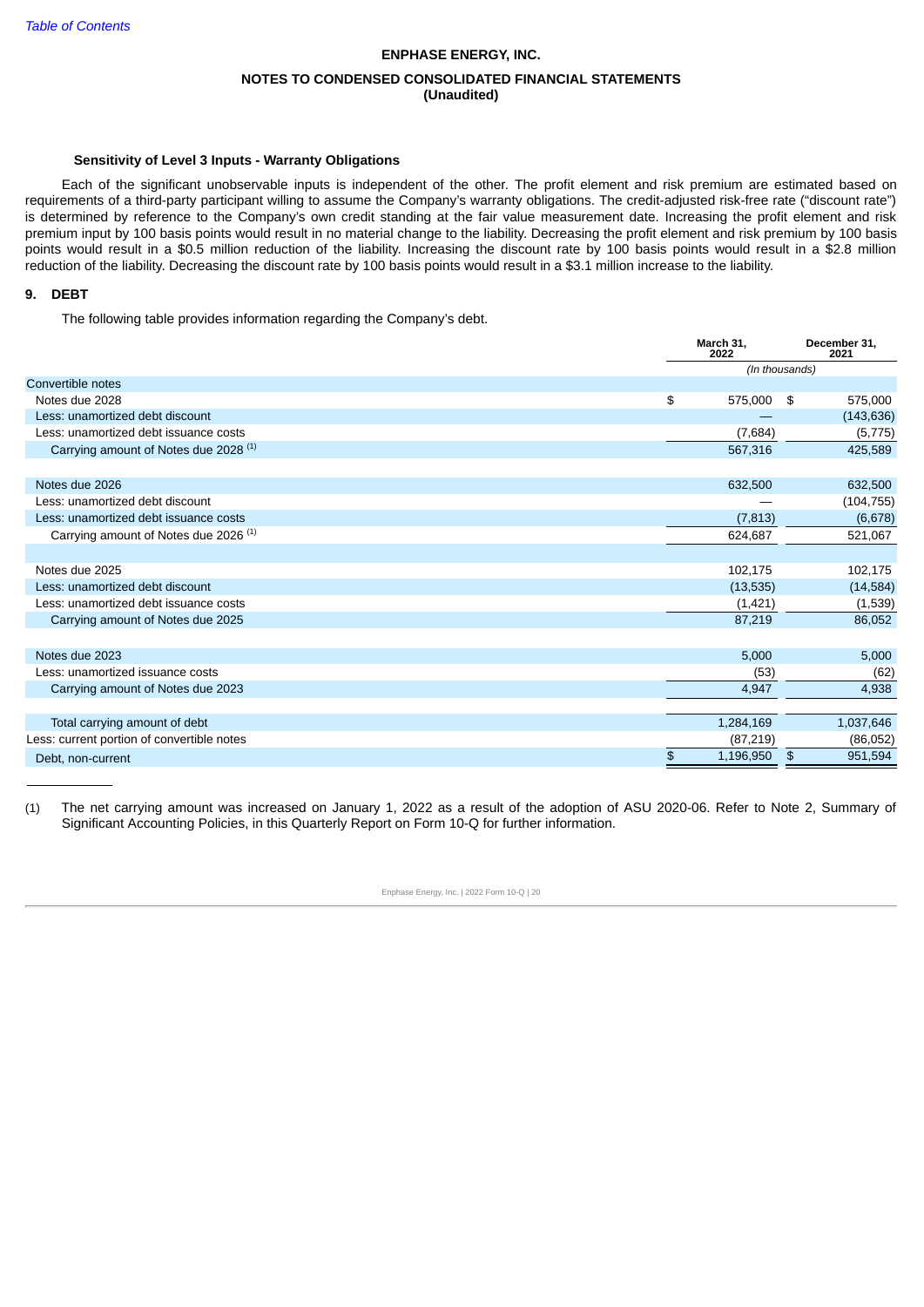ENPHASE ENERGY, INC.

NOTES TO CONDENSED CONSOLIDATED FINANCIAL STATEMENTS
(Unaudited)

**Sensitivity of Level 3 Inputs - Warranty Obligations**

Each of the significant unobservable inputs is independent of the other. The profit element and risk premium are estimated based on requirements of a third-party participant willing to assume the Company's warranty obligations. The credit-adjusted risk-free rate ("discount rate") is determined by reference to the Company's own credit standing at the fair value measurement date. Increasing the profit element and risk premium input by 100 basis points would result in no material change to the liability. Decreasing the profit element and risk premium by 100 basis points would result in a $0.5 million reduction of the liability. Increasing the discount rate by 100 basis points would result in a $2.8 million reduction of the liability. Decreasing the discount rate by 100 basis points would result in a $3.1 million increase to the liability.

## 9. DEBT

The following table provides information regarding the Company's debt.

| | March 31, 2022 | December 31, 2021 |
|---|---|---|
| | *(In thousands)* | |
| Convertible notes | | |
| Notes due 2028 | $ 575,000 | $ 575,000 |
| Less: unamortized debt discount | — | (143,636) |
| Less: unamortized debt issuance costs | (7,684) | (5,775) |
| Carrying amount of Notes due 2028 [1] | 567,316 | 425,589 |
| | | |
| Notes due 2026 | 632,500 | 632,500 |
| Less: unamortized debt discount | — | (104,755) |
| Less: unamortized debt issuance costs | (7,813) | (6,678) |
| Carrying amount of Notes due 2026 [1] | 624,687 | 521,067 |
| | | |
| Notes due 2025 | 102,175 | 102,175 |
| Less: unamortized debt discount | (13,535) | (14,584) |
| Less: unamortized debt issuance costs | (1,421) | (1,539) |
| Carrying amount of Notes due 2025 | 87,219 | 86,052 |
| | | |
| Notes due 2023 | 5,000 | 5,000 |
| Less: unamortized issuance costs | (53) | (62) |
| Carrying amount of Notes due 2023 | 4,947 | 4,938 |
| | | |
| Total carrying amount of debt | 1,284,169 | 1,037,646 |
| Less: current portion of convertible notes | (87,219) | (86,052) |
| Debt, non-current | $ 1,196,950 | $ 951,594 |

(1) The net carrying amount was increased on January 1, 2022 as a result of the adoption of ASU 2020-06. Refer to Note 2, Summary of Significant Accounting Policies, in this Quarterly Report on Form 10-Q for further information.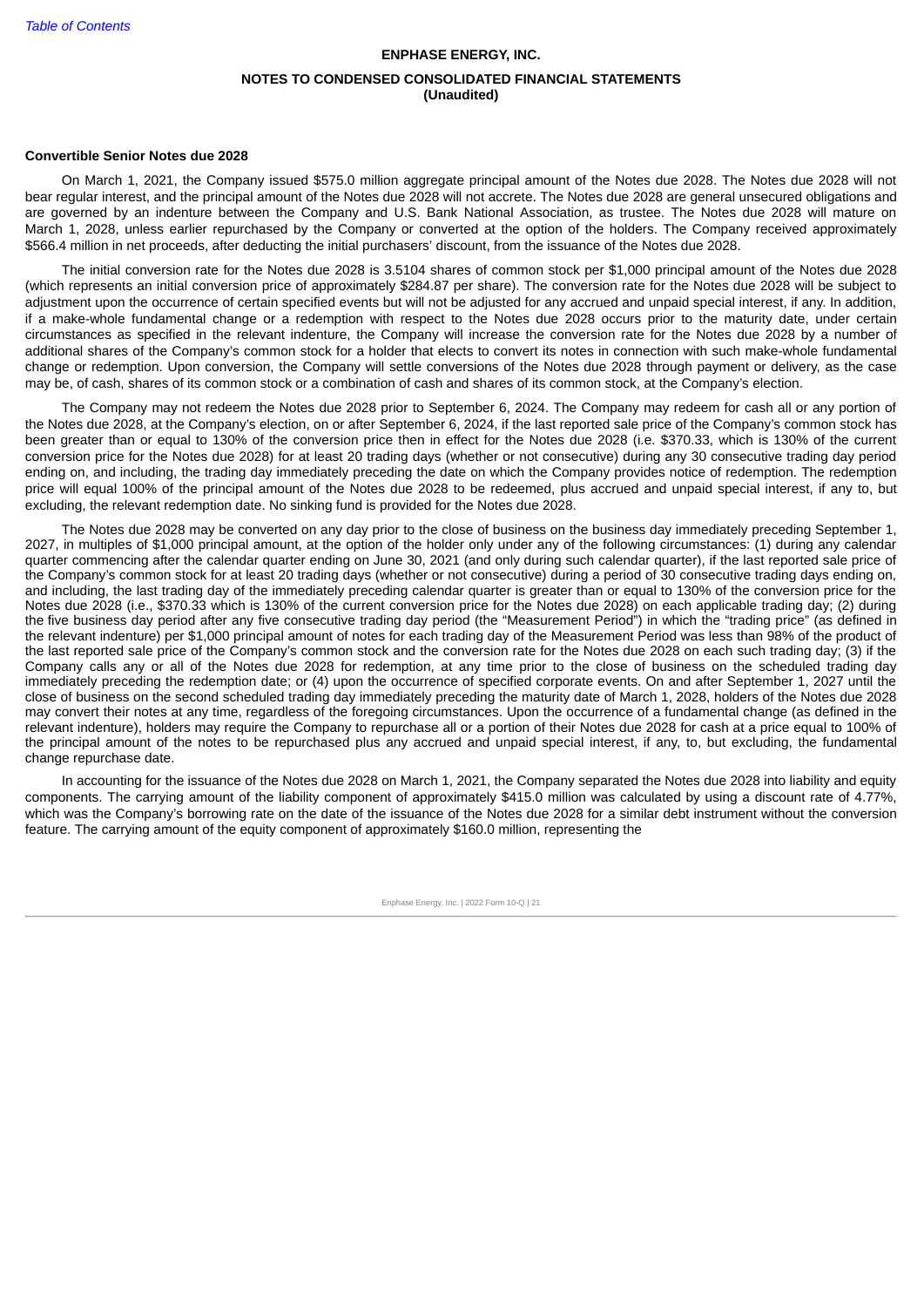**ENPHASE ENERGY, INC.**

**NOTES TO CONDENSED CONSOLIDATED FINANCIAL STATEMENTS**
**(Unaudited)**

**Convertible Senior Notes due 2028**

On March 1, 2021, the Company issued $575.0 million aggregate principal amount of the Notes due 2028. The Notes due 2028 will not bear regular interest, and the principal amount of the Notes due 2028 will not accrete. The Notes due 2028 are general unsecured obligations and are governed by an indenture between the Company and U.S. Bank National Association, as trustee. The Notes due 2028 will mature on March 1, 2028, unless earlier repurchased by the Company or converted at the option of the holders. The Company received approximately $566.4 million in net proceeds, after deducting the initial purchasers' discount, from the issuance of the Notes due 2028.

The initial conversion rate for the Notes due 2028 is 3.5104 shares of common stock per $1,000 principal amount of the Notes due 2028 (which represents an initial conversion price of approximately $284.87 per share). The conversion rate for the Notes due 2028 will be subject to adjustment upon the occurrence of certain specified events but will not be adjusted for any accrued and unpaid special interest, if any. In addition, if a make-whole fundamental change or a redemption with respect to the Notes due 2028 occurs prior to the maturity date, under certain circumstances as specified in the relevant indenture, the Company will increase the conversion rate for the Notes due 2028 by a number of additional shares of the Company's common stock for a holder that elects to convert its notes in connection with such make-whole fundamental change or redemption. Upon conversion, the Company will settle conversions of the Notes due 2028 through payment or delivery, as the case may be, of cash, shares of its common stock or a combination of cash and shares of its common stock, at the Company's election.

The Company may not redeem the Notes due 2028 prior to September 6, 2024. The Company may redeem for cash all or any portion of the Notes due 2028, at the Company's election, on or after September 6, 2024, if the last reported sale price of the Company's common stock has been greater than or equal to 130% of the conversion price then in effect for the Notes due 2028 (i.e. $370.33, which is 130% of the current conversion price for the Notes due 2028) for at least 20 trading days (whether or not consecutive) during any 30 consecutive trading day period ending on, and including, the trading day immediately preceding the date on which the Company provides notice of redemption. The redemption price will equal 100% of the principal amount of the Notes due 2028 to be redeemed, plus accrued and unpaid special interest, if any to, but excluding, the relevant redemption date. No sinking fund is provided for the Notes due 2028.

The Notes due 2028 may be converted on any day prior to the close of business on the business day immediately preceding September 1, 2027, in multiples of $1,000 principal amount, at the option of the holder only under any of the following circumstances: (1) during any calendar quarter commencing after the calendar quarter ending on June 30, 2021 (and only during such calendar quarter), if the last reported sale price of the Company's common stock for at least 20 trading days (whether or not consecutive) during a period of 30 consecutive trading days ending on, and including, the last trading day of the immediately preceding calendar quarter is greater than or equal to 130% of the conversion price for the Notes due 2028 (i.e., $370.33 which is 130% of the current conversion price for the Notes due 2028) on each applicable trading day; (2) during the five business day period after any five consecutive trading day period (the "Measurement Period") in which the "trading price" (as defined in the relevant indenture) per $1,000 principal amount of notes for each trading day of the Measurement Period was less than 98% of the product of the last reported sale price of the Company's common stock and the conversion rate for the Notes due 2028 on each such trading day; (3) if the Company calls any or all of the Notes due 2028 for redemption, at any time prior to the close of business on the scheduled trading day immediately preceding the redemption date; or (4) upon the occurrence of specified corporate events. On and after September 1, 2027 until the close of business on the second scheduled trading day immediately preceding the maturity date of March 1, 2028, holders of the Notes due 2028 may convert their notes at any time, regardless of the foregoing circumstances. Upon the occurrence of a fundamental change (as defined in the relevant indenture), holders may require the Company to repurchase all or a portion of their Notes due 2028 for cash at a price equal to 100% of the principal amount of the notes to be repurchased plus any accrued and unpaid special interest, if any, to, but excluding, the fundamental change repurchase date.

In accounting for the issuance of the Notes due 2028 on March 1, 2021, the Company separated the Notes due 2028 into liability and equity components. The carrying amount of the liability component of approximately $415.0 million was calculated by using a discount rate of 4.77%, which was the Company's borrowing rate on the date of the issuance of the Notes due 2028 for a similar debt instrument without the conversion feature. The carrying amount of the equity component of approximately $160.0 million, representing the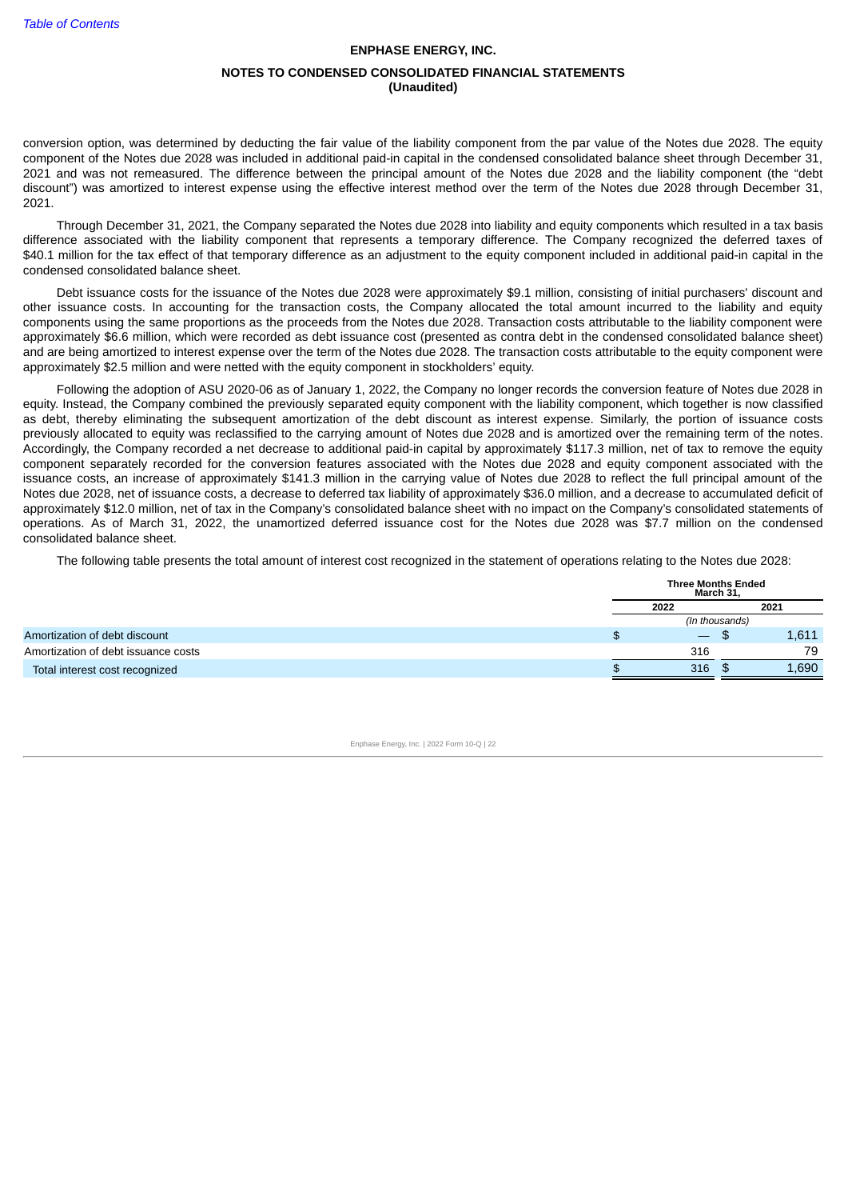conversion option, was determined by deducting the fair value of the liability component from the par value of the Notes due 2028. The equity component of the Notes due 2028 was included in additional paid-in capital in the condensed consolidated balance sheet through December 31, 2021 and was not remeasured. The difference between the principal amount of the Notes due 2028 and the liability component (the "debt discount") was amortized to interest expense using the effective interest method over the term of the Notes due 2028 through December 31, 2021.

Through December 31, 2021, the Company separated the Notes due 2028 into liability and equity components which resulted in a tax basis difference associated with the liability component that represents a temporary difference. The Company recognized the deferred taxes of $40.1 million for the tax effect of that temporary difference as an adjustment to the equity component included in additional paid-in capital in the condensed consolidated balance sheet.

Debt issuance costs for the issuance of the Notes due 2028 were approximately $9.1 million, consisting of initial purchasers' discount and other issuance costs. In accounting for the transaction costs, the Company allocated the total amount incurred to the liability and equity components using the same proportions as the proceeds from the Notes due 2028. Transaction costs attributable to the liability component were approximately $6.6 million, which were recorded as debt issuance cost (presented as contra debt in the condensed consolidated balance sheet) and are being amortized to interest expense over the term of the Notes due 2028. The transaction costs attributable to the equity component were approximately $2.5 million and were netted with the equity component in stockholders' equity.

Following the adoption of ASU 2020-06 as of January 1, 2022, the Company no longer records the conversion feature of Notes due 2028 in equity. Instead, the Company combined the previously separated equity component with the liability component, which together is now classified as debt, thereby eliminating the subsequent amortization of the debt discount as interest expense. Similarly, the portion of issuance costs previously allocated to equity was reclassified to the carrying amount of Notes due 2028 and is amortized over the remaining term of the notes. Accordingly, the Company recorded a net decrease to additional paid-in capital by approximately $117.3 million, net of tax to remove the equity component separately recorded for the conversion features associated with the Notes due 2028 and equity component associated with the issuance costs, an increase of approximately $141.3 million in the carrying value of Notes due 2028 to reflect the full principal amount of the Notes due 2028, net of issuance costs, a decrease to deferred tax liability of approximately $36.0 million, and a decrease to accumulated deficit of approximately $12.0 million, net of tax in the Company's consolidated balance sheet with no impact on the Company's consolidated statements of operations. As of March 31, 2022, the unamortized deferred issuance cost for the Notes due 2028 was $7.7 million on the condensed consolidated balance sheet.

The following table presents the total amount of interest cost recognized in the statement of operations relating to the Notes due 2028:

| | Three Months Ended March 31, | |
|---|---|---|
| | 2022 | 2021 |
| | *(In thousands)* | |
| Amortization of debt discount | $ — | $ 1,611 |
| Amortization of debt issuance costs | 316 | 79 |
| Total interest cost recognized | $ 316 | $ 1,690 |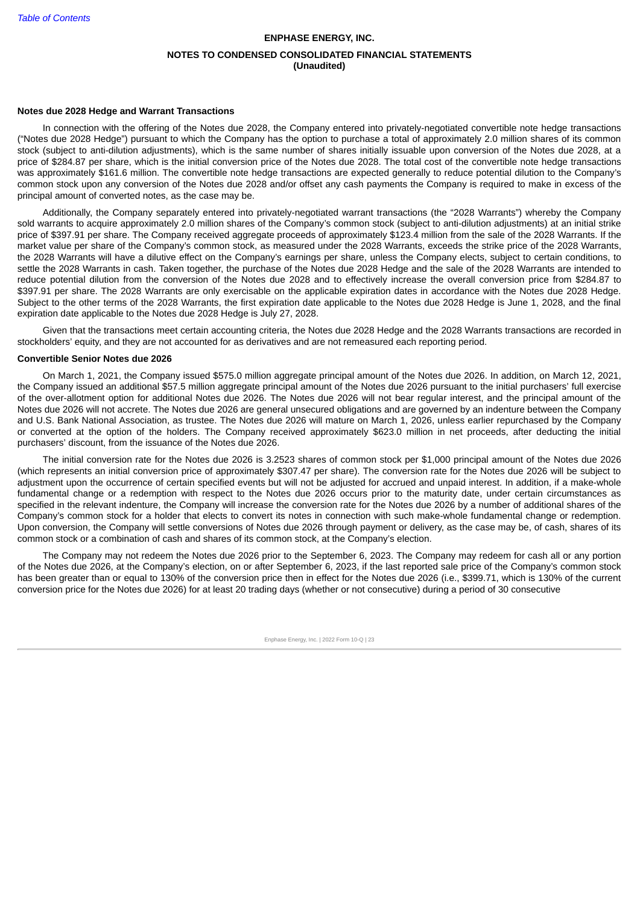#### Notes due 2028 Hedge and Warrant Transactions

In connection with the offering of the Notes due 2028, the Company entered into privately-negotiated convertible note hedge transactions ("Notes due 2028 Hedge") pursuant to which the Company has the option to purchase a total of approximately 2.0 million shares of its common stock (subject to anti-dilution adjustments), which is the same number of shares initially issuable upon conversion of the Notes due 2028, at a price of $284.87 per share, which is the initial conversion price of the Notes due 2028. The total cost of the convertible note hedge transactions was approximately $161.6 million. The convertible note hedge transactions are expected generally to reduce potential dilution to the Company's common stock upon any conversion of the Notes due 2028 and/or offset any cash payments the Company is required to make in excess of the principal amount of converted notes, as the case may be.

Additionally, the Company separately entered into privately-negotiated warrant transactions (the "2028 Warrants") whereby the Company sold warrants to acquire approximately 2.0 million shares of the Company's common stock (subject to anti-dilution adjustments) at an initial strike price of $397.91 per share. The Company received aggregate proceeds of approximately $123.4 million from the sale of the 2028 Warrants. If the market value per share of the Company's common stock, as measured under the 2028 Warrants, exceeds the strike price of the 2028 Warrants, the 2028 Warrants will have a dilutive effect on the Company's earnings per share, unless the Company elects, subject to certain conditions, to settle the 2028 Warrants in cash. Taken together, the purchase of the Notes due 2028 Hedge and the sale of the 2028 Warrants are intended to reduce potential dilution from the conversion of the Notes due 2028 and to effectively increase the overall conversion price from $284.87 to $397.91 per share. The 2028 Warrants are only exercisable on the applicable expiration dates in accordance with the Notes due 2028 Hedge. Subject to the other terms of the 2028 Warrants, the first expiration date applicable to the Notes due 2028 Hedge is June 1, 2028, and the final expiration date applicable to the Notes due 2028 Hedge is July 27, 2028.

Given that the transactions meet certain accounting criteria, the Notes due 2028 Hedge and the 2028 Warrants transactions are recorded in stockholders' equity, and they are not accounted for as derivatives and are not remeasured each reporting period.

#### Convertible Senior Notes due 2026

On March 1, 2021, the Company issued $575.0 million aggregate principal amount of the Notes due 2026. In addition, on March 12, 2021, the Company issued an additional $57.5 million aggregate principal amount of the Notes due 2026 pursuant to the initial purchasers' full exercise of the over-allotment option for additional Notes due 2026. The Notes due 2026 will not bear regular interest, and the principal amount of the Notes due 2026 will not accrete. The Notes due 2026 are general unsecured obligations and are governed by an indenture between the Company and U.S. Bank National Association, as trustee. The Notes due 2026 will mature on March 1, 2026, unless earlier repurchased by the Company or converted at the option of the holders. The Company received approximately $623.0 million in net proceeds, after deducting the initial purchasers' discount, from the issuance of the Notes due 2026.

The initial conversion rate for the Notes due 2026 is 3.2523 shares of common stock per $1,000 principal amount of the Notes due 2026 (which represents an initial conversion price of approximately $307.47 per share). The conversion rate for the Notes due 2026 will be subject to adjustment upon the occurrence of certain specified events but will not be adjusted for accrued and unpaid interest. In addition, if a make-whole fundamental change or a redemption with respect to the Notes due 2026 occurs prior to the maturity date, under certain circumstances as specified in the relevant indenture, the Company will increase the conversion rate for the Notes due 2026 by a number of additional shares of the Company's common stock for a holder that elects to convert its notes in connection with such make-whole fundamental change or redemption. Upon conversion, the Company will settle conversions of Notes due 2026 through payment or delivery, as the case may be, of cash, shares of its common stock or a combination of cash and shares of its common stock, at the Company's election.

The Company may not redeem the Notes due 2026 prior to the September 6, 2023. The Company may redeem for cash all or any portion of the Notes due 2026, at the Company's election, on or after September 6, 2023, if the last reported sale price of the Company's common stock has been greater than or equal to 130% of the conversion price then in effect for the Notes due 2026 (i.e., $399.71, which is 130% of the current conversion price for the Notes due 2026) for at least 20 trading days (whether or not consecutive) during a period of 30 consecutive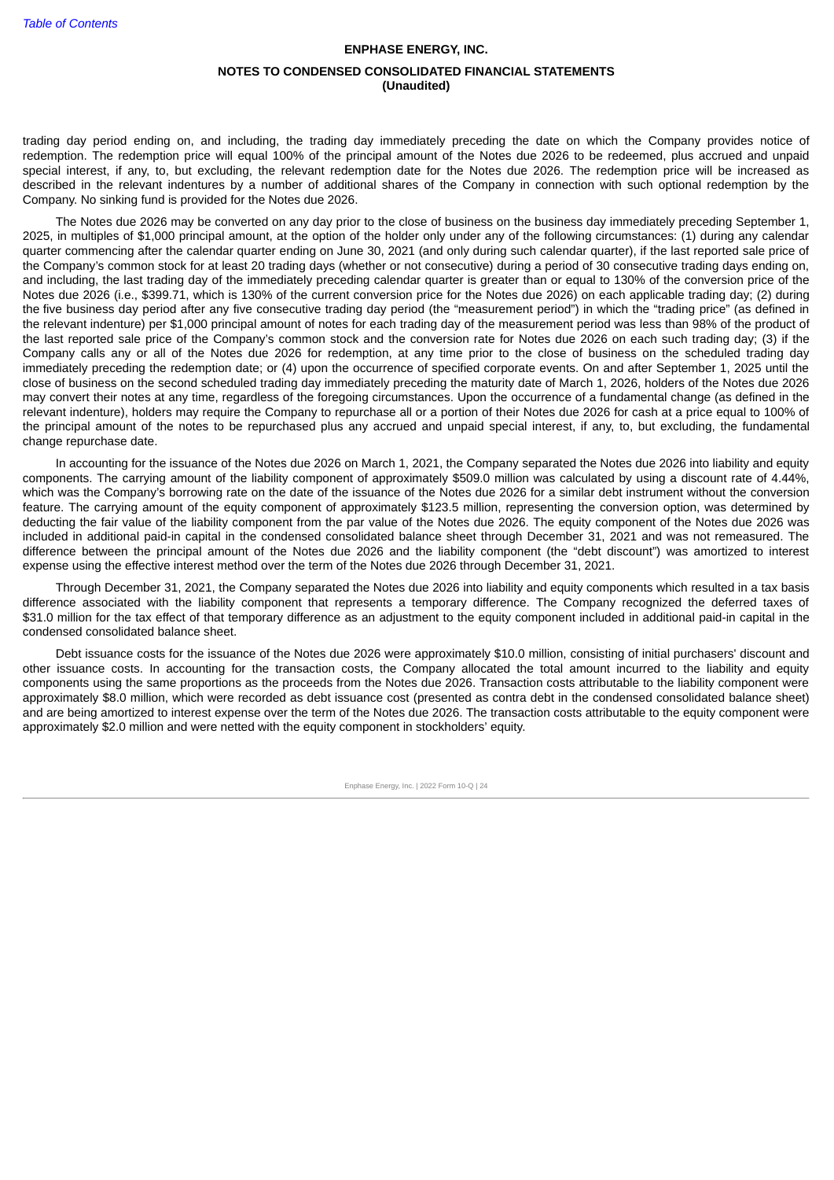trading day period ending on, and including, the trading day immediately preceding the date on which the Company provides notice of redemption. The redemption price will equal 100% of the principal amount of the Notes due 2026 to be redeemed, plus accrued and unpaid special interest, if any, to, but excluding, the relevant redemption date for the Notes due 2026. The redemption price will be increased as described in the relevant indentures by a number of additional shares of the Company in connection with such optional redemption by the Company. No sinking fund is provided for the Notes due 2026.

The Notes due 2026 may be converted on any day prior to the close of business on the business day immediately preceding September 1, 2025, in multiples of $1,000 principal amount, at the option of the holder only under any of the following circumstances: (1) during any calendar quarter commencing after the calendar quarter ending on June 30, 2021 (and only during such calendar quarter), if the last reported sale price of the Company's common stock for at least 20 trading days (whether or not consecutive) during a period of 30 consecutive trading days ending on, and including, the last trading day of the immediately preceding calendar quarter is greater than or equal to 130% of the conversion price of the Notes due 2026 (i.e., $399.71, which is 130% of the current conversion price for the Notes due 2026) on each applicable trading day; (2) during the five business day period after any five consecutive trading day period (the "measurement period") in which the "trading price" (as defined in the relevant indenture) per $1,000 principal amount of notes for each trading day of the measurement period was less than 98% of the product of the last reported sale price of the Company's common stock and the conversion rate for Notes due 2026 on each such trading day; (3) if the Company calls any or all of the Notes due 2026 for redemption, at any time prior to the close of business on the scheduled trading day immediately preceding the redemption date; or (4) upon the occurrence of specified corporate events. On and after September 1, 2025 until the close of business on the second scheduled trading day immediately preceding the maturity date of March 1, 2026, holders of the Notes due 2026 may convert their notes at any time, regardless of the foregoing circumstances. Upon the occurrence of a fundamental change (as defined in the relevant indenture), holders may require the Company to repurchase all or a portion of their Notes due 2026 for cash at a price equal to 100% of the principal amount of the notes to be repurchased plus any accrued and unpaid special interest, if any, to, but excluding, the fundamental change repurchase date.

In accounting for the issuance of the Notes due 2026 on March 1, 2021, the Company separated the Notes due 2026 into liability and equity components. The carrying amount of the liability component of approximately $509.0 million was calculated by using a discount rate of 4.44%, which was the Company's borrowing rate on the date of the issuance of the Notes due 2026 for a similar debt instrument without the conversion feature. The carrying amount of the equity component of approximately $123.5 million, representing the conversion option, was determined by deducting the fair value of the liability component from the par value of the Notes due 2026. The equity component of the Notes due 2026 was included in additional paid-in capital in the condensed consolidated balance sheet through December 31, 2021 and was not remeasured. The difference between the principal amount of the Notes due 2026 and the liability component (the "debt discount") was amortized to interest expense using the effective interest method over the term of the Notes due 2026 through December 31, 2021.

Through December 31, 2021, the Company separated the Notes due 2026 into liability and equity components which resulted in a tax basis difference associated with the liability component that represents a temporary difference. The Company recognized the deferred taxes of $31.0 million for the tax effect of that temporary difference as an adjustment to the equity component included in additional paid-in capital in the condensed consolidated balance sheet.

Debt issuance costs for the issuance of the Notes due 2026 were approximately $10.0 million, consisting of initial purchasers' discount and other issuance costs. In accounting for the transaction costs, the Company allocated the total amount incurred to the liability and equity components using the same proportions as the proceeds from the Notes due 2026. Transaction costs attributable to the liability component were approximately $8.0 million, which were recorded as debt issuance cost (presented as contra debt in the condensed consolidated balance sheet) and are being amortized to interest expense over the term of the Notes due 2026. The transaction costs attributable to the equity component were approximately $2.0 million and were netted with the equity component in stockholders' equity.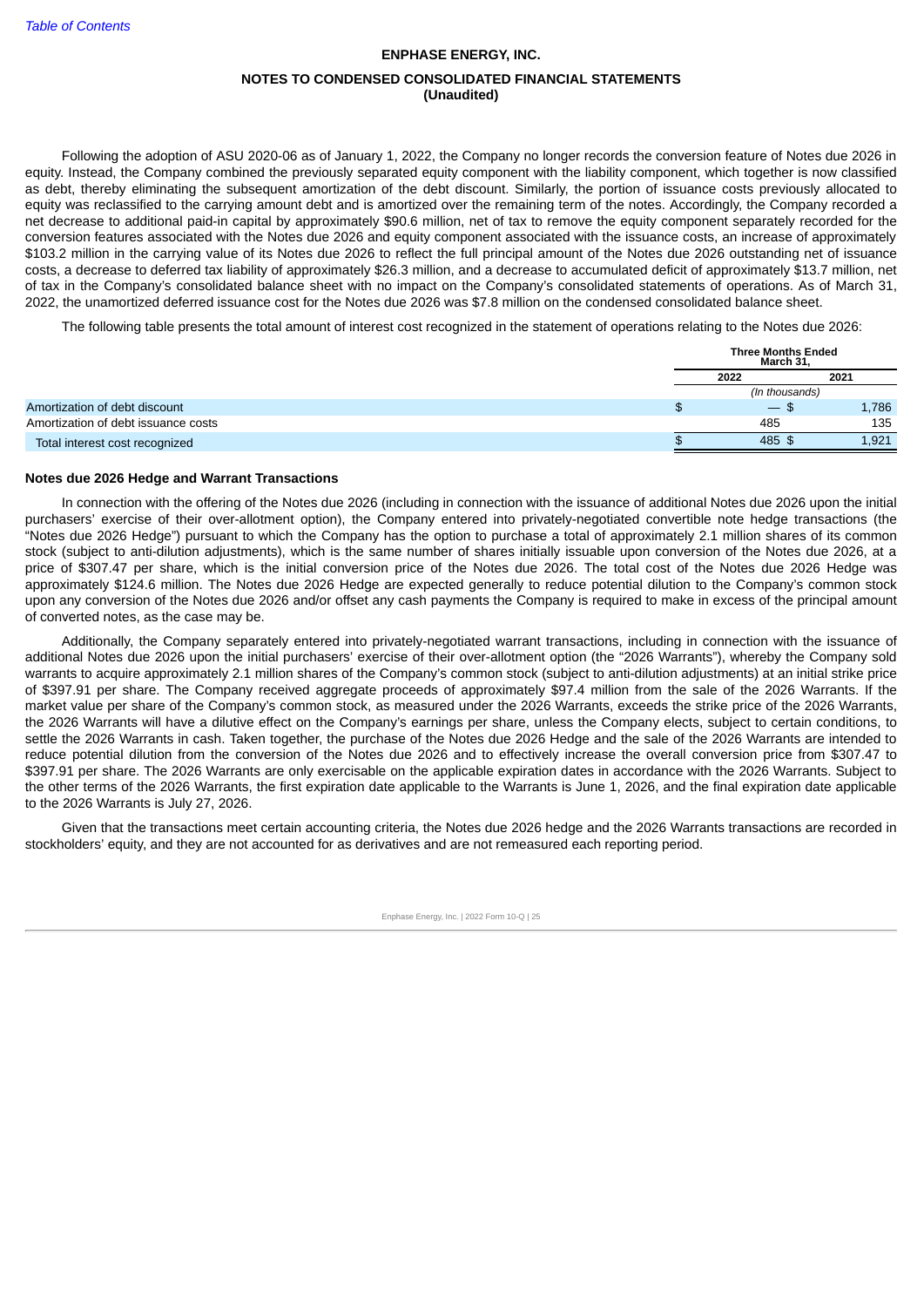**ENPHASE ENERGY, INC.**

**NOTES TO CONDENSED CONSOLIDATED FINANCIAL STATEMENTS**
**(Unaudited)**

Following the adoption of ASU 2020-06 as of January 1, 2022, the Company no longer records the conversion feature of Notes due 2026 in equity. Instead, the Company combined the previously separated equity component with the liability component, which together is now classified as debt, thereby eliminating the subsequent amortization of the debt discount. Similarly, the portion of issuance costs previously allocated to equity was reclassified to the carrying amount debt and is amortized over the remaining term of the notes. Accordingly, the Company recorded a net decrease to additional paid-in capital by approximately $90.6 million, net of tax to remove the equity component separately recorded for the conversion features associated with the Notes due 2026 and equity component associated with the issuance costs, an increase of approximately $103.2 million in the carrying value of its Notes due 2026 to reflect the full principal amount of the Notes due 2026 outstanding net of issuance costs, a decrease to deferred tax liability of approximately $26.3 million, and a decrease to accumulated deficit of approximately $13.7 million, net of tax in the Company's consolidated balance sheet with no impact on the Company's consolidated statements of operations. As of March 31, 2022, the unamortized deferred issuance cost for the Notes due 2026 was $7.8 million on the condensed consolidated balance sheet.

The following table presents the total amount of interest cost recognized in the statement of operations relating to the Notes due 2026:

| | Three Months Ended March 31, | |
|---|---|---|
| | 2022 | 2021 |
| | (In thousands) | |
| Amortization of debt discount | $ — | $ 1,786 |
| Amortization of debt issuance costs | 485 | 135 |
| Total interest cost recognized | $ 485 | $ 1,921 |

**Notes due 2026 Hedge and Warrant Transactions**

In connection with the offering of the Notes due 2026 (including in connection with the issuance of additional Notes due 2026 upon the initial purchasers' exercise of their over-allotment option), the Company entered into privately-negotiated convertible note hedge transactions (the "Notes due 2026 Hedge") pursuant to which the Company has the option to purchase a total of approximately 2.1 million shares of its common stock (subject to anti-dilution adjustments), which is the same number of shares initially issuable upon conversion of the Notes due 2026, at a price of $307.47 per share, which is the initial conversion price of the Notes due 2026. The total cost of the Notes due 2026 Hedge was approximately $124.6 million. The Notes due 2026 Hedge are expected generally to reduce potential dilution to the Company's common stock upon any conversion of the Notes due 2026 and/or offset any cash payments the Company is required to make in excess of the principal amount of converted notes, as the case may be.

Additionally, the Company separately entered into privately-negotiated warrant transactions, including in connection with the issuance of additional Notes due 2026 upon the initial purchasers' exercise of their over-allotment option (the "2026 Warrants"), whereby the Company sold warrants to acquire approximately 2.1 million shares of the Company's common stock (subject to anti-dilution adjustments) at an initial strike price of $397.91 per share. The Company received aggregate proceeds of approximately $97.4 million from the sale of the 2026 Warrants. If the market value per share of the Company's common stock, as measured under the 2026 Warrants, exceeds the strike price of the 2026 Warrants, the 2026 Warrants will have a dilutive effect on the Company's earnings per share, unless the Company elects, subject to certain conditions, to settle the 2026 Warrants in cash. Taken together, the purchase of the Notes due 2026 Hedge and the sale of the 2026 Warrants are intended to reduce potential dilution from the conversion of the Notes due 2026 and to effectively increase the overall conversion price from $307.47 to $397.91 per share. The 2026 Warrants are only exercisable on the applicable expiration dates in accordance with the 2026 Warrants. Subject to the other terms of the 2026 Warrants, the first expiration date applicable to the Warrants is June 1, 2026, and the final expiration date applicable to the 2026 Warrants is July 27, 2026.

Given that the transactions meet certain accounting criteria, the Notes due 2026 hedge and the 2026 Warrants transactions are recorded in stockholders' equity, and they are not accounted for as derivatives and are not remeasured each reporting period.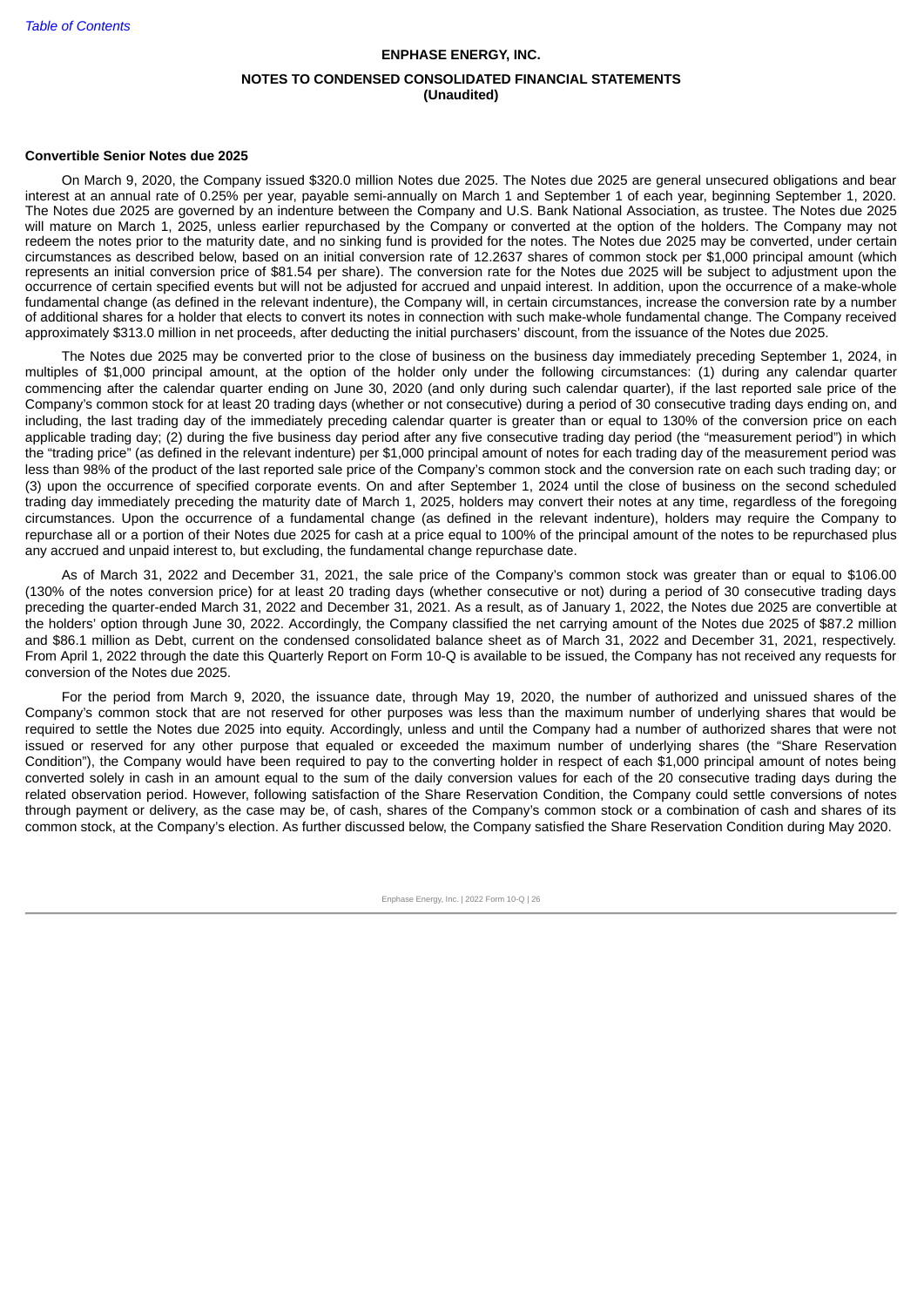**ENPHASE ENERGY, INC.**

**NOTES TO CONDENSED CONSOLIDATED FINANCIAL STATEMENTS**
**(Unaudited)**

**Convertible Senior Notes due 2025**

On March 9, 2020, the Company issued $320.0 million Notes due 2025. The Notes due 2025 are general unsecured obligations and bear interest at an annual rate of 0.25% per year, payable semi-annually on March 1 and September 1 of each year, beginning September 1, 2020. The Notes due 2025 are governed by an indenture between the Company and U.S. Bank National Association, as trustee. The Notes due 2025 will mature on March 1, 2025, unless earlier repurchased by the Company or converted at the option of the holders. The Company may not redeem the notes prior to the maturity date, and no sinking fund is provided for the notes. The Notes due 2025 may be converted, under certain circumstances as described below, based on an initial conversion rate of 12.2637 shares of common stock per $1,000 principal amount (which represents an initial conversion price of $81.54 per share). The conversion rate for the Notes due 2025 will be subject to adjustment upon the occurrence of certain specified events but will not be adjusted for accrued and unpaid interest. In addition, upon the occurrence of a make-whole fundamental change (as defined in the relevant indenture), the Company will, in certain circumstances, increase the conversion rate by a number of additional shares for a holder that elects to convert its notes in connection with such make-whole fundamental change. The Company received approximately $313.0 million in net proceeds, after deducting the initial purchasers' discount, from the issuance of the Notes due 2025.

The Notes due 2025 may be converted prior to the close of business on the business day immediately preceding September 1, 2024, in multiples of $1,000 principal amount, at the option of the holder only under the following circumstances: (1) during any calendar quarter commencing after the calendar quarter ending on June 30, 2020 (and only during such calendar quarter), if the last reported sale price of the Company's common stock for at least 20 trading days (whether or not consecutive) during a period of 30 consecutive trading days ending on, and including, the last trading day of the immediately preceding calendar quarter is greater than or equal to 130% of the conversion price on each applicable trading day; (2) during the five business day period after any five consecutive trading day period (the "measurement period") in which the "trading price" (as defined in the relevant indenture) per $1,000 principal amount of notes for each trading day of the measurement period was less than 98% of the product of the last reported sale price of the Company's common stock and the conversion rate on each such trading day; or (3) upon the occurrence of specified corporate events. On and after September 1, 2024 until the close of business on the second scheduled trading day immediately preceding the maturity date of March 1, 2025, holders may convert their notes at any time, regardless of the foregoing circumstances. Upon the occurrence of a fundamental change (as defined in the relevant indenture), holders may require the Company to repurchase all or a portion of their Notes due 2025 for cash at a price equal to 100% of the principal amount of the notes to be repurchased plus any accrued and unpaid interest to, but excluding, the fundamental change repurchase date.

As of March 31, 2022 and December 31, 2021, the sale price of the Company's common stock was greater than or equal to $106.00 (130% of the notes conversion price) for at least 20 trading days (whether consecutive or not) during a period of 30 consecutive trading days preceding the quarter-ended March 31, 2022 and December 31, 2021. As a result, as of January 1, 2022, the Notes due 2025 are convertible at the holders' option through June 30, 2022. Accordingly, the Company classified the net carrying amount of the Notes due 2025 of $87.2 million and $86.1 million as Debt, current on the condensed consolidated balance sheet as of March 31, 2022 and December 31, 2021, respectively. From April 1, 2022 through the date this Quarterly Report on Form 10-Q is available to be issued, the Company has not received any requests for conversion of the Notes due 2025.

For the period from March 9, 2020, the issuance date, through May 19, 2020, the number of authorized and unissued shares of the Company's common stock that are not reserved for other purposes was less than the maximum number of underlying shares that would be required to settle the Notes due 2025 into equity. Accordingly, unless and until the Company had a number of authorized shares that were not issued or reserved for any other purpose that equaled or exceeded the maximum number of underlying shares (the "Share Reservation Condition"), the Company would have been required to pay to the converting holder in respect of each $1,000 principal amount of notes being converted solely in cash in an amount equal to the sum of the daily conversion values for each of the 20 consecutive trading days during the related observation period. However, following satisfaction of the Share Reservation Condition, the Company could settle conversions of notes through payment or delivery, as the case may be, of cash, shares of the Company's common stock or a combination of cash and shares of its common stock, at the Company's election. As further discussed below, the Company satisfied the Share Reservation Condition during May 2020.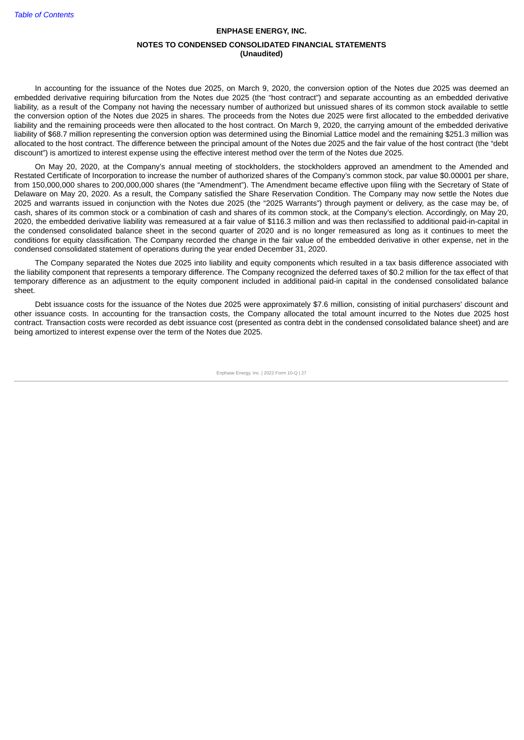In accounting for the issuance of the Notes due 2025, on March 9, 2020, the conversion option of the Notes due 2025 was deemed an embedded derivative requiring bifurcation from the Notes due 2025 (the "host contract") and separate accounting as an embedded derivative liability, as a result of the Company not having the necessary number of authorized but unissued shares of its common stock available to settle the conversion option of the Notes due 2025 in shares. The proceeds from the Notes due 2025 were first allocated to the embedded derivative liability and the remaining proceeds were then allocated to the host contract. On March 9, 2020, the carrying amount of the embedded derivative liability of $68.7 million representing the conversion option was determined using the Binomial Lattice model and the remaining $251.3 million was allocated to the host contract. The difference between the principal amount of the Notes due 2025 and the fair value of the host contract (the "debt discount") is amortized to interest expense using the effective interest method over the term of the Notes due 2025.

On May 20, 2020, at the Company's annual meeting of stockholders, the stockholders approved an amendment to the Amended and Restated Certificate of Incorporation to increase the number of authorized shares of the Company's common stock, par value $0.00001 per share, from 150,000,000 shares to 200,000,000 shares (the "Amendment"). The Amendment became effective upon filing with the Secretary of State of Delaware on May 20, 2020. As a result, the Company satisfied the Share Reservation Condition. The Company may now settle the Notes due 2025 and warrants issued in conjunction with the Notes due 2025 (the "2025 Warrants") through payment or delivery, as the case may be, of cash, shares of its common stock or a combination of cash and shares of its common stock, at the Company's election. Accordingly, on May 20, 2020, the embedded derivative liability was remeasured at a fair value of $116.3 million and was then reclassified to additional paid-in-capital in the condensed consolidated balance sheet in the second quarter of 2020 and is no longer remeasured as long as it continues to meet the conditions for equity classification. The Company recorded the change in the fair value of the embedded derivative in other expense, net in the condensed consolidated statement of operations during the year ended December 31, 2020.

The Company separated the Notes due 2025 into liability and equity components which resulted in a tax basis difference associated with the liability component that represents a temporary difference. The Company recognized the deferred taxes of $0.2 million for the tax effect of that temporary difference as an adjustment to the equity component included in additional paid-in capital in the condensed consolidated balance sheet.

Debt issuance costs for the issuance of the Notes due 2025 were approximately $7.6 million, consisting of initial purchasers' discount and other issuance costs. In accounting for the transaction costs, the Company allocated the total amount incurred to the Notes due 2025 host contract. Transaction costs were recorded as debt issuance cost (presented as contra debt in the condensed consolidated balance sheet) and are being amortized to interest expense over the term of the Notes due 2025.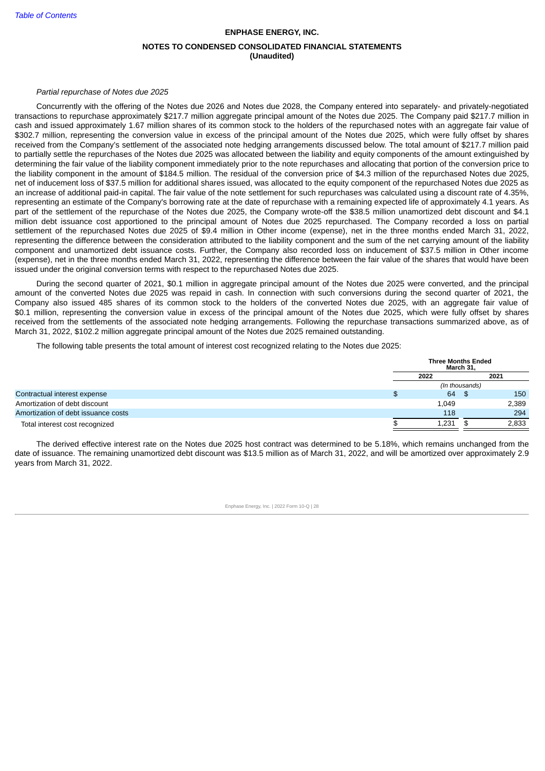*Partial repurchase of Notes due 2025*

Concurrently with the offering of the Notes due 2026 and Notes due 2028, the Company entered into separately- and privately-negotiated transactions to repurchase approximately $217.7 million aggregate principal amount of the Notes due 2025. The Company paid $217.7 million in cash and issued approximately 1.67 million shares of its common stock to the holders of the repurchased notes with an aggregate fair value of $302.7 million, representing the conversion value in excess of the principal amount of the Notes due 2025, which were fully offset by shares received from the Company's settlement of the associated note hedging arrangements discussed below. The total amount of $217.7 million paid to partially settle the repurchases of the Notes due 2025 was allocated between the liability and equity components of the amount extinguished by determining the fair value of the liability component immediately prior to the note repurchases and allocating that portion of the conversion price to the liability component in the amount of $184.5 million. The residual of the conversion price of $4.3 million of the repurchased Notes due 2025, net of inducement loss of $37.5 million for additional shares issued, was allocated to the equity component of the repurchased Notes due 2025 as an increase of additional paid-in capital. The fair value of the note settlement for such repurchases was calculated using a discount rate of 4.35%, representing an estimate of the Company's borrowing rate at the date of repurchase with a remaining expected life of approximately 4.1 years. As part of the settlement of the repurchase of the Notes due 2025, the Company wrote-off the $38.5 million unamortized debt discount and $4.1 million debt issuance cost apportioned to the principal amount of Notes due 2025 repurchased. The Company recorded a loss on partial settlement of the repurchased Notes due 2025 of $9.4 million in Other income (expense), net in the three months ended March 31, 2022, representing the difference between the consideration attributed to the liability component and the sum of the net carrying amount of the liability component and unamortized debt issuance costs. Further, the Company also recorded loss on inducement of $37.5 million in Other income (expense), net in the three months ended March 31, 2022, representing the difference between the fair value of the shares that would have been issued under the original conversion terms with respect to the repurchased Notes due 2025.

During the second quarter of 2021, $0.1 million in aggregate principal amount of the Notes due 2025 were converted, and the principal amount of the converted Notes due 2025 was repaid in cash. In connection with such conversions during the second quarter of 2021, the Company also issued 485 shares of its common stock to the holders of the converted Notes due 2025, with an aggregate fair value of $0.1 million, representing the conversion value in excess of the principal amount of the Notes due 2025, which were fully offset by shares received from the settlements of the associated note hedging arrangements. Following the repurchase transactions summarized above, as of March 31, 2022, $102.2 million aggregate principal amount of the Notes due 2025 remained outstanding.

The following table presents the total amount of interest cost recognized relating to the Notes due 2025:

| | Three Months Ended March 31, | |
|---|---|---|
| | 2022 | 2021 |
| | *(In thousands)* | |
| Contractual interest expense | $ 64 | $ 150 |
| Amortization of debt discount | 1,049 | 2,389 |
| Amortization of debt issuance costs | 118 | 294 |
| Total interest cost recognized | $ 1,231 | $ 2,833 |

The derived effective interest rate on the Notes due 2025 host contract was determined to be 5.18%, which remains unchanged from the date of issuance. The remaining unamortized debt discount was $13.5 million as of March 31, 2022, and will be amortized over approximately 2.9 years from March 31, 2022.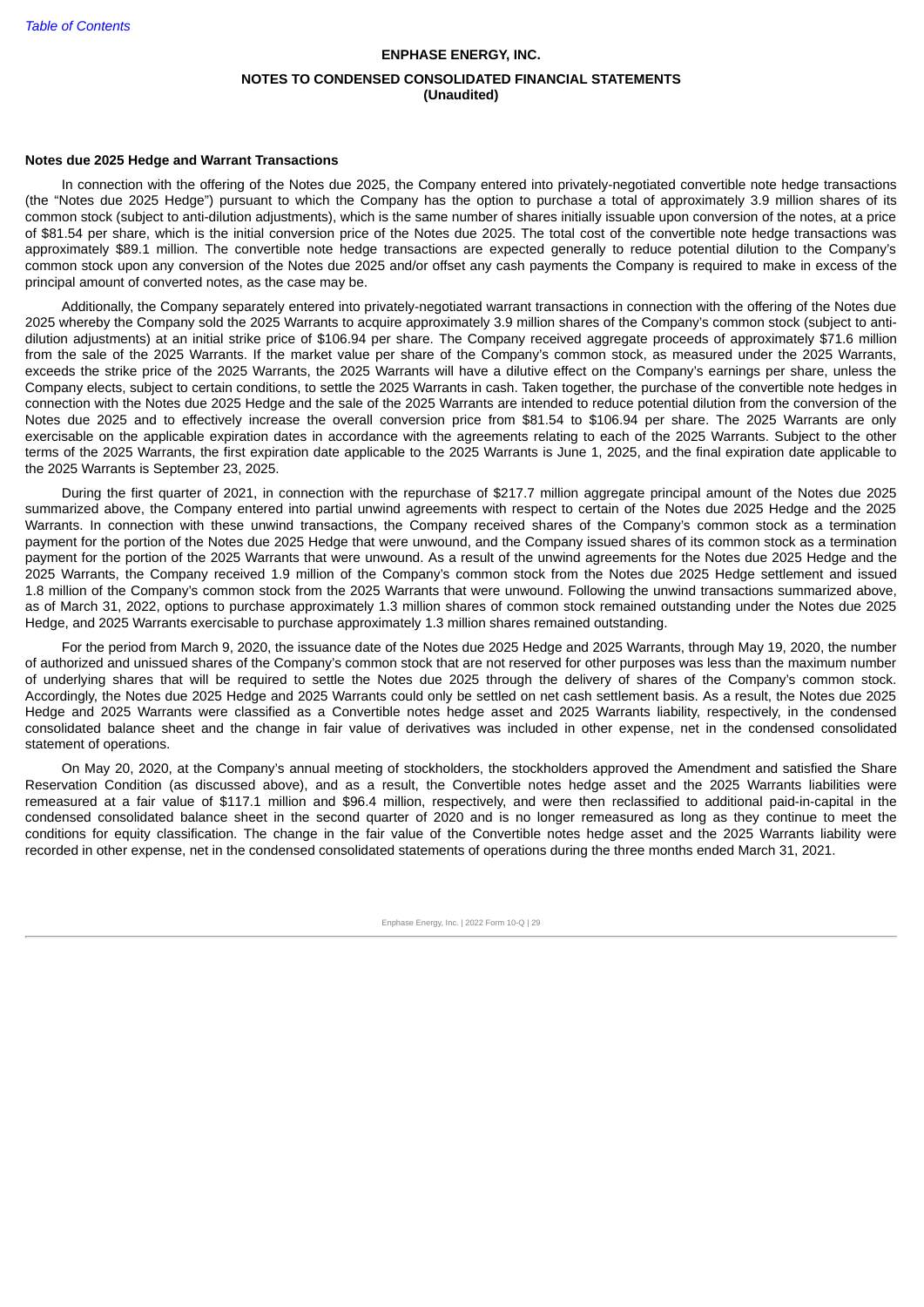### Notes due 2025 Hedge and Warrant Transactions

In connection with the offering of the Notes due 2025, the Company entered into privately-negotiated convertible note hedge transactions (the "Notes due 2025 Hedge") pursuant to which the Company has the option to purchase a total of approximately 3.9 million shares of its common stock (subject to anti-dilution adjustments), which is the same number of shares initially issuable upon conversion of the notes, at a price of $81.54 per share, which is the initial conversion price of the Notes due 2025. The total cost of the convertible note hedge transactions was approximately $89.1 million. The convertible note hedge transactions are expected generally to reduce potential dilution to the Company's common stock upon any conversion of the Notes due 2025 and/or offset any cash payments the Company is required to make in excess of the principal amount of converted notes, as the case may be.

Additionally, the Company separately entered into privately-negotiated warrant transactions in connection with the offering of the Notes due 2025 whereby the Company sold the 2025 Warrants to acquire approximately 3.9 million shares of the Company's common stock (subject to anti-dilution adjustments) at an initial strike price of $106.94 per share. The Company received aggregate proceeds of approximately $71.6 million from the sale of the 2025 Warrants. If the market value per share of the Company's common stock, as measured under the 2025 Warrants, exceeds the strike price of the 2025 Warrants, the 2025 Warrants will have a dilutive effect on the Company's earnings per share, unless the Company elects, subject to certain conditions, to settle the 2025 Warrants in cash. Taken together, the purchase of the convertible note hedges in connection with the Notes due 2025 Hedge and the sale of the 2025 Warrants are intended to reduce potential dilution from the conversion of the Notes due 2025 and to effectively increase the overall conversion price from $81.54 to $106.94 per share. The 2025 Warrants are only exercisable on the applicable expiration dates in accordance with the agreements relating to each of the 2025 Warrants. Subject to the other terms of the 2025 Warrants, the first expiration date applicable to the 2025 Warrants is June 1, 2025, and the final expiration date applicable to the 2025 Warrants is September 23, 2025.

During the first quarter of 2021, in connection with the repurchase of $217.7 million aggregate principal amount of the Notes due 2025 summarized above, the Company entered into partial unwind agreements with respect to certain of the Notes due 2025 Hedge and the 2025 Warrants. In connection with these unwind transactions, the Company received shares of the Company's common stock as a termination payment for the portion of the Notes due 2025 Hedge that were unwound, and the Company issued shares of its common stock as a termination payment for the portion of the 2025 Warrants that were unwound. As a result of the unwind agreements for the Notes due 2025 Hedge and the 2025 Warrants, the Company received 1.9 million of the Company's common stock from the Notes due 2025 Hedge settlement and issued 1.8 million of the Company's common stock from the 2025 Warrants that were unwound. Following the unwind transactions summarized above, as of March 31, 2022, options to purchase approximately 1.3 million shares of common stock remained outstanding under the Notes due 2025 Hedge, and 2025 Warrants exercisable to purchase approximately 1.3 million shares remained outstanding.

For the period from March 9, 2020, the issuance date of the Notes due 2025 Hedge and 2025 Warrants, through May 19, 2020, the number of authorized and unissued shares of the Company's common stock that are not reserved for other purposes was less than the maximum number of underlying shares that will be required to settle the Notes due 2025 through the delivery of shares of the Company's common stock. Accordingly, the Notes due 2025 Hedge and 2025 Warrants could only be settled on net cash settlement basis. As a result, the Notes due 2025 Hedge and 2025 Warrants were classified as a Convertible notes hedge asset and 2025 Warrants liability, respectively, in the condensed consolidated balance sheet and the change in fair value of derivatives was included in other expense, net in the condensed consolidated statement of operations.

On May 20, 2020, at the Company's annual meeting of stockholders, the stockholders approved the Amendment and satisfied the Share Reservation Condition (as discussed above), and as a result, the Convertible notes hedge asset and the 2025 Warrants liabilities were remeasured at a fair value of $117.1 million and $96.4 million, respectively, and were then reclassified to additional paid-in-capital in the condensed consolidated balance sheet in the second quarter of 2020 and is no longer remeasured as long as they continue to meet the conditions for equity classification. The change in the fair value of the Convertible notes hedge asset and the 2025 Warrants liability were recorded in other expense, net in the condensed consolidated statements of operations during the three months ended March 31, 2021.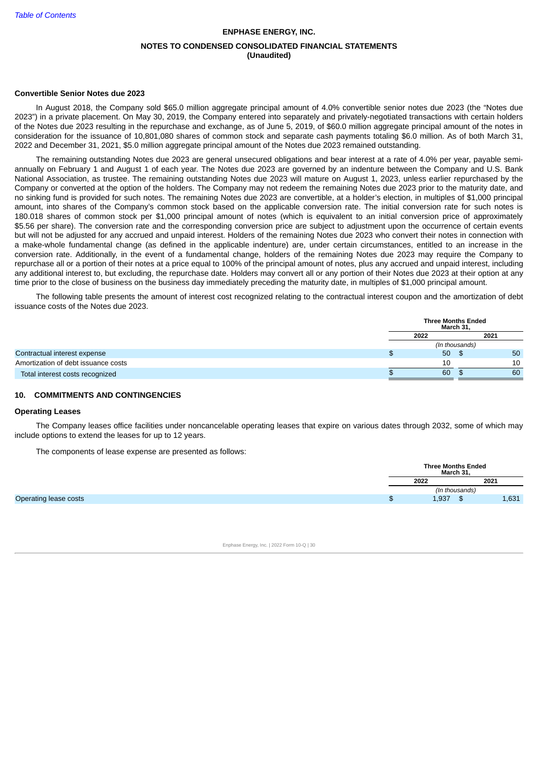**Convertible Senior Notes due 2023**

In August 2018, the Company sold $65.0 million aggregate principal amount of 4.0% convertible senior notes due 2023 (the "Notes due 2023") in a private placement. On May 30, 2019, the Company entered into separately and privately-negotiated transactions with certain holders of the Notes due 2023 resulting in the repurchase and exchange, as of June 5, 2019, of $60.0 million aggregate principal amount of the notes in consideration for the issuance of 10,801,080 shares of common stock and separate cash payments totaling $6.0 million. As of both March 31, 2022 and December 31, 2021, $5.0 million aggregate principal amount of the Notes due 2023 remained outstanding.

The remaining outstanding Notes due 2023 are general unsecured obligations and bear interest at a rate of 4.0% per year, payable semi-annually on February 1 and August 1 of each year. The Notes due 2023 are governed by an indenture between the Company and U.S. Bank National Association, as trustee. The remaining outstanding Notes due 2023 will mature on August 1, 2023, unless earlier repurchased by the Company or converted at the option of the holders. The Company may not redeem the remaining Notes due 2023 prior to the maturity date, and no sinking fund is provided for such notes. The remaining Notes due 2023 are convertible, at a holder's election, in multiples of $1,000 principal amount, into shares of the Company's common stock based on the applicable conversion rate. The initial conversion rate for such notes is 180.018 shares of common stock per $1,000 principal amount of notes (which is equivalent to an initial conversion price of approximately $5.56 per share). The conversion rate and the corresponding conversion price are subject to adjustment upon the occurrence of certain events but will not be adjusted for any accrued and unpaid interest. Holders of the remaining Notes due 2023 who convert their notes in connection with a make-whole fundamental change (as defined in the applicable indenture) are, under certain circumstances, entitled to an increase in the conversion rate. Additionally, in the event of a fundamental change, holders of the remaining Notes due 2023 may require the Company to repurchase all or a portion of their notes at a price equal to 100% of the principal amount of notes, plus any accrued and unpaid interest, including any additional interest to, but excluding, the repurchase date. Holders may convert all or any portion of their Notes due 2023 at their option at any time prior to the close of business on the business day immediately preceding the maturity date, in multiples of $1,000 principal amount.

The following table presents the amount of interest cost recognized relating to the contractual interest coupon and the amortization of debt issuance costs of the Notes due 2023.

| | Three Months Ended March 31, | |
|---|---|---|
| | 2022 | 2021 |
| | *(In thousands)* | |
| Contractual interest expense | $ 50 | $ 50 |
| Amortization of debt issuance costs | 10 | 10 |
| Total interest costs recognized | $ 60 | $ 60 |

## 10. COMMITMENTS AND CONTINGENCIES

**Operating Leases**

The Company leases office facilities under noncancelable operating leases that expire on various dates through 2032, some of which may include options to extend the leases for up to 12 years.

The components of lease expense are presented as follows:

| | Three Months Ended March 31, | |
|---|---|---|
| | 2022 | 2021 |
| | *(In thousands)* | |
| Operating lease costs | $ 1,937 | $ 1,631 |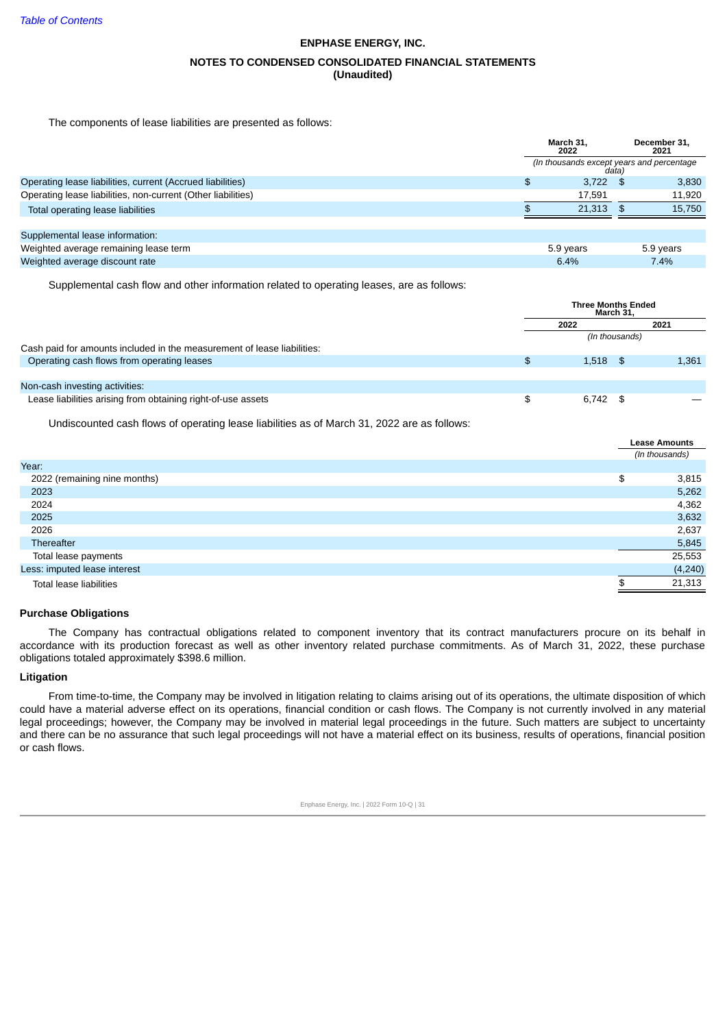The components of lease liabilities are presented as follows:

| | March 31, 2022 | December 31, 2021 |
|---|---|---|
| | *(In thousands except years and percentage data)* | |
| Operating lease liabilities, current (Accrued liabilities) | $ 3,722 | $ 3,830 |
| Operating lease liabilities, non-current (Other liabilities) | 17,591 | 11,920 |
| Total operating lease liabilities | $ 21,313 | $ 15,750 |
| | | |
| Supplemental lease information: | | |
| Weighted average remaining lease term | 5.9 years | 5.9 years |
| Weighted average discount rate | 6.4% | 7.4% |

Supplemental cash flow and other information related to operating leases, are as follows:

| | Three Months Ended March 31, | |
|---|---|---|
| | 2022 | 2021 |
| | *(In thousands)* | |
| Cash paid for amounts included in the measurement of lease liabilities: | | |
| Operating cash flows from operating leases | $ 1,518 | $ 1,361 |
| | | |
| Non-cash investing activities: | | |
| Lease liabilities arising from obtaining right-of-use assets | $ 6,742 | $ — |

Undiscounted cash flows of operating lease liabilities as of March 31, 2022 are as follows:

| | Lease Amounts |
|---|---|
| | *(In thousands)* |
| Year: | |
| 2022 (remaining nine months) | $ 3,815 |
| 2023 | 5,262 |
| 2024 | 4,362 |
| 2025 | 3,632 |
| 2026 | 2,637 |
| Thereafter | 5,845 |
| Total lease payments | 25,553 |
| Less: imputed lease interest | (4,240) |
| Total lease liabilities | $ 21,313 |

**Purchase Obligations**

The Company has contractual obligations related to component inventory that its contract manufacturers procure on its behalf in accordance with its production forecast as well as other inventory related purchase commitments. As of March 31, 2022, these purchase obligations totaled approximately $398.6 million.

**Litigation**

From time-to-time, the Company may be involved in litigation relating to claims arising out of its operations, the ultimate disposition of which could have a material adverse effect on its operations, financial condition or cash flows. The Company is not currently involved in any material legal proceedings; however, the Company may be involved in material legal proceedings in the future. Such matters are subject to uncertainty and there can be no assurance that such legal proceedings will not have a material effect on its business, results of operations, financial position or cash flows.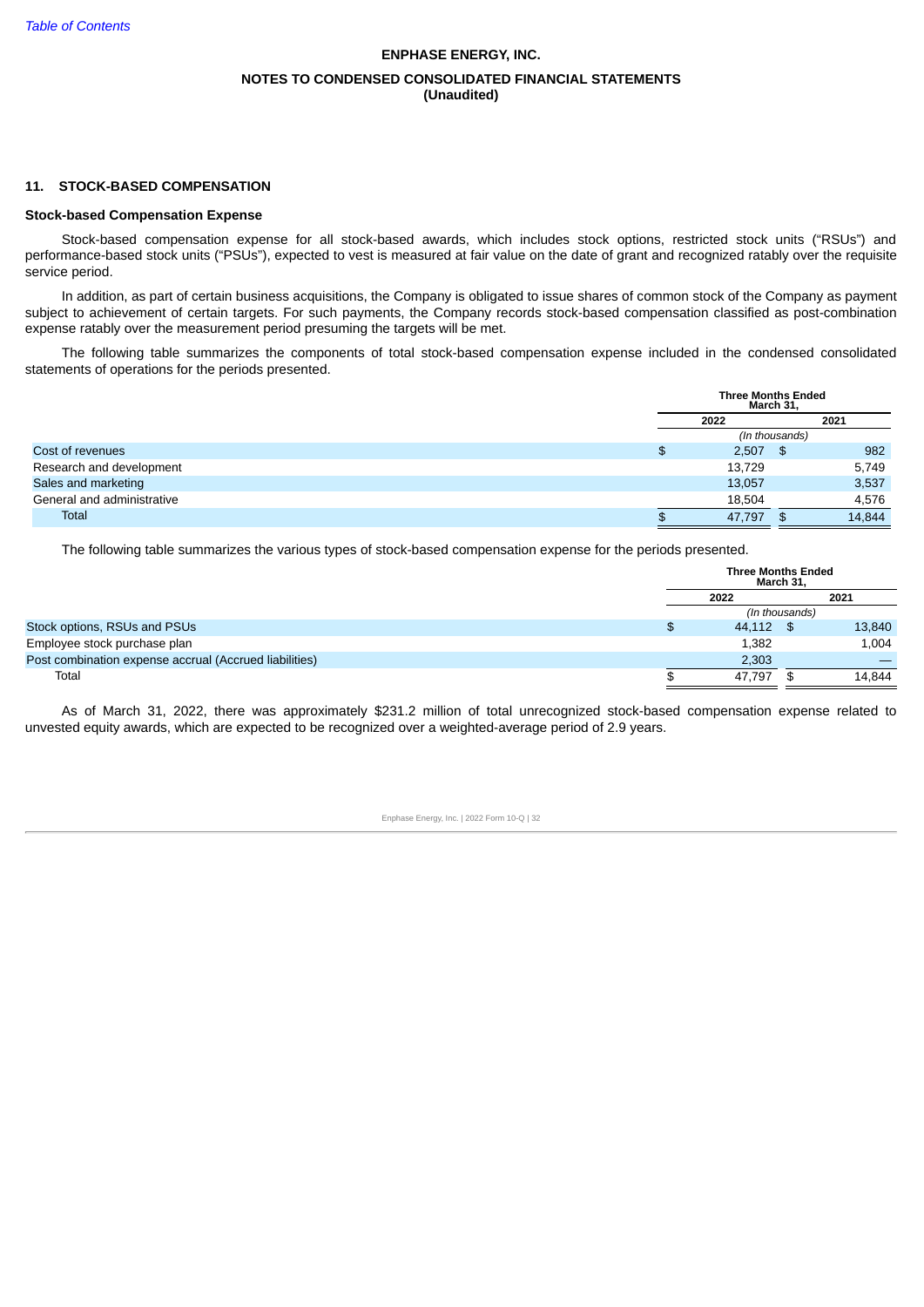## 11. STOCK-BASED COMPENSATION

### Stock-based Compensation Expense

Stock-based compensation expense for all stock-based awards, which includes stock options, restricted stock units ("RSUs") and performance-based stock units ("PSUs"), expected to vest is measured at fair value on the date of grant and recognized ratably over the requisite service period.

In addition, as part of certain business acquisitions, the Company is obligated to issue shares of common stock of the Company as payment subject to achievement of certain targets. For such payments, the Company records stock-based compensation classified as post-combination expense ratably over the measurement period presuming the targets will be met.

The following table summarizes the components of total stock-based compensation expense included in the condensed consolidated statements of operations for the periods presented.

| | Three Months Ended March 31, | |
|---|---|---|
| | 2022 | 2021 |
| | *(In thousands)* | |
| Cost of revenues | $ 2,507 | $ 982 |
| Research and development | 13,729 | 5,749 |
| Sales and marketing | 13,057 | 3,537 |
| General and administrative | 18,504 | 4,576 |
| Total | $ 47,797 | $ 14,844 |

The following table summarizes the various types of stock-based compensation expense for the periods presented.

| | Three Months Ended March 31, | |
|---|---|---|
| | 2022 | 2021 |
| | *(In thousands)* | |
| Stock options, RSUs and PSUs | $ 44,112 | $ 13,840 |
| Employee stock purchase plan | 1,382 | 1,004 |
| Post combination expense accrual (Accrued liabilities) | 2,303 | — |
| Total | $ 47,797 | $ 14,844 |

As of March 31, 2022, there was approximately $231.2 million of total unrecognized stock-based compensation expense related to unvested equity awards, which are expected to be recognized over a weighted-average period of 2.9 years.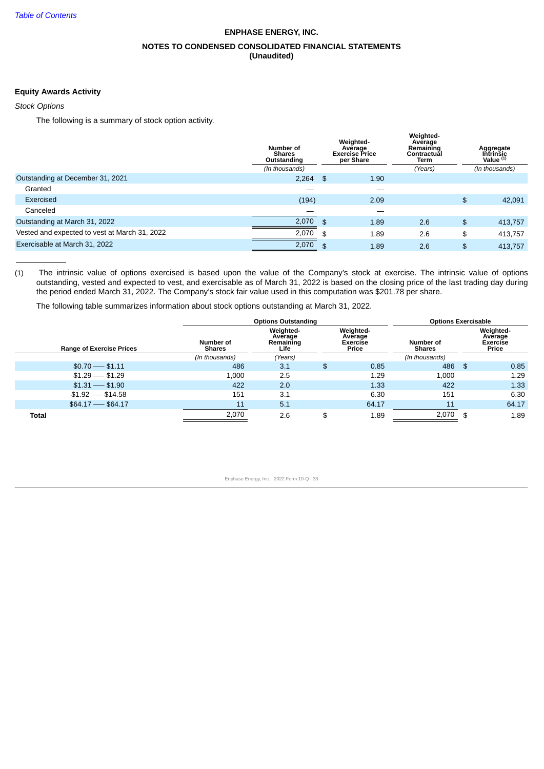ENPHASE ENERGY, INC.

NOTES TO CONDENSED CONSOLIDATED FINANCIAL STATEMENTS
(Unaudited)

**Equity Awards Activity**

*Stock Options*

The following is a summary of stock option activity.

| | Number of Shares Outstanding | Weighted-Average Exercise Price per Share | Weighted-Average Remaining Contractual Term | Aggregate Intrinsic Value [(1)] |
|---|---|---|---|---|
| | *(In thousands)* | | *(Years)* | *(In thousands)* |
| Outstanding at December 31, 2021 | 2,264 | $ 1.90 | | |
| Granted | — | — | | |
| Exercised | (194) | 2.09 | | $ 42,091 |
| Canceled | — | — | | |
| Outstanding at March 31, 2022 | 2,070 | $ 1.89 | 2.6 | $ 413,757 |
| Vested and expected to vest at March 31, 2022 | 2,070 | $ 1.89 | 2.6 | $ 413,757 |
| Exercisable at March 31, 2022 | 2,070 | $ 1.89 | 2.6 | $ 413,757 |

(1) The intrinsic value of options exercised is based upon the value of the Company's stock at exercise. The intrinsic value of options outstanding, vested and expected to vest, and exercisable as of March 31, 2022 is based on the closing price of the last trading day during the period ended March 31, 2022. The Company's stock fair value used in this computation was $201.78 per share.

The following table summarizes information about stock options outstanding at March 31, 2022.

| | Options Outstanding | | | Options Exercisable | |
|---|---|---|---|---|---|
| Range of Exercise Prices | Number of Shares | Weighted-Average Remaining Life | Weighted-Average Exercise Price | Number of Shares | Weighted-Average Exercise Price |
| | *(In thousands)* | *(Years)* | | *(In thousands)* | |
| $0.70 — $1.11 | 486 | 3.1 | $ 0.85 | 486 | $ 0.85 |
| $1.29 — $1.29 | 1,000 | 2.5 | 1.29 | 1,000 | 1.29 |
| $1.31 — $1.90 | 422 | 2.0 | 1.33 | 422 | 1.33 |
| $1.92 — $14.58 | 151 | 3.1 | 6.30 | 151 | 6.30 |
| $64.17 — $64.17 | 11 | 5.1 | 64.17 | 11 | 64.17 |
| **Total** | 2,070 | 2.6 | $ 1.89 | 2,070 | $ 1.89 |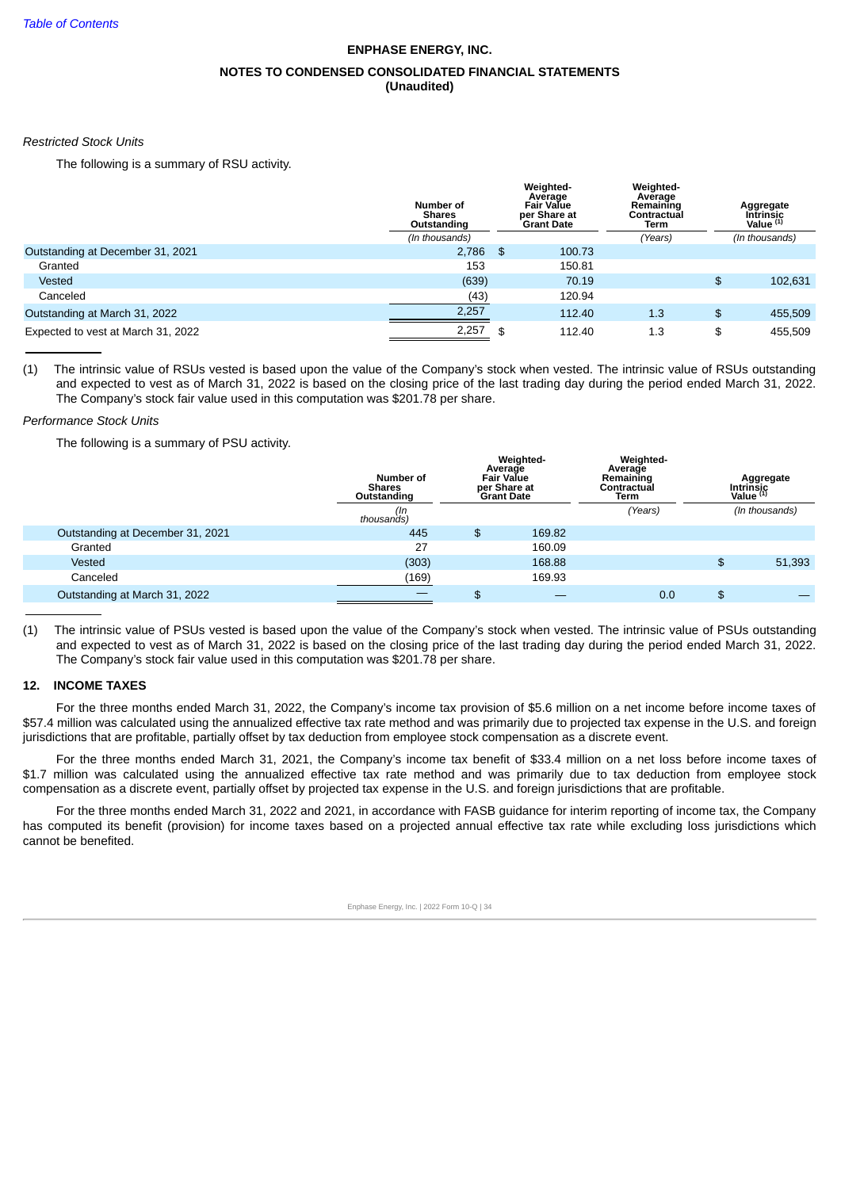ENPHASE ENERGY, INC.

NOTES TO CONDENSED CONSOLIDATED FINANCIAL STATEMENTS
(Unaudited)

*Restricted Stock Units*

The following is a summary of RSU activity.

| | Number of Shares Outstanding | Weighted-Average Fair Value per Share at Grant Date | Weighted-Average Remaining Contractual Term | Aggregate Intrinsic Value (1) |
|---|---|---|---|---|
| | *(In thousands)* | | *(Years)* | *(In thousands)* |
| Outstanding at December 31, 2021 | 2,786 | $ 100.73 | | |
| Granted | 153 | 150.81 | | |
| Vested | (639) | 70.19 | | $ 102,631 |
| Canceled | (43) | 120.94 | | |
| Outstanding at March 31, 2022 | 2,257 | 112.40 | 1.3 | $ 455,509 |
| Expected to vest at March 31, 2022 | 2,257 | $ 112.40 | 1.3 | $ 455,509 |

(1) The intrinsic value of RSUs vested is based upon the value of the Company's stock when vested. The intrinsic value of RSUs outstanding and expected to vest as of March 31, 2022 is based on the closing price of the last trading day during the period ended March 31, 2022. The Company's stock fair value used in this computation was $201.78 per share.

*Performance Stock Units*

The following is a summary of PSU activity.

| | Number of Shares Outstanding | Weighted-Average Fair Value per Share at Grant Date | Weighted-Average Remaining Contractual Term | Aggregate Intrinsic Value (1) |
|---|---|---|---|---|
| | *(In thousands)* | | *(Years)* | *(In thousands)* |
| Outstanding at December 31, 2021 | 445 | $ 169.82 | | |
| Granted | 27 | 160.09 | | |
| Vested | (303) | 168.88 | | $ 51,393 |
| Canceled | (169) | 169.93 | | |
| Outstanding at March 31, 2022 | — | $ — | 0.0 | $ — |

(1) The intrinsic value of PSUs vested is based upon the value of the Company's stock when vested. The intrinsic value of PSUs outstanding and expected to vest as of March 31, 2022 is based on the closing price of the last trading day during the period ended March 31, 2022. The Company's stock fair value used in this computation was $201.78 per share.

## 12. INCOME TAXES

For the three months ended March 31, 2022, the Company's income tax provision of $5.6 million on a net income before income taxes of $57.4 million was calculated using the annualized effective tax rate method and was primarily due to projected tax expense in the U.S. and foreign jurisdictions that are profitable, partially offset by tax deduction from employee stock compensation as a discrete event.

For the three months ended March 31, 2021, the Company's income tax benefit of $33.4 million on a net loss before income taxes of $1.7 million was calculated using the annualized effective tax rate method and was primarily due to tax deduction from employee stock compensation as a discrete event, partially offset by projected tax expense in the U.S. and foreign jurisdictions that are profitable.

For the three months ended March 31, 2022 and 2021, in accordance with FASB guidance for interim reporting of income tax, the Company has computed its benefit (provision) for income taxes based on a projected annual effective tax rate while excluding loss jurisdictions which cannot be benefited.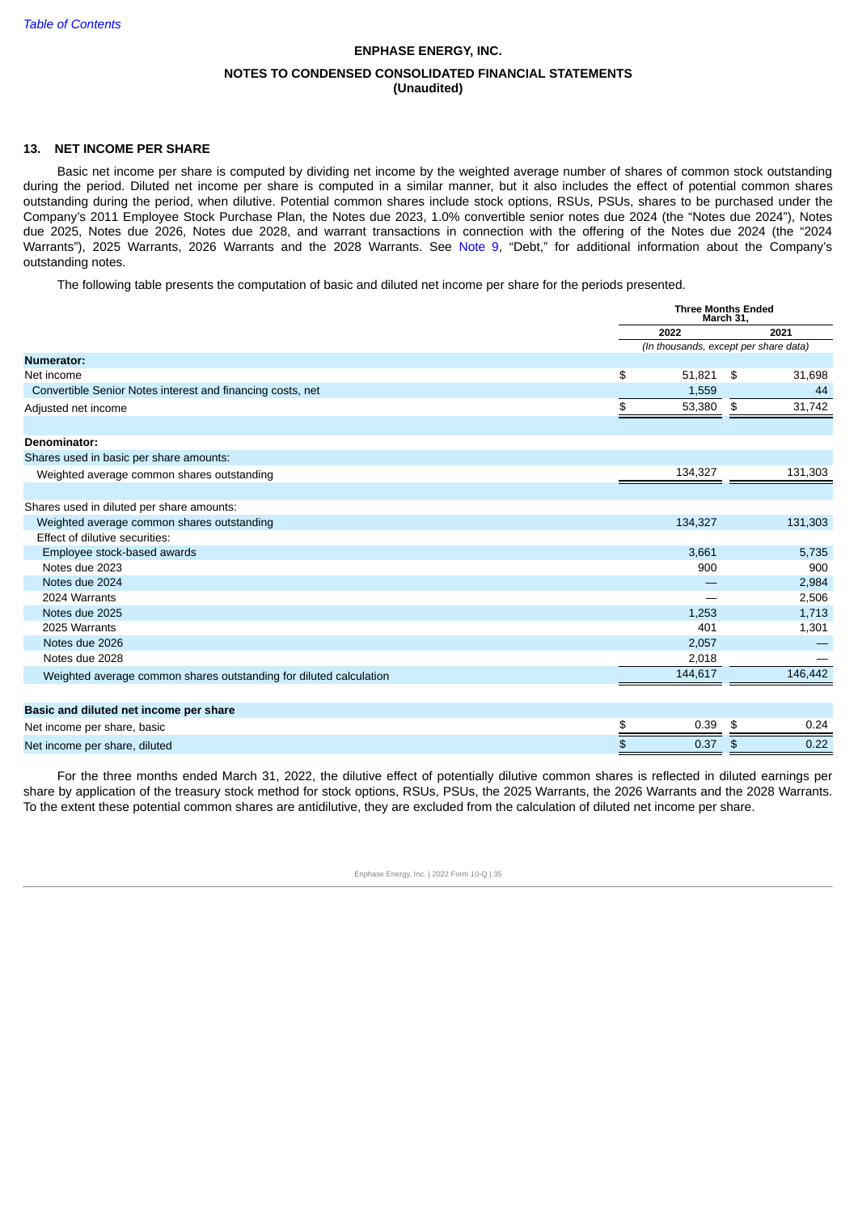ENPHASE ENERGY, INC.

NOTES TO CONDENSED CONSOLIDATED FINANCIAL STATEMENTS
(Unaudited)

## 13. NET INCOME PER SHARE

Basic net income per share is computed by dividing net income by the weighted average number of shares of common stock outstanding during the period. Diluted net income per share is computed in a similar manner, but it also includes the effect of potential common shares outstanding during the period, when dilutive. Potential common shares include stock options, RSUs, PSUs, shares to be purchased under the Company's 2011 Employee Stock Purchase Plan, the Notes due 2023, 1.0% convertible senior notes due 2024 (the "Notes due 2024"), Notes due 2025, Notes due 2026, Notes due 2028, and warrant transactions in connection with the offering of the Notes due 2024 (the "2024 Warrants"), 2025 Warrants, 2026 Warrants and the 2028 Warrants. See Note 9, "Debt," for additional information about the Company's outstanding notes.

The following table presents the computation of basic and diluted net income per share for the periods presented.

| | Three Months Ended March 31, | |
|---|---|---|
| | 2022 | 2021 |
| | *(In thousands, except per share data)* | |
| **Numerator:** | | |
| Net income | $ 51,821 | $ 31,698 |
| Convertible Senior Notes interest and financing costs, net | 1,559 | 44 |
| Adjusted net income | $ 53,380 | $ 31,742 |
| | | |
| **Denominator:** | | |
| Shares used in basic per share amounts: | | |
| Weighted average common shares outstanding | 134,327 | 131,303 |
| | | |
| Shares used in diluted per share amounts: | | |
| Weighted average common shares outstanding | 134,327 | 131,303 |
| Effect of dilutive securities: | | |
| Employee stock-based awards | 3,661 | 5,735 |
| Notes due 2023 | 900 | 900 |
| Notes due 2024 | — | 2,984 |
| 2024 Warrants | — | 2,506 |
| Notes due 2025 | 1,253 | 1,713 |
| 2025 Warrants | 401 | 1,301 |
| Notes due 2026 | 2,057 | — |
| Notes due 2028 | 2,018 | — |
| Weighted average common shares outstanding for diluted calculation | 144,617 | 146,442 |
| | | |
| **Basic and diluted net income per share** | | |
| Net income per share, basic | $ 0.39 | $ 0.24 |
| Net income per share, diluted | $ 0.37 | $ 0.22 |

For the three months ended March 31, 2022, the dilutive effect of potentially dilutive common shares is reflected in diluted earnings per share by application of the treasury stock method for stock options, RSUs, PSUs, the 2025 Warrants, the 2026 Warrants and the 2028 Warrants. To the extent these potential common shares are antidilutive, they are excluded from the calculation of diluted net income per share.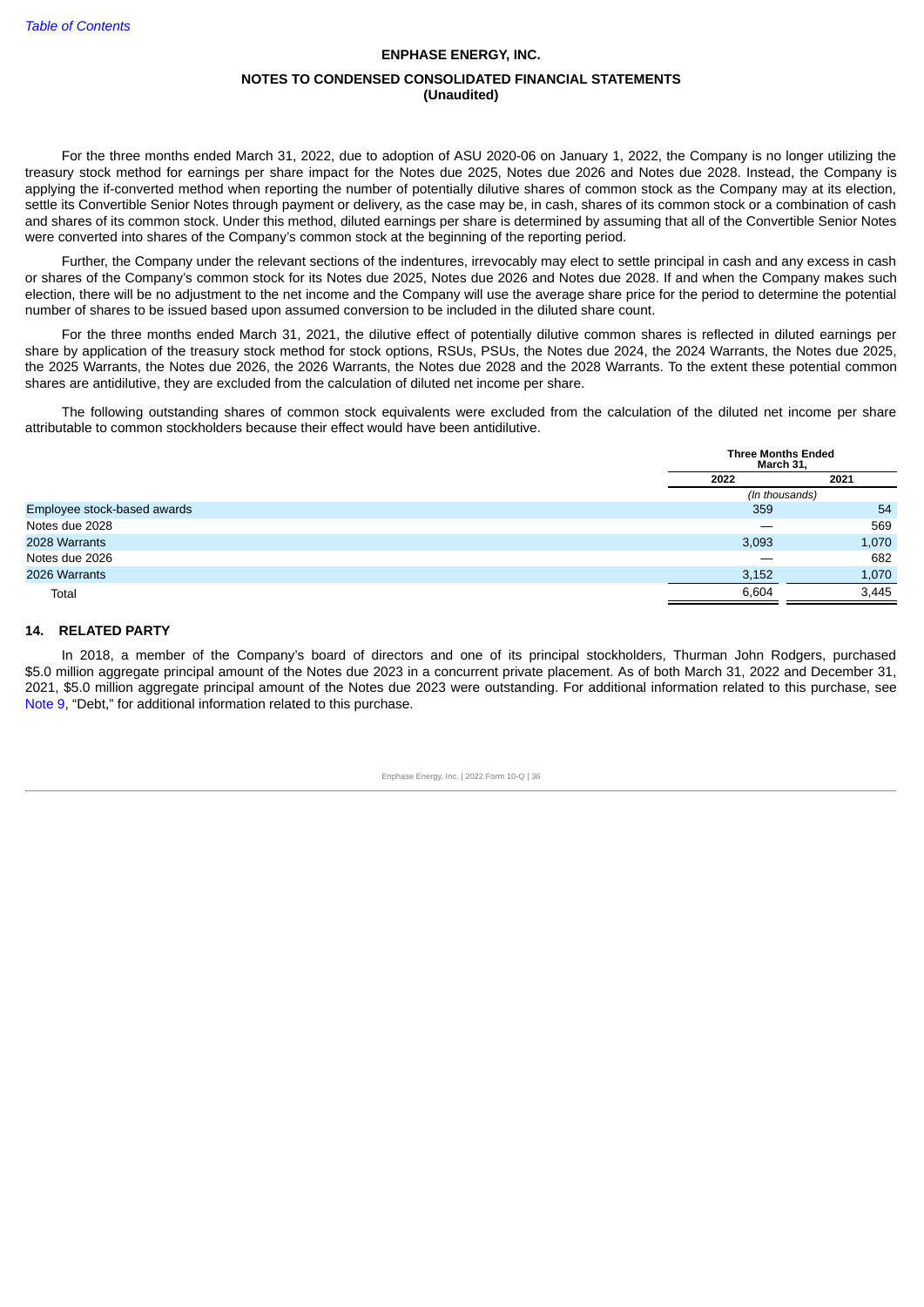For the three months ended March 31, 2022, due to adoption of ASU 2020-06 on January 1, 2022, the Company is no longer utilizing the treasury stock method for earnings per share impact for the Notes due 2025, Notes due 2026 and Notes due 2028. Instead, the Company is applying the if-converted method when reporting the number of potentially dilutive shares of common stock as the Company may at its election, settle its Convertible Senior Notes through payment or delivery, as the case may be, in cash, shares of its common stock or a combination of cash and shares of its common stock. Under this method, diluted earnings per share is determined by assuming that all of the Convertible Senior Notes were converted into shares of the Company's common stock at the beginning of the reporting period.

Further, the Company under the relevant sections of the indentures, irrevocably may elect to settle principal in cash and any excess in cash or shares of the Company's common stock for its Notes due 2025, Notes due 2026 and Notes due 2028. If and when the Company makes such election, there will be no adjustment to the net income and the Company will use the average share price for the period to determine the potential number of shares to be issued based upon assumed conversion to be included in the diluted share count.

For the three months ended March 31, 2021, the dilutive effect of potentially dilutive common shares is reflected in diluted earnings per share by application of the treasury stock method for stock options, RSUs, PSUs, the Notes due 2024, the 2024 Warrants, the Notes due 2025, the 2025 Warrants, the Notes due 2026, the 2026 Warrants, the Notes due 2028 and the 2028 Warrants. To the extent these potential common shares are antidilutive, they are excluded from the calculation of diluted net income per share.

The following outstanding shares of common stock equivalents were excluded from the calculation of the diluted net income per share attributable to common stockholders because their effect would have been antidilutive.

| | Three Months Ended March 31, | |
|---|---|---|
| | 2022 | 2021 |
| | *(In thousands)* | |
| Employee stock-based awards | 359 | 54 |
| Notes due 2028 | — | 569 |
| 2028 Warrants | 3,093 | 1,070 |
| Notes due 2026 | — | 682 |
| 2026 Warrants | 3,152 | 1,070 |
| Total | 6,604 | 3,445 |

## 14. RELATED PARTY

In 2018, a member of the Company's board of directors and one of its principal stockholders, Thurman John Rodgers, purchased $5.0 million aggregate principal amount of the Notes due 2023 in a concurrent private placement. As of both March 31, 2022 and December 31, 2021, $5.0 million aggregate principal amount of the Notes due 2023 were outstanding. For additional information related to this purchase, see Note 9, "Debt," for additional information related to this purchase.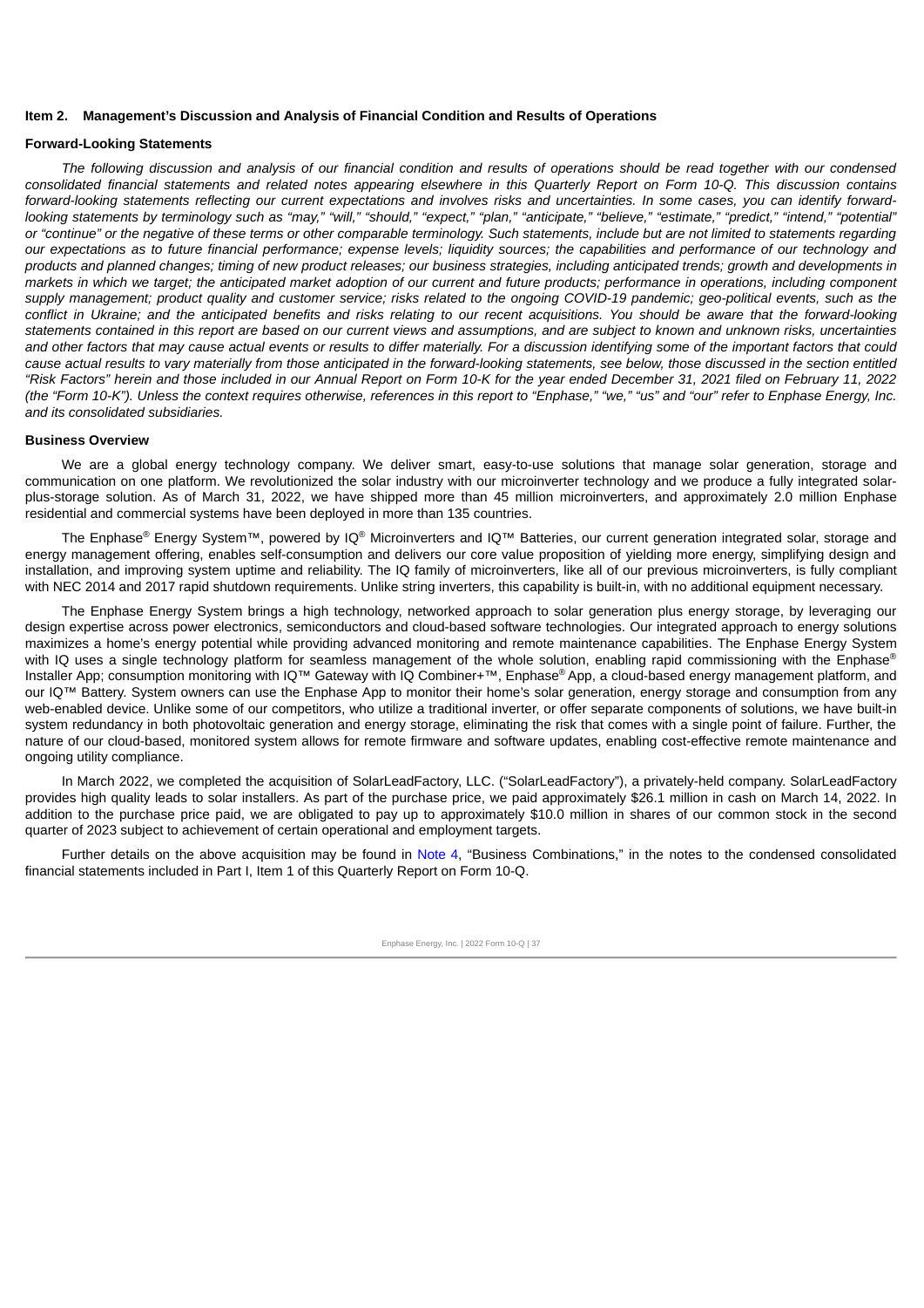## Item 2. Management's Discussion and Analysis of Financial Condition and Results of Operations

### Forward-Looking Statements

*The following discussion and analysis of our financial condition and results of operations should be read together with our condensed consolidated financial statements and related notes appearing elsewhere in this Quarterly Report on Form 10-Q. This discussion contains forward-looking statements reflecting our current expectations and involves risks and uncertainties. In some cases, you can identify forward-looking statements by terminology such as "may," "will," "should," "expect," "plan," "anticipate," "believe," "estimate," "predict," "intend," "potential" or "continue" or the negative of these terms or other comparable terminology. Such statements, include but are not limited to statements regarding our expectations as to future financial performance; expense levels; liquidity sources; the capabilities and performance of our technology and products and planned changes; timing of new product releases; our business strategies, including anticipated trends; growth and developments in markets in which we target; the anticipated market adoption of our current and future products; performance in operations, including component supply management; product quality and customer service; risks related to the ongoing COVID-19 pandemic; geo-political events, such as the conflict in Ukraine; and the anticipated benefits and risks relating to our recent acquisitions. You should be aware that the forward-looking statements contained in this report are based on our current views and assumptions, and are subject to known and unknown risks, uncertainties and other factors that may cause actual events or results to differ materially. For a discussion identifying some of the important factors that could cause actual results to vary materially from those anticipated in the forward-looking statements, see below, those discussed in the section entitled "Risk Factors" herein and those included in our Annual Report on Form 10-K for the year ended December 31, 2021 filed on February 11, 2022 (the "Form 10-K"). Unless the context requires otherwise, references in this report to "Enphase," "we," "us" and "our" refer to Enphase Energy, Inc. and its consolidated subsidiaries.*

### Business Overview

We are a global energy technology company. We deliver smart, easy-to-use solutions that manage solar generation, storage and communication on one platform. We revolutionized the solar industry with our microinverter technology and we produce a fully integrated solar-plus-storage solution. As of March 31, 2022, we have shipped more than 45 million microinverters, and approximately 2.0 million Enphase residential and commercial systems have been deployed in more than 135 countries.

The Enphase® Energy System™, powered by IQ® Microinverters and IQ™ Batteries, our current generation integrated solar, storage and energy management offering, enables self-consumption and delivers our core value proposition of yielding more energy, simplifying design and installation, and improving system uptime and reliability. The IQ family of microinverters, like all of our previous microinverters, is fully compliant with NEC 2014 and 2017 rapid shutdown requirements. Unlike string inverters, this capability is built-in, with no additional equipment necessary.

The Enphase Energy System brings a high technology, networked approach to solar generation plus energy storage, by leveraging our design expertise across power electronics, semiconductors and cloud-based software technologies. Our integrated approach to energy solutions maximizes a home's energy potential while providing advanced monitoring and remote maintenance capabilities. The Enphase Energy System with IQ uses a single technology platform for seamless management of the whole solution, enabling rapid commissioning with the Enphase® Installer App; consumption monitoring with IQ™ Gateway with IQ Combiner+™, Enphase® App, a cloud-based energy management platform, and our IQ™ Battery. System owners can use the Enphase App to monitor their home's solar generation, energy storage and consumption from any web-enabled device. Unlike some of our competitors, who utilize a traditional inverter, or offer separate components of solutions, we have built-in system redundancy in both photovoltaic generation and energy storage, eliminating the risk that comes with a single point of failure. Further, the nature of our cloud-based, monitored system allows for remote firmware and software updates, enabling cost-effective remote maintenance and ongoing utility compliance.

In March 2022, we completed the acquisition of SolarLeadFactory, LLC. ("SolarLeadFactory"), a privately-held company. SolarLeadFactory provides high quality leads to solar installers. As part of the purchase price, we paid approximately $26.1 million in cash on March 14, 2022. In addition to the purchase price paid, we are obligated to pay up to approximately $10.0 million in shares of our common stock in the second quarter of 2023 subject to achievement of certain operational and employment targets.

Further details on the above acquisition may be found in Note 4, "Business Combinations," in the notes to the condensed consolidated financial statements included in Part I, Item 1 of this Quarterly Report on Form 10-Q.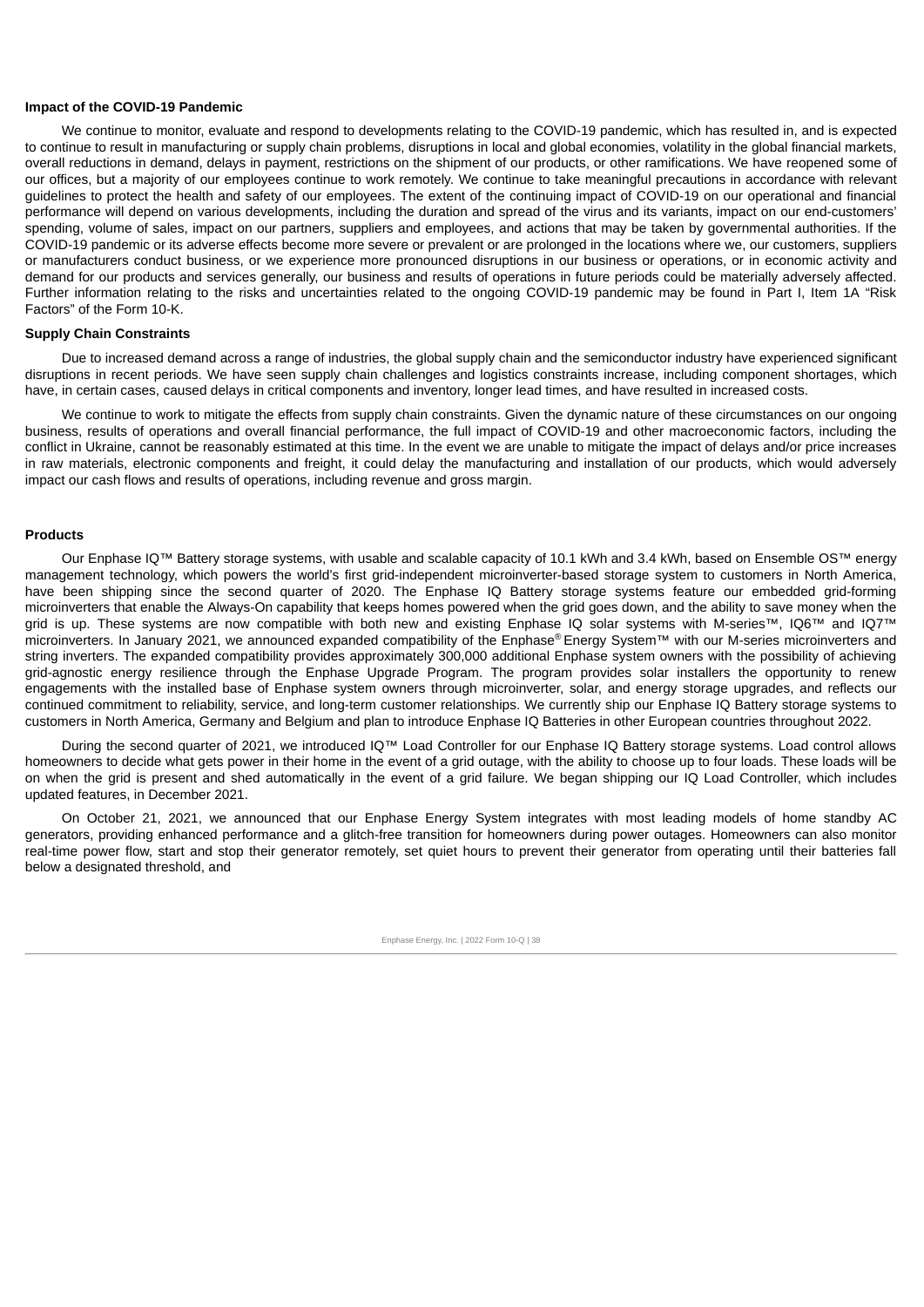### Impact of the COVID-19 Pandemic

We continue to monitor, evaluate and respond to developments relating to the COVID-19 pandemic, which has resulted in, and is expected to continue to result in manufacturing or supply chain problems, disruptions in local and global economies, volatility in the global financial markets, overall reductions in demand, delays in payment, restrictions on the shipment of our products, or other ramifications. We have reopened some of our offices, but a majority of our employees continue to work remotely. We continue to take meaningful precautions in accordance with relevant guidelines to protect the health and safety of our employees. The extent of the continuing impact of COVID-19 on our operational and financial performance will depend on various developments, including the duration and spread of the virus and its variants, impact on our end-customers' spending, volume of sales, impact on our partners, suppliers and employees, and actions that may be taken by governmental authorities. If the COVID-19 pandemic or its adverse effects become more severe or prevalent or are prolonged in the locations where we, our customers, suppliers or manufacturers conduct business, or we experience more pronounced disruptions in our business or operations, or in economic activity and demand for our products and services generally, our business and results of operations in future periods could be materially adversely affected. Further information relating to the risks and uncertainties related to the ongoing COVID-19 pandemic may be found in Part I, Item 1A "Risk Factors" of the Form 10-K.

### Supply Chain Constraints

Due to increased demand across a range of industries, the global supply chain and the semiconductor industry have experienced significant disruptions in recent periods. We have seen supply chain challenges and logistics constraints increase, including component shortages, which have, in certain cases, caused delays in critical components and inventory, longer lead times, and have resulted in increased costs.

We continue to work to mitigate the effects from supply chain constraints. Given the dynamic nature of these circumstances on our ongoing business, results of operations and overall financial performance, the full impact of COVID-19 and other macroeconomic factors, including the conflict in Ukraine, cannot be reasonably estimated at this time. In the event we are unable to mitigate the impact of delays and/or price increases in raw materials, electronic components and freight, it could delay the manufacturing and installation of our products, which would adversely impact our cash flows and results of operations, including revenue and gross margin.

### Products

Our Enphase IQ™ Battery storage systems, with usable and scalable capacity of 10.1 kWh and 3.4 kWh, based on Ensemble OS™ energy management technology, which powers the world's first grid-independent microinverter-based storage system to customers in North America, have been shipping since the second quarter of 2020. The Enphase IQ Battery storage systems feature our embedded grid-forming microinverters that enable the Always-On capability that keeps homes powered when the grid goes down, and the ability to save money when the grid is up. These systems are now compatible with both new and existing Enphase IQ solar systems with M-series™, IQ6™ and IQ7™ microinverters. In January 2021, we announced expanded compatibility of the Enphase® Energy System™ with our M-series microinverters and string inverters. The expanded compatibility provides approximately 300,000 additional Enphase system owners with the possibility of achieving grid-agnostic energy resilience through the Enphase Upgrade Program. The program provides solar installers the opportunity to renew engagements with the installed base of Enphase system owners through microinverter, solar, and energy storage upgrades, and reflects our continued commitment to reliability, service, and long-term customer relationships. We currently ship our Enphase IQ Battery storage systems to customers in North America, Germany and Belgium and plan to introduce Enphase IQ Batteries in other European countries throughout 2022.

During the second quarter of 2021, we introduced IQ™ Load Controller for our Enphase IQ Battery storage systems. Load control allows homeowners to decide what gets power in their home in the event of a grid outage, with the ability to choose up to four loads. These loads will be on when the grid is present and shed automatically in the event of a grid failure. We began shipping our IQ Load Controller, which includes updated features, in December 2021.

On October 21, 2021, we announced that our Enphase Energy System integrates with most leading models of home standby AC generators, providing enhanced performance and a glitch-free transition for homeowners during power outages. Homeowners can also monitor real-time power flow, start and stop their generator remotely, set quiet hours to prevent their generator from operating until their batteries fall below a designated threshold, and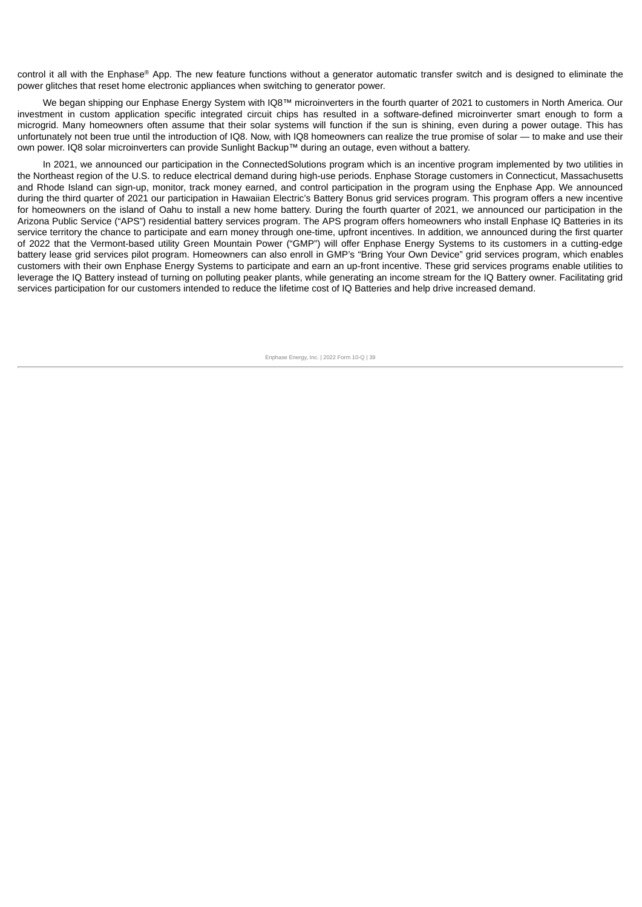control it all with the Enphase® App. The new feature functions without a generator automatic transfer switch and is designed to eliminate the power glitches that reset home electronic appliances when switching to generator power.

We began shipping our Enphase Energy System with IQ8™ microinverters in the fourth quarter of 2021 to customers in North America. Our investment in custom application specific integrated circuit chips has resulted in a software-defined microinverter smart enough to form a microgrid. Many homeowners often assume that their solar systems will function if the sun is shining, even during a power outage. This has unfortunately not been true until the introduction of IQ8. Now, with IQ8 homeowners can realize the true promise of solar — to make and use their own power. IQ8 solar microinverters can provide Sunlight Backup™ during an outage, even without a battery.

In 2021, we announced our participation in the ConnectedSolutions program which is an incentive program implemented by two utilities in the Northeast region of the U.S. to reduce electrical demand during high-use periods. Enphase Storage customers in Connecticut, Massachusetts and Rhode Island can sign-up, monitor, track money earned, and control participation in the program using the Enphase App. We announced during the third quarter of 2021 our participation in Hawaiian Electric's Battery Bonus grid services program. This program offers a new incentive for homeowners on the island of Oahu to install a new home battery. During the fourth quarter of 2021, we announced our participation in the Arizona Public Service ("APS") residential battery services program. The APS program offers homeowners who install Enphase IQ Batteries in its service territory the chance to participate and earn money through one-time, upfront incentives. In addition, we announced during the first quarter of 2022 that the Vermont-based utility Green Mountain Power ("GMP") will offer Enphase Energy Systems to its customers in a cutting-edge battery lease grid services pilot program. Homeowners can also enroll in GMP's "Bring Your Own Device" grid services program, which enables customers with their own Enphase Energy Systems to participate and earn an up-front incentive. These grid services programs enable utilities to leverage the IQ Battery instead of turning on polluting peaker plants, while generating an income stream for the IQ Battery owner. Facilitating grid services participation for our customers intended to reduce the lifetime cost of IQ Batteries and help drive increased demand.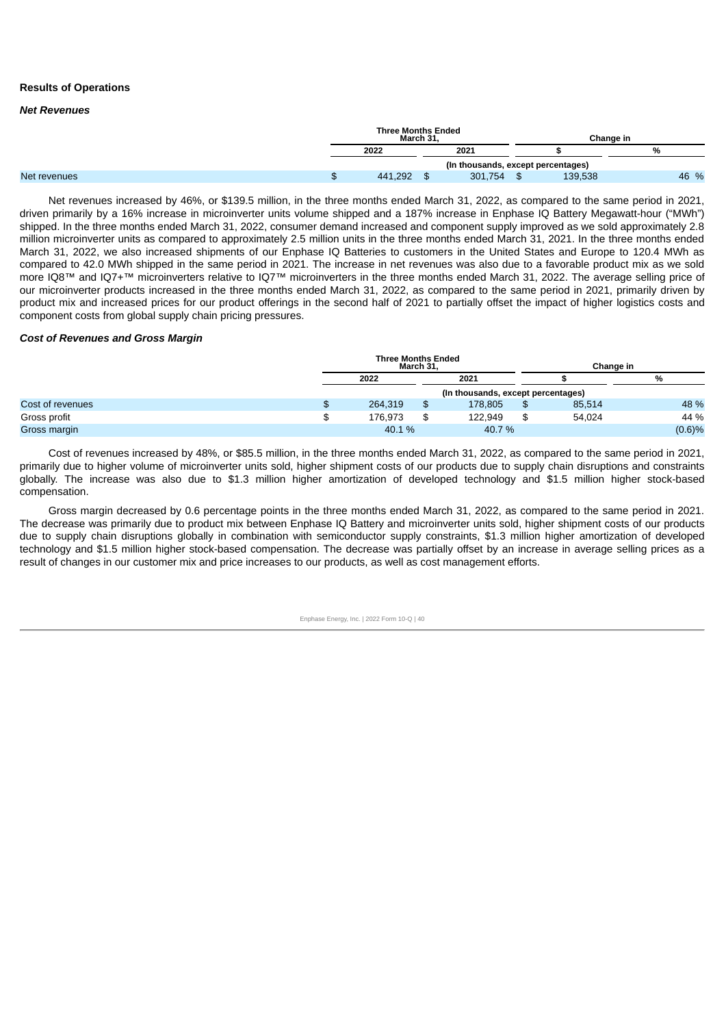**Results of Operations**

***Net Revenues***

| | Three Months Ended March 31, | | Change in | |
|---|---|---|---|---|
| | 2022 | 2021 | $ | % |
| | (In thousands, except percentages) | | | |
| Net revenues | $ 441,292 | $ 301,754 | $ 139,538 | 46 % |

Net revenues increased by 46%, or $139.5 million, in the three months ended March 31, 2022, as compared to the same period in 2021, driven primarily by a 16% increase in microinverter units volume shipped and a 187% increase in Enphase IQ Battery Megawatt-hour ("MWh") shipped. In the three months ended March 31, 2022, consumer demand increased and component supply improved as we sold approximately 2.8 million microinverter units as compared to approximately 2.5 million units in the three months ended March 31, 2021. In the three months ended March 31, 2022, we also increased shipments of our Enphase IQ Batteries to customers in the United States and Europe to 120.4 MWh as compared to 42.0 MWh shipped in the same period in 2021. The increase in net revenues was also due to a favorable product mix as we sold more IQ8™ and IQ7+™ microinverters relative to IQ7™ microinverters in the three months ended March 31, 2022. The average selling price of our microinverter products increased in the three months ended March 31, 2022, as compared to the same period in 2021, primarily driven by product mix and increased prices for our product offerings in the second half of 2021 to partially offset the impact of higher logistics costs and component costs from global supply chain pricing pressures.

***Cost of Revenues and Gross Margin***

| | Three Months Ended March 31, | | Change in | |
|---|---|---|---|---|
| | 2022 | 2021 | $ | % |
| | (In thousands, except percentages) | | | |
| Cost of revenues | $ 264,319 | $ 178,805 | $ 85,514 | 48 % |
| Gross profit | $ 176,973 | $ 122,949 | $ 54,024 | 44 % |
| Gross margin | 40.1 % | 40.7 % | | (0.6)% |

Cost of revenues increased by 48%, or $85.5 million, in the three months ended March 31, 2022, as compared to the same period in 2021, primarily due to higher volume of microinverter units sold, higher shipment costs of our products due to supply chain disruptions and constraints globally. The increase was also due to $1.3 million higher amortization of developed technology and $1.5 million higher stock-based compensation.

Gross margin decreased by 0.6 percentage points in the three months ended March 31, 2022, as compared to the same period in 2021. The decrease was primarily due to product mix between Enphase IQ Battery and microinverter units sold, higher shipment costs of our products due to supply chain disruptions globally in combination with semiconductor supply constraints, $1.3 million higher amortization of developed technology and $1.5 million higher stock-based compensation. The decrease was partially offset by an increase in average selling prices as a result of changes in our customer mix and price increases to our products, as well as cost management efforts.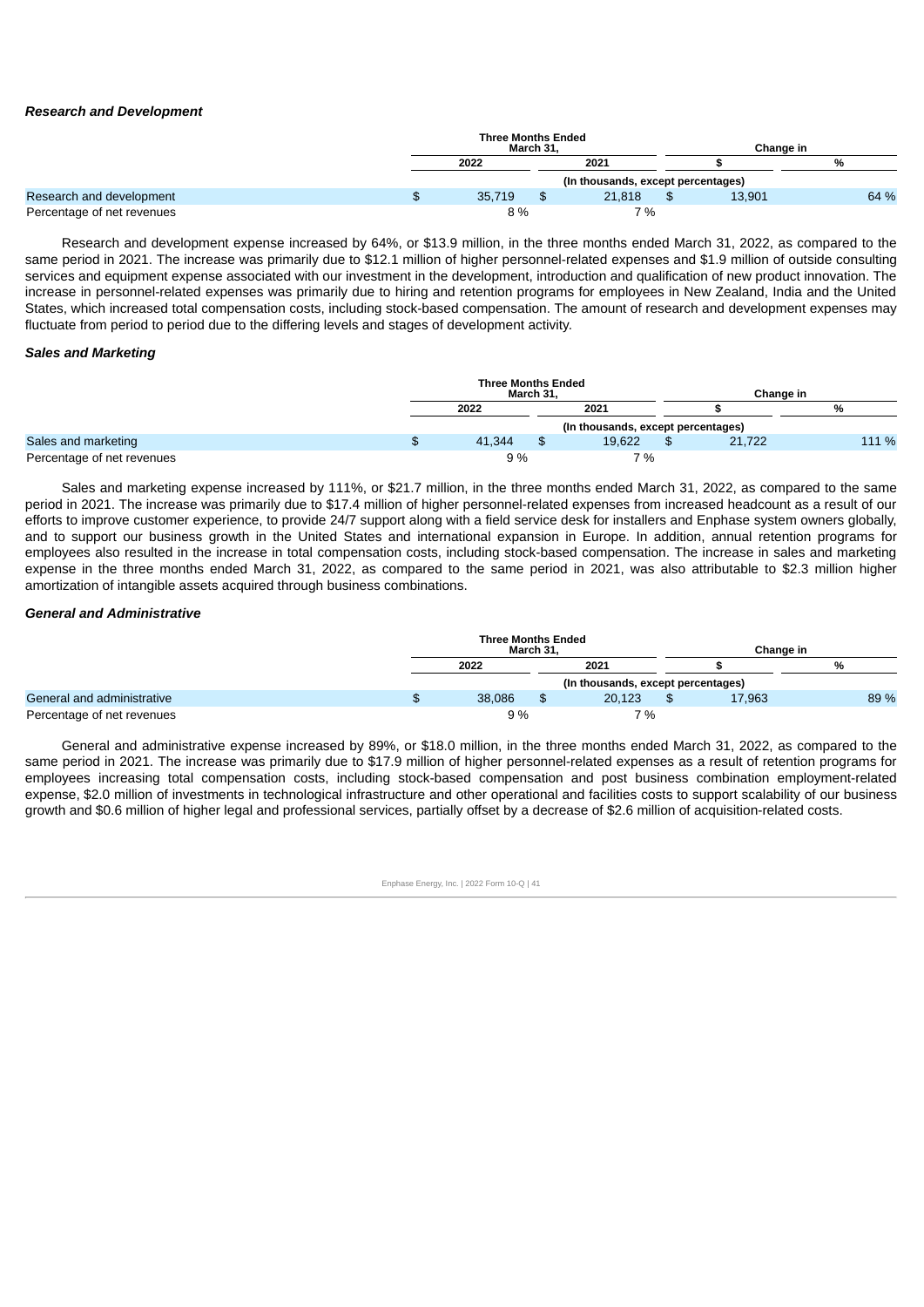***Research and Development***

| | Three Months Ended March 31, | | Change in | |
|---|---|---|---|---|
| | 2022 | 2021 | $ | % |
| | (In thousands, except percentages) | | | |
| Research and development | $ 35,719 | $ 21,818 | $ 13,901 | 64 % |
| Percentage of net revenues | 8 % | 7 % | | |

Research and development expense increased by 64%, or $13.9 million, in the three months ended March 31, 2022, as compared to the same period in 2021. The increase was primarily due to $12.1 million of higher personnel-related expenses and $1.9 million of outside consulting services and equipment expense associated with our investment in the development, introduction and qualification of new product innovation. The increase in personnel-related expenses was primarily due to hiring and retention programs for employees in New Zealand, India and the United States, which increased total compensation costs, including stock-based compensation. The amount of research and development expenses may fluctuate from period to period due to the differing levels and stages of development activity.

***Sales and Marketing***

| | Three Months Ended March 31, | | Change in | |
|---|---|---|---|---|
| | 2022 | 2021 | $ | % |
| | (In thousands, except percentages) | | | |
| Sales and marketing | $ 41,344 | $ 19,622 | $ 21,722 | 111 % |
| Percentage of net revenues | 9 % | 7 % | | |

Sales and marketing expense increased by 111%, or $21.7 million, in the three months ended March 31, 2022, as compared to the same period in 2021. The increase was primarily due to $17.4 million of higher personnel-related expenses from increased headcount as a result of our efforts to improve customer experience, to provide 24/7 support along with a field service desk for installers and Enphase system owners globally, and to support our business growth in the United States and international expansion in Europe. In addition, annual retention programs for employees also resulted in the increase in total compensation costs, including stock-based compensation. The increase in sales and marketing expense in the three months ended March 31, 2022, as compared to the same period in 2021, was also attributable to $2.3 million higher amortization of intangible assets acquired through business combinations.

***General and Administrative***

| | Three Months Ended March 31, | | Change in | |
|---|---|---|---|---|
| | 2022 | 2021 | $ | % |
| | (In thousands, except percentages) | | | |
| General and administrative | $ 38,086 | $ 20,123 | $ 17,963 | 89 % |
| Percentage of net revenues | 9 % | 7 % | | |

General and administrative expense increased by 89%, or $18.0 million, in the three months ended March 31, 2022, as compared to the same period in 2021. The increase was primarily due to $17.9 million of higher personnel-related expenses as a result of retention programs for employees increasing total compensation costs, including stock-based compensation and post business combination employment-related expense, $2.0 million of investments in technological infrastructure and other operational and facilities costs to support scalability of our business growth and $0.6 million of higher legal and professional services, partially offset by a decrease of $2.6 million of acquisition-related costs.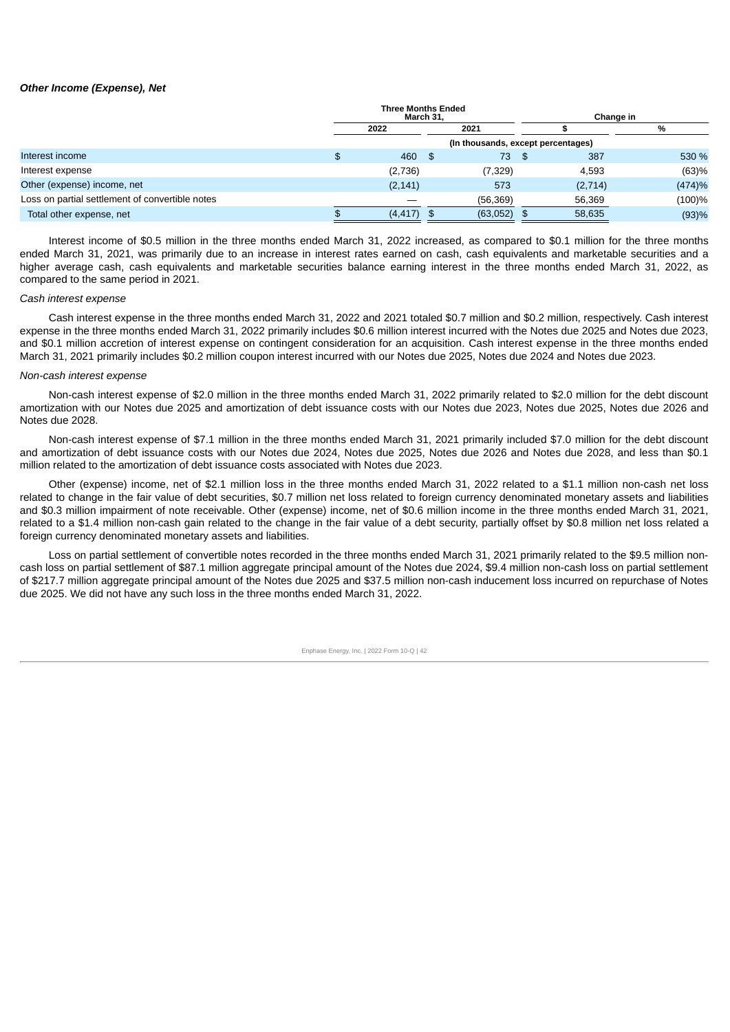### *Other Income (Expense), Net*

| | Three Months Ended March 31, | | Change in | |
|---|---|---|---|---|
| | 2022 | 2021 | $ | % |
| | (In thousands, except percentages) | | | |
| Interest income | $ 460 | $ 73 | $ 387 | 530 % |
| Interest expense | (2,736) | (7,329) | 4,593 | (63)% |
| Other (expense) income, net | (2,141) | 573 | (2,714) | (474)% |
| Loss on partial settlement of convertible notes | — | (56,369) | 56,369 | (100)% |
| Total other expense, net | $ (4,417) | $ (63,052) | $ 58,635 | (93)% |

Interest income of $0.5 million in the three months ended March 31, 2022 increased, as compared to $0.1 million for the three months ended March 31, 2021, was primarily due to an increase in interest rates earned on cash, cash equivalents and marketable securities and a higher average cash, cash equivalents and marketable securities balance earning interest in the three months ended March 31, 2022, as compared to the same period in 2021.

*Cash interest expense*

Cash interest expense in the three months ended March 31, 2022 and 2021 totaled $0.7 million and $0.2 million, respectively. Cash interest expense in the three months ended March 31, 2022 primarily includes $0.6 million interest incurred with the Notes due 2025 and Notes due 2023, and $0.1 million accretion of interest expense on contingent consideration for an acquisition. Cash interest expense in the three months ended March 31, 2021 primarily includes $0.2 million coupon interest incurred with our Notes due 2025, Notes due 2024 and Notes due 2023.

*Non-cash interest expense*

Non-cash interest expense of $2.0 million in the three months ended March 31, 2022 primarily related to $2.0 million for the debt discount amortization with our Notes due 2025 and amortization of debt issuance costs with our Notes due 2023, Notes due 2025, Notes due 2026 and Notes due 2028.

Non-cash interest expense of $7.1 million in the three months ended March 31, 2021 primarily included $7.0 million for the debt discount and amortization of debt issuance costs with our Notes due 2024, Notes due 2025, Notes due 2026 and Notes due 2028, and less than $0.1 million related to the amortization of debt issuance costs associated with Notes due 2023.

Other (expense) income, net of $2.1 million loss in the three months ended March 31, 2022 related to a $1.1 million non-cash net loss related to change in the fair value of debt securities, $0.7 million net loss related to foreign currency denominated monetary assets and liabilities and $0.3 million impairment of note receivable. Other (expense) income, net of $0.6 million income in the three months ended March 31, 2021, related to a $1.4 million non-cash gain related to the change in the fair value of a debt security, partially offset by $0.8 million net loss related a foreign currency denominated monetary assets and liabilities.

Loss on partial settlement of convertible notes recorded in the three months ended March 31, 2021 primarily related to the $9.5 million non-cash loss on partial settlement of $87.1 million aggregate principal amount of the Notes due 2024, $9.4 million non-cash loss on partial settlement of $217.7 million aggregate principal amount of the Notes due 2025 and $37.5 million non-cash inducement loss incurred on repurchase of Notes due 2025. We did not have any such loss in the three months ended March 31, 2022.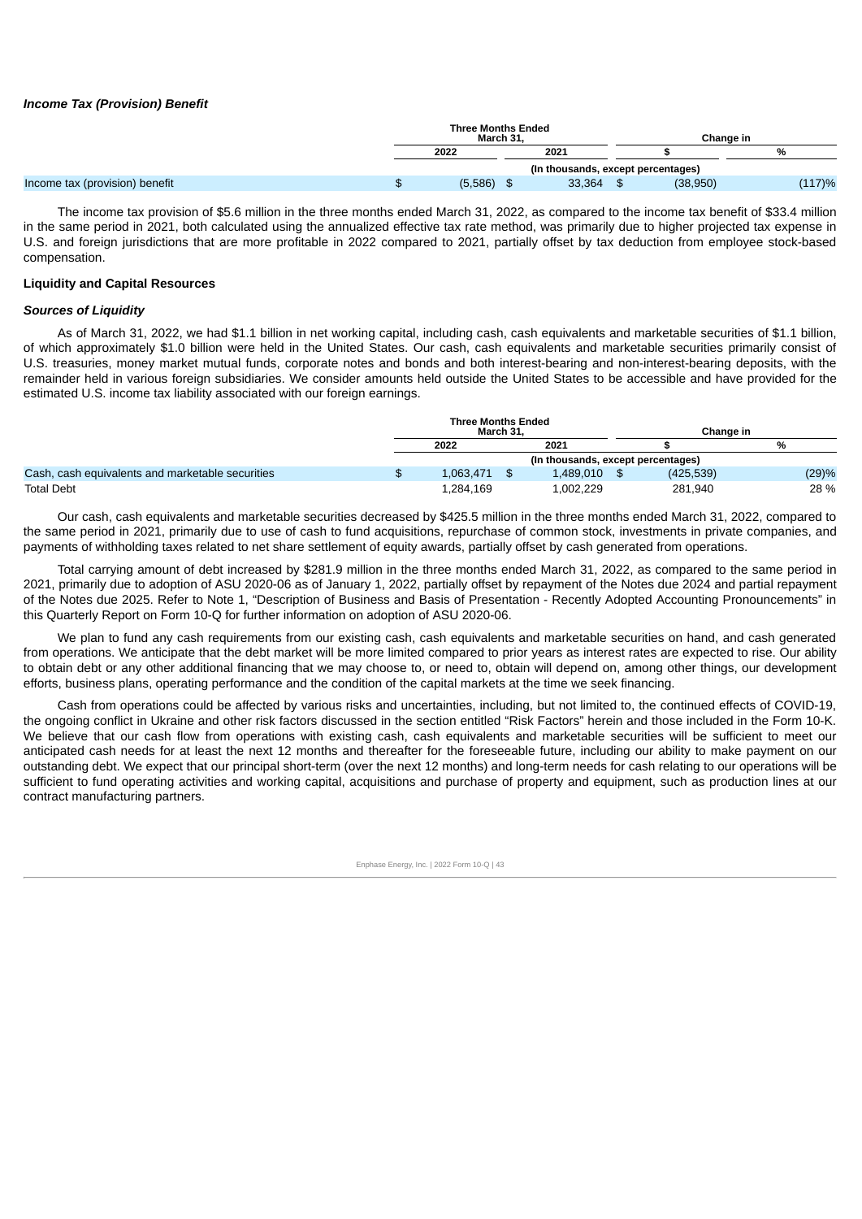### *Income Tax (Provision) Benefit*

| | Three Months Ended March 31, | | Change in | |
|---|---|---|---|---|
| | 2022 | 2021 | $ | % |
| | (In thousands, except percentages) | | | |
| Income tax (provision) benefit | $ (5,586) | $ 33,364 | $ (38,950) | (117)% |

The income tax provision of $5.6 million in the three months ended March 31, 2022, as compared to the income tax benefit of $33.4 million in the same period in 2021, both calculated using the annualized effective tax rate method, was primarily due to higher projected tax expense in U.S. and foreign jurisdictions that are more profitable in 2022 compared to 2021, partially offset by tax deduction from employee stock-based compensation.

### Liquidity and Capital Resources

#### *Sources of Liquidity*

As of March 31, 2022, we had $1.1 billion in net working capital, including cash, cash equivalents and marketable securities of $1.1 billion, of which approximately $1.0 billion were held in the United States. Our cash, cash equivalents and marketable securities primarily consist of U.S. treasuries, money market mutual funds, corporate notes and bonds and both interest-bearing and non-interest-bearing deposits, with the remainder held in various foreign subsidiaries. We consider amounts held outside the United States to be accessible and have provided for the estimated U.S. income tax liability associated with our foreign earnings.

| | Three Months Ended March 31, | | Change in | |
|---|---|---|---|---|
| | 2022 | 2021 | $ | % |
| | (In thousands, except percentages) | | | |
| Cash, cash equivalents and marketable securities | $ 1,063,471 | $ 1,489,010 | $ (425,539) | (29)% |
| Total Debt | 1,284,169 | 1,002,229 | 281,940 | 28 % |

Our cash, cash equivalents and marketable securities decreased by $425.5 million in the three months ended March 31, 2022, compared to the same period in 2021, primarily due to use of cash to fund acquisitions, repurchase of common stock, investments in private companies, and payments of withholding taxes related to net share settlement of equity awards, partially offset by cash generated from operations.

Total carrying amount of debt increased by $281.9 million in the three months ended March 31, 2022, as compared to the same period in 2021, primarily due to adoption of ASU 2020-06 as of January 1, 2022, partially offset by repayment of the Notes due 2024 and partial repayment of the Notes due 2025. Refer to Note 1, "Description of Business and Basis of Presentation - Recently Adopted Accounting Pronouncements" in this Quarterly Report on Form 10-Q for further information on adoption of ASU 2020-06.

We plan to fund any cash requirements from our existing cash, cash equivalents and marketable securities on hand, and cash generated from operations. We anticipate that the debt market will be more limited compared to prior years as interest rates are expected to rise. Our ability to obtain debt or any other additional financing that we may choose to, or need to, obtain will depend on, among other things, our development efforts, business plans, operating performance and the condition of the capital markets at the time we seek financing.

Cash from operations could be affected by various risks and uncertainties, including, but not limited to, the continued effects of COVID-19, the ongoing conflict in Ukraine and other risk factors discussed in the section entitled "Risk Factors" herein and those included in the Form 10-K. We believe that our cash flow from operations with existing cash, cash equivalents and marketable securities will be sufficient to meet our anticipated cash needs for at least the next 12 months and thereafter for the foreseeable future, including our ability to make payment on our outstanding debt. We expect that our principal short-term (over the next 12 months) and long-term needs for cash relating to our operations will be sufficient to fund operating activities and working capital, acquisitions and purchase of property and equipment, such as production lines at our contract manufacturing partners.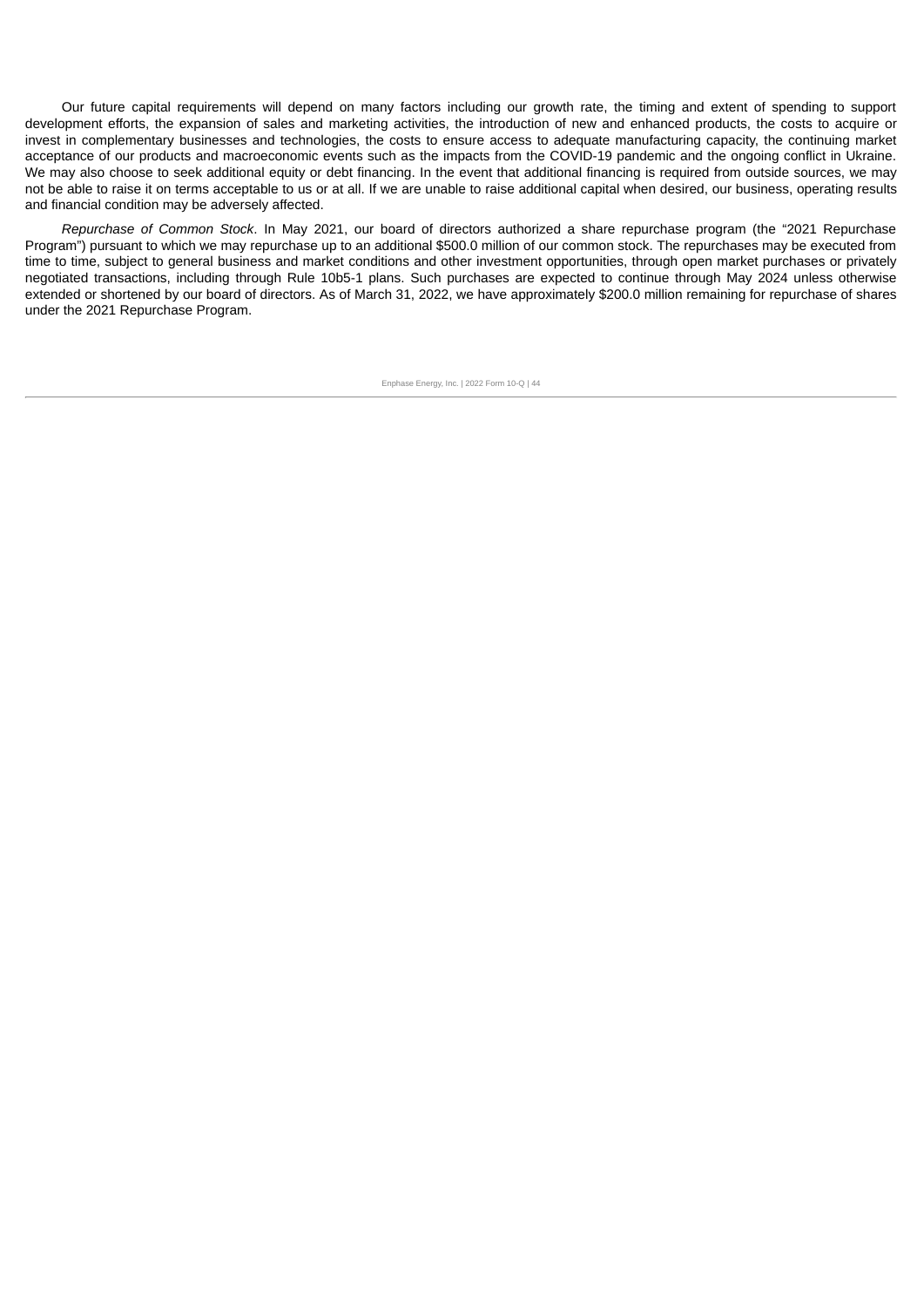Our future capital requirements will depend on many factors including our growth rate, the timing and extent of spending to support development efforts, the expansion of sales and marketing activities, the introduction of new and enhanced products, the costs to acquire or invest in complementary businesses and technologies, the costs to ensure access to adequate manufacturing capacity, the continuing market acceptance of our products and macroeconomic events such as the impacts from the COVID-19 pandemic and the ongoing conflict in Ukraine. We may also choose to seek additional equity or debt financing. In the event that additional financing is required from outside sources, we may not be able to raise it on terms acceptable to us or at all. If we are unable to raise additional capital when desired, our business, operating results and financial condition may be adversely affected.

*Repurchase of Common Stock*. In May 2021, our board of directors authorized a share repurchase program (the "2021 Repurchase Program") pursuant to which we may repurchase up to an additional $500.0 million of our common stock. The repurchases may be executed from time to time, subject to general business and market conditions and other investment opportunities, through open market purchases or privately negotiated transactions, including through Rule 10b5-1 plans. Such purchases are expected to continue through May 2024 unless otherwise extended or shortened by our board of directors. As of March 31, 2022, we have approximately $200.0 million remaining for repurchase of shares under the 2021 Repurchase Program.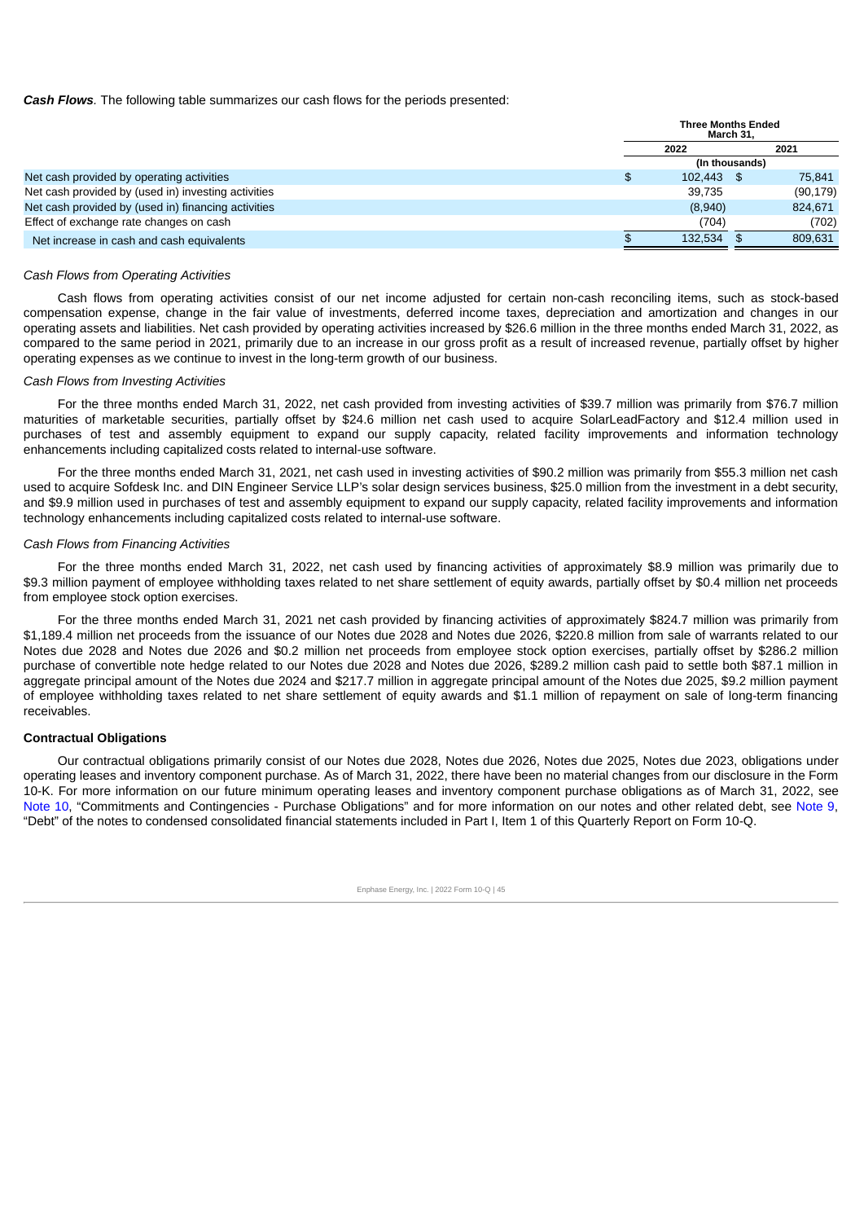***Cash Flows.*** The following table summarizes our cash flows for the periods presented:

| | Three Months Ended March 31, | |
|---|---|---|
| | 2022 | 2021 |
| | (In thousands) | |
| Net cash provided by operating activities | $ 102,443 | $ 75,841 |
| Net cash provided by (used in) investing activities | 39,735 | (90,179) |
| Net cash provided by (used in) financing activities | (8,940) | 824,671 |
| Effect of exchange rate changes on cash | (704) | (702) |
| Net increase in cash and cash equivalents | $ 132,534 | $ 809,631 |

*Cash Flows from Operating Activities*

Cash flows from operating activities consist of our net income adjusted for certain non-cash reconciling items, such as stock-based compensation expense, change in the fair value of investments, deferred income taxes, depreciation and amortization and changes in our operating assets and liabilities. Net cash provided by operating activities increased by $26.6 million in the three months ended March 31, 2022, as compared to the same period in 2021, primarily due to an increase in our gross profit as a result of increased revenue, partially offset by higher operating expenses as we continue to invest in the long-term growth of our business.

*Cash Flows from Investing Activities*

For the three months ended March 31, 2022, net cash provided from investing activities of $39.7 million was primarily from $76.7 million maturities of marketable securities, partially offset by $24.6 million net cash used to acquire SolarLeadFactory and $12.4 million used in purchases of test and assembly equipment to expand our supply capacity, related facility improvements and information technology enhancements including capitalized costs related to internal-use software.

For the three months ended March 31, 2021, net cash used in investing activities of $90.2 million was primarily from $55.3 million net cash used to acquire Sofdesk Inc. and DIN Engineer Service LLP's solar design services business, $25.0 million from the investment in a debt security, and $9.9 million used in purchases of test and assembly equipment to expand our supply capacity, related facility improvements and information technology enhancements including capitalized costs related to internal-use software.

*Cash Flows from Financing Activities*

For the three months ended March 31, 2022, net cash used by financing activities of approximately $8.9 million was primarily due to $9.3 million payment of employee withholding taxes related to net share settlement of equity awards, partially offset by $0.4 million net proceeds from employee stock option exercises.

For the three months ended March 31, 2021 net cash provided by financing activities of approximately $824.7 million was primarily from $1,189.4 million net proceeds from the issuance of our Notes due 2028 and Notes due 2026, $220.8 million from sale of warrants related to our Notes due 2028 and Notes due 2026 and $0.2 million net proceeds from employee stock option exercises, partially offset by $286.2 million purchase of convertible note hedge related to our Notes due 2028 and Notes due 2026, $289.2 million cash paid to settle both $87.1 million in aggregate principal amount of the Notes due 2024 and $217.7 million in aggregate principal amount of the Notes due 2025, $9.2 million payment of employee withholding taxes related to net share settlement of equity awards and $1.1 million of repayment on sale of long-term financing receivables.

**Contractual Obligations**

Our contractual obligations primarily consist of our Notes due 2028, Notes due 2026, Notes due 2025, Notes due 2023, obligations under operating leases and inventory component purchase. As of March 31, 2022, there have been no material changes from our disclosure in the Form 10-K. For more information on our future minimum operating leases and inventory component purchase obligations as of March 31, 2022, see Note 10, "Commitments and Contingencies - Purchase Obligations" and for more information on our notes and other related debt, see Note 9, "Debt" of the notes to condensed consolidated financial statements included in Part I, Item 1 of this Quarterly Report on Form 10-Q.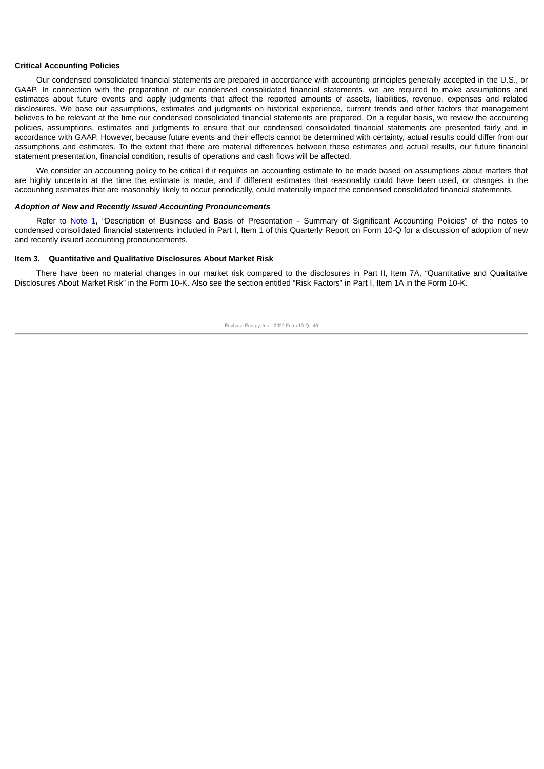**Critical Accounting Policies**

Our condensed consolidated financial statements are prepared in accordance with accounting principles generally accepted in the U.S., or GAAP. In connection with the preparation of our condensed consolidated financial statements, we are required to make assumptions and estimates about future events and apply judgments that affect the reported amounts of assets, liabilities, revenue, expenses and related disclosures. We base our assumptions, estimates and judgments on historical experience, current trends and other factors that management believes to be relevant at the time our condensed consolidated financial statements are prepared. On a regular basis, we review the accounting policies, assumptions, estimates and judgments to ensure that our condensed consolidated financial statements are presented fairly and in accordance with GAAP. However, because future events and their effects cannot be determined with certainty, actual results could differ from our assumptions and estimates. To the extent that there are material differences between these estimates and actual results, our future financial statement presentation, financial condition, results of operations and cash flows will be affected.

We consider an accounting policy to be critical if it requires an accounting estimate to be made based on assumptions about matters that are highly uncertain at the time the estimate is made, and if different estimates that reasonably could have been used, or changes in the accounting estimates that are reasonably likely to occur periodically, could materially impact the condensed consolidated financial statements.

***Adoption of New and Recently Issued Accounting Pronouncements***

Refer to Note 1, "Description of Business and Basis of Presentation - Summary of Significant Accounting Policies" of the notes to condensed consolidated financial statements included in Part I, Item 1 of this Quarterly Report on Form 10-Q for a discussion of adoption of new and recently issued accounting pronouncements.

**Item 3. Quantitative and Qualitative Disclosures About Market Risk**

There have been no material changes in our market risk compared to the disclosures in Part II, Item 7A, "Quantitative and Qualitative Disclosures About Market Risk" in the Form 10-K. Also see the section entitled "Risk Factors" in Part I, Item 1A in the Form 10-K.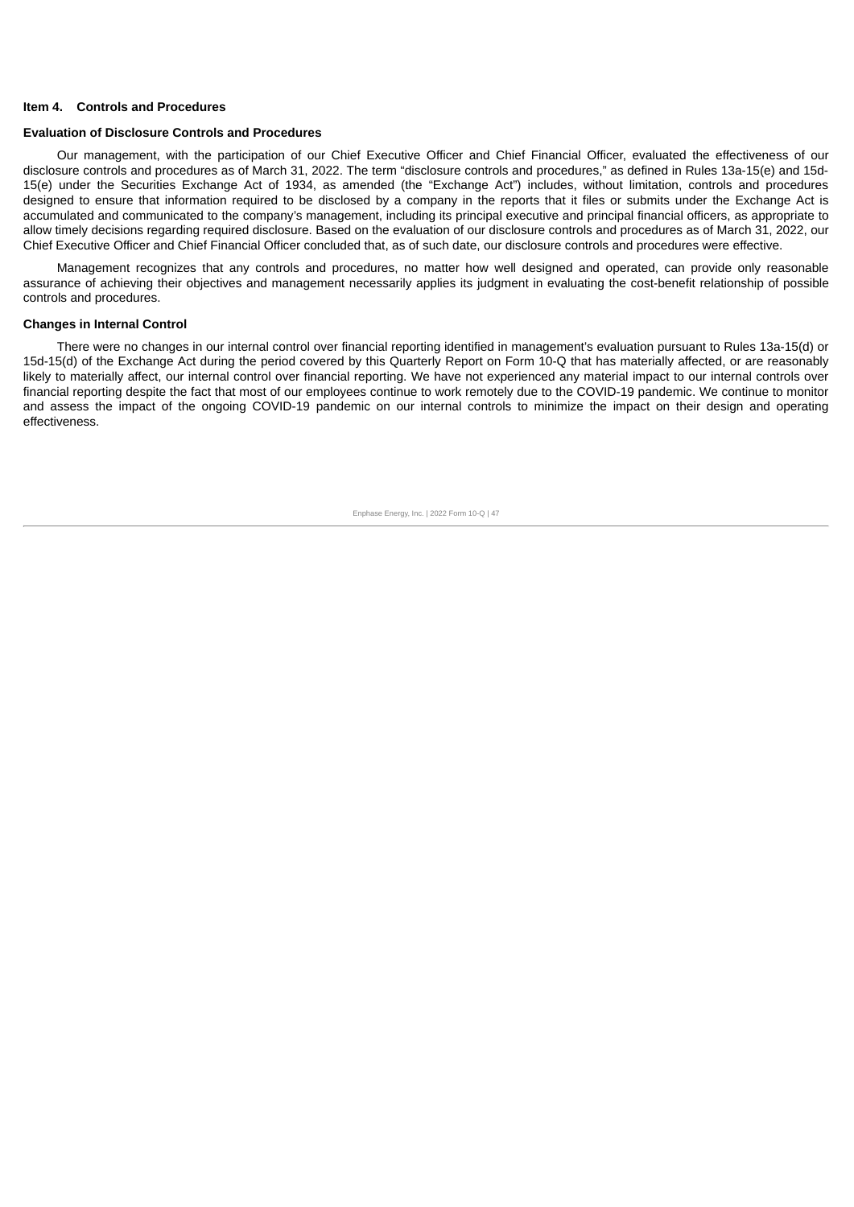## Item 4. Controls and Procedures

### Evaluation of Disclosure Controls and Procedures

Our management, with the participation of our Chief Executive Officer and Chief Financial Officer, evaluated the effectiveness of our disclosure controls and procedures as of March 31, 2022. The term “disclosure controls and procedures,” as defined in Rules 13a-15(e) and 15d-15(e) under the Securities Exchange Act of 1934, as amended (the “Exchange Act”) includes, without limitation, controls and procedures designed to ensure that information required to be disclosed by a company in the reports that it files or submits under the Exchange Act is accumulated and communicated to the company's management, including its principal executive and principal financial officers, as appropriate to allow timely decisions regarding required disclosure. Based on the evaluation of our disclosure controls and procedures as of March 31, 2022, our Chief Executive Officer and Chief Financial Officer concluded that, as of such date, our disclosure controls and procedures were effective.

Management recognizes that any controls and procedures, no matter how well designed and operated, can provide only reasonable assurance of achieving their objectives and management necessarily applies its judgment in evaluating the cost-benefit relationship of possible controls and procedures.

### Changes in Internal Control

There were no changes in our internal control over financial reporting identified in management's evaluation pursuant to Rules 13a-15(d) or 15d-15(d) of the Exchange Act during the period covered by this Quarterly Report on Form 10-Q that has materially affected, or are reasonably likely to materially affect, our internal control over financial reporting. We have not experienced any material impact to our internal controls over financial reporting despite the fact that most of our employees continue to work remotely due to the COVID-19 pandemic. We continue to monitor and assess the impact of the ongoing COVID-19 pandemic on our internal controls to minimize the impact on their design and operating effectiveness.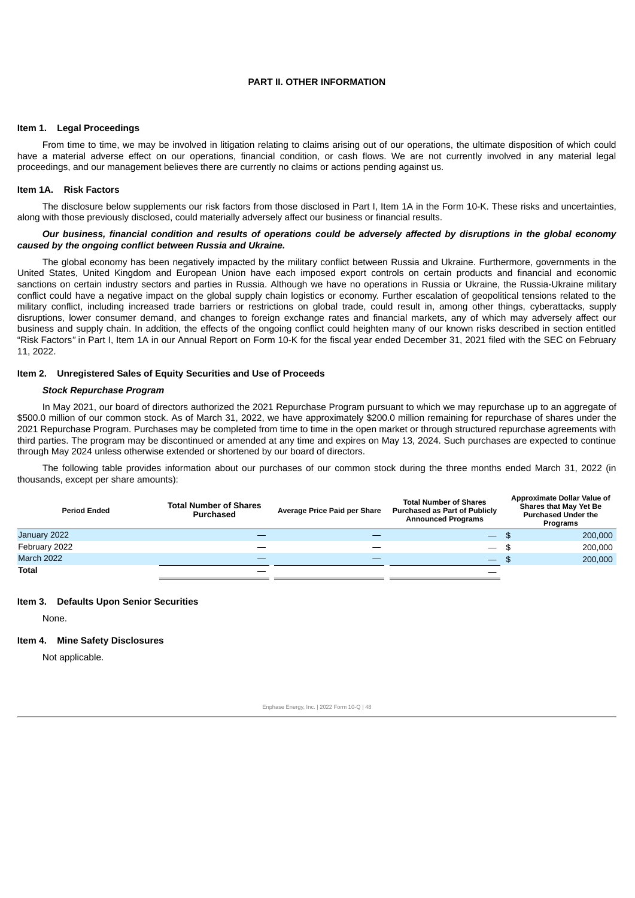# PART II. OTHER INFORMATION

## Item 1. Legal Proceedings

From time to time, we may be involved in litigation relating to claims arising out of our operations, the ultimate disposition of which could have a material adverse effect on our operations, financial condition, or cash flows. We are not currently involved in any material legal proceedings, and our management believes there are currently no claims or actions pending against us.

## Item 1A. Risk Factors

The disclosure below supplements our risk factors from those disclosed in Part I, Item 1A in the Form 10-K. These risks and uncertainties, along with those previously disclosed, could materially adversely affect our business or financial results.

***Our business, financial condition and results of operations could be adversely affected by disruptions in the global economy caused by the ongoing conflict between Russia and Ukraine.***

The global economy has been negatively impacted by the military conflict between Russia and Ukraine. Furthermore, governments in the United States, United Kingdom and European Union have each imposed export controls on certain products and financial and economic sanctions on certain industry sectors and parties in Russia. Although we have no operations in Russia or Ukraine, the Russia-Ukraine military conflict could have a negative impact on the global supply chain logistics or economy. Further escalation of geopolitical tensions related to the military conflict, including increased trade barriers or restrictions on global trade, could result in, among other things, cyberattacks, supply disruptions, lower consumer demand, and changes to foreign exchange rates and financial markets, any of which may adversely affect our business and supply chain. In addition, the effects of the ongoing conflict could heighten many of our known risks described in section entitled "Risk Factors" in Part I, Item 1A in our Annual Report on Form 10-K for the fiscal year ended December 31, 2021 filed with the SEC on February 11, 2022.

## Item 2. Unregistered Sales of Equity Securities and Use of Proceeds

***Stock Repurchase Program***

In May 2021, our board of directors authorized the 2021 Repurchase Program pursuant to which we may repurchase up to an aggregate of $500.0 million of our common stock. As of March 31, 2022, we have approximately $200.0 million remaining for repurchase of shares under the 2021 Repurchase Program. Purchases may be completed from time to time in the open market or through structured repurchase agreements with third parties. The program may be discontinued or amended at any time and expires on May 13, 2024. Such purchases are expected to continue through May 2024 unless otherwise extended or shortened by our board of directors.

The following table provides information about our purchases of our common stock during the three months ended March 31, 2022 (in thousands, except per share amounts):

| Period Ended | Total Number of Shares Purchased | Average Price Paid per Share | Total Number of Shares Purchased as Part of Publicly Announced Programs | Approximate Dollar Value of Shares that May Yet Be Purchased Under the Programs |
|---|---|---|---|---|
| January 2022 | — | — | — | $ 200,000 |
| February 2022 | — | — | — | $ 200,000 |
| March 2022 | — | — | — | $ 200,000 |
| **Total** | — | | — | |

## Item 3. Defaults Upon Senior Securities

None.

## Item 4. Mine Safety Disclosures

Not applicable.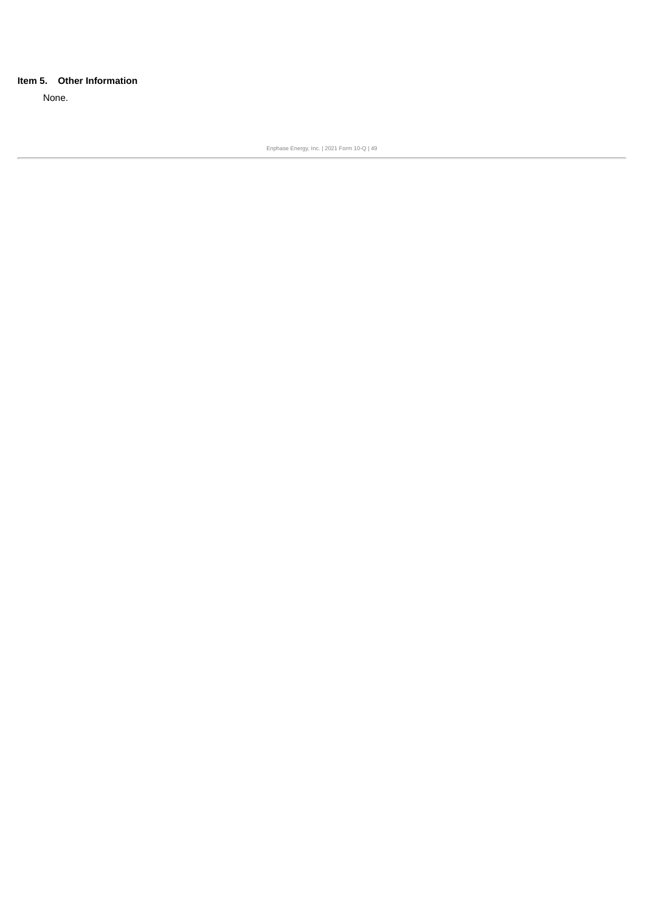## Item 5. Other Information

None.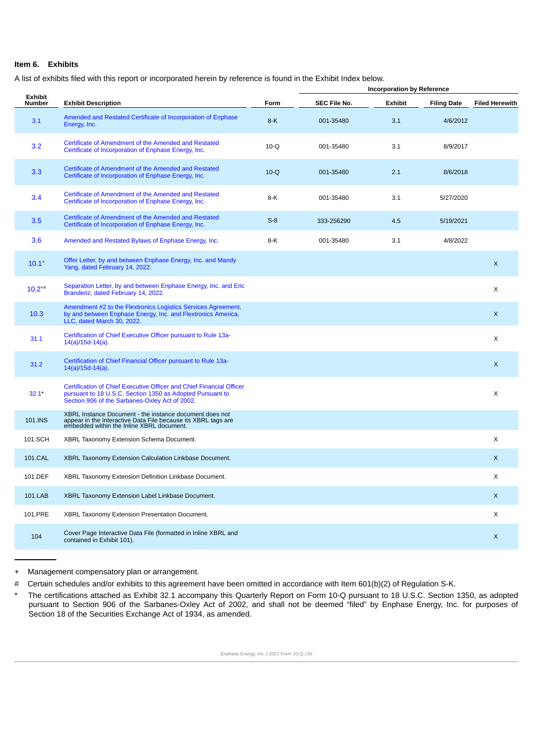## Item 6. Exhibits

A list of exhibits filed with this report or incorporated herein by reference is found in the Exhibit Index below.

| Exhibit Number | Exhibit Description | Incorporation by Reference | | | | Filed Herewith |
|---|---|---|---|---|---|---|
| | | Form | SEC File No. | Exhibit | Filing Date | |
| 3.1 | Amended and Restated Certificate of Incorporation of Enphase Energy, Inc. | 8-K | 001-35480 | 3.1 | 4/6/2012 | |
| 3.2 | Certificate of Amendment of the Amended and Restated Certificate of Incorporation of Enphase Energy, Inc. | 10-Q | 001-35480 | 3.1 | 8/9/2017 | |
| 3.3 | Certificate of Amendment of the Amended and Restated Certificate of Incorporation of Enphase Energy, Inc. | 10-Q | 001-35480 | 2.1 | 8/6/2018 | |
| 3.4 | Certificate of Amendment of the Amended and Restated Certificate of Incorporation of Enphase Energy, Inc. | 8-K | 001-35480 | 3.1 | 5/27/2020 | |
| 3.5 | Certificate of Amendment of the Amended and Restated Certificate of Incorporation of Enphase Energy, Inc. | S-8 | 333-256290 | 4.5 | 5/19/2021 | |
| 3.6 | Amended and Restated Bylaws of Enphase Energy, Inc. | 8-K | 001-35480 | 3.1 | 4/8/2022 | |
| 10.1+ | Offer Letter, by and between Enphase Energy, Inc. and Mandy Yang, dated February 14, 2022. | | | | | X |
| 10.2+# | Separation Letter, by and between Enphase Energy, Inc. and Eric Branderiz, dated February 14, 2022. | | | | | X |
| 10.3 | Amendment #2 to the Flextronics Logistics Services Agreement, by and between Enphase Energy, Inc. and Flextronics America, LLC, dated March 30, 2022. | | | | | X |
| 31.1 | Certification of Chief Executive Officer pursuant to Rule 13a-14(a)/15d-14(a). | | | | | X |
| 31.2 | Certification of Chief Financial Officer pursuant to Rule 13a-14(a)/15d-14(a). | | | | | X |
| 32.1* | Certification of Chief Executive Officer and Chief Financial Officer pursuant to 18 U.S.C. Section 1350 as Adopted Pursuant to Section 906 of the Sarbanes-Oxley Act of 2002. | | | | | X |
| 101.INS | XBRL Instance Document - the instance document does not appear in the Interactive Data File because its XBRL tags are embedded within the Inline XBRL document. | | | | | |
| 101.SCH | XBRL Taxonomy Extension Schema Document. | | | | | X |
| 101.CAL | XBRL Taxonomy Extension Calculation Linkbase Document. | | | | | X |
| 101.DEF | XBRL Taxonomy Extension Definition Linkbase Document. | | | | | X |
| 101.LAB | XBRL Taxonomy Extension Label Linkbase Document. | | | | | X |
| 101.PRE | XBRL Taxonomy Extension Presentation Document. | | | | | X |
| 104 | Cover Page Interactive Data File (formatted in Inline XBRL and contained in Exhibit 101). | | | | | X |

+ Management compensatory plan or arrangement.

# Certain schedules and/or exhibits to this agreement have been omitted in accordance with Item 601(b)(2) of Regulation S-K.

* The certifications attached as Exhibit 32.1 accompany this Quarterly Report on Form 10-Q pursuant to 18 U.S.C. Section 1350, as adopted pursuant to Section 906 of the Sarbanes-Oxley Act of 2002, and shall not be deemed "filed" by Enphase Energy, Inc. for purposes of Section 18 of the Securities Exchange Act of 1934, as amended.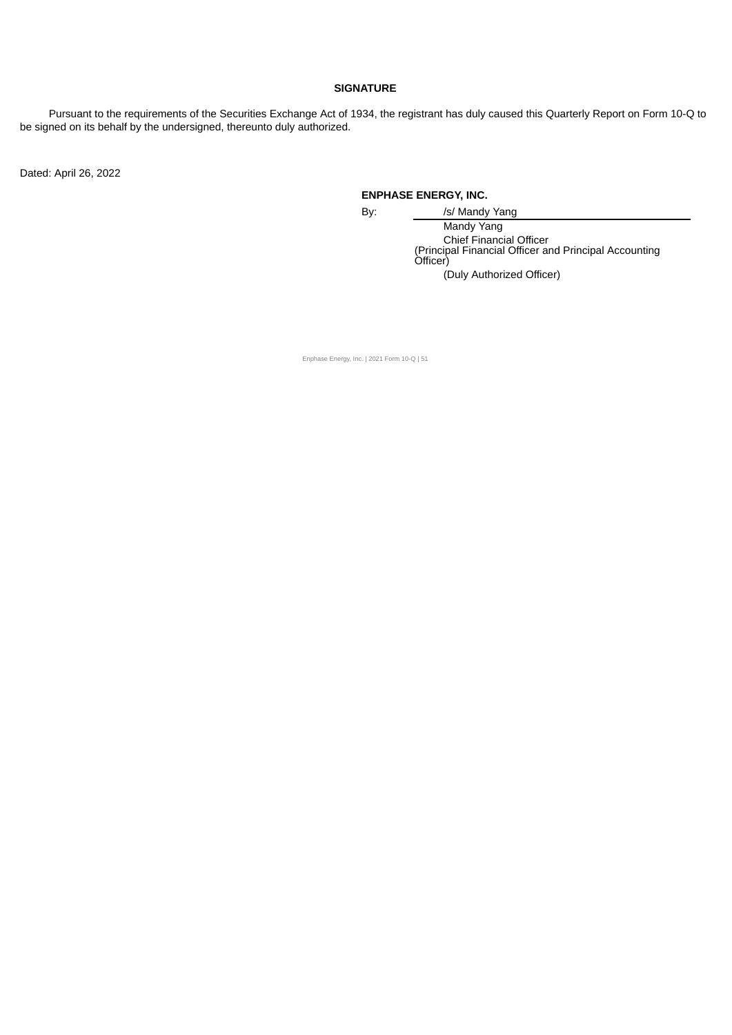## SIGNATURE

Pursuant to the requirements of the Securities Exchange Act of 1934, the registrant has duly caused this Quarterly Report on Form 10-Q to be signed on its behalf by the undersigned, thereunto duly authorized.

Dated: April 26, 2022

**ENPHASE ENERGY, INC.**

By: /s/ Mandy Yang

Mandy Yang
Chief Financial Officer
(Principal Financial Officer and Principal Accounting Officer)
(Duly Authorized Officer)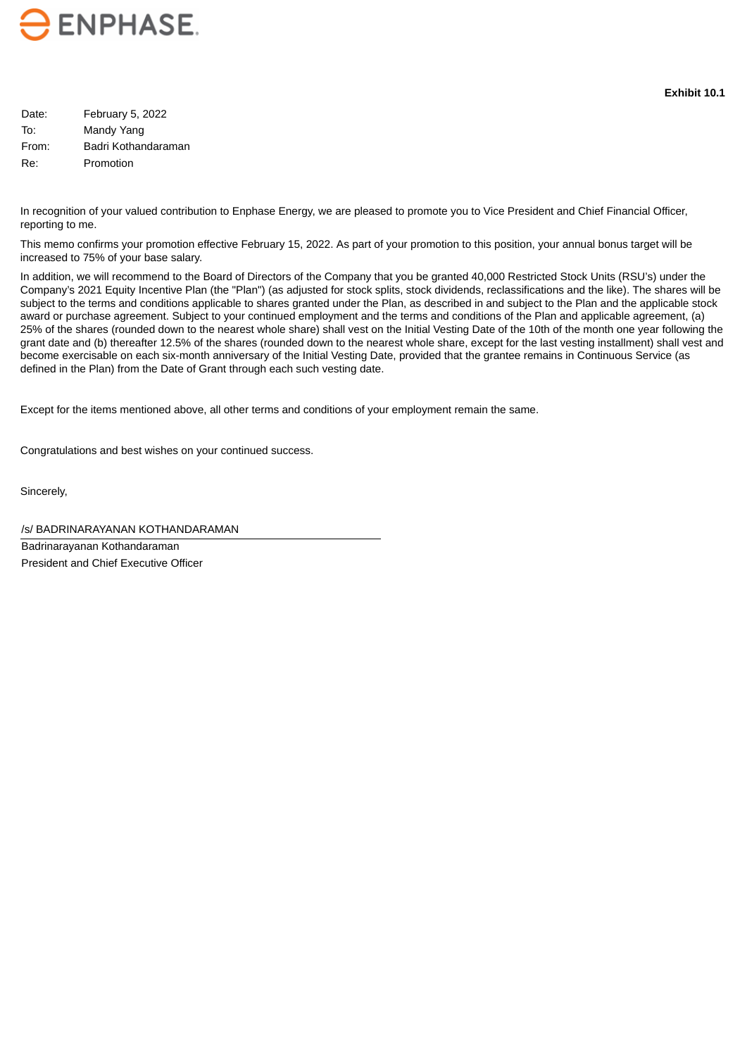ENPHASE.

**Exhibit 10.1**

| | |
|---|---|
| Date: | February 5, 2022 |
| To: | Mandy Yang |
| From: | Badri Kothandaraman |
| Re: | Promotion |

In recognition of your valued contribution to Enphase Energy, we are pleased to promote you to Vice President and Chief Financial Officer, reporting to me.

This memo confirms your promotion effective February 15, 2022. As part of your promotion to this position, your annual bonus target will be increased to 75% of your base salary.

In addition, we will recommend to the Board of Directors of the Company that you be granted 40,000 Restricted Stock Units (RSU's) under the Company's 2021 Equity Incentive Plan (the "Plan") (as adjusted for stock splits, stock dividends, reclassifications and the like). The shares will be subject to the terms and conditions applicable to shares granted under the Plan, as described in and subject to the Plan and the applicable stock award or purchase agreement. Subject to your continued employment and the terms and conditions of the Plan and applicable agreement, (a) 25% of the shares (rounded down to the nearest whole share) shall vest on the Initial Vesting Date of the 10th of the month one year following the grant date and (b) thereafter 12.5% of the shares (rounded down to the nearest whole share, except for the last vesting installment) shall vest and become exercisable on each six-month anniversary of the Initial Vesting Date, provided that the grantee remains in Continuous Service (as defined in the Plan) from the Date of Grant through each such vesting date.

Except for the items mentioned above, all other terms and conditions of your employment remain the same.

Congratulations and best wishes on your continued success.

Sincerely,

/s/ BADRINARAYANAN KOTHANDARAMAN

Badrinarayanan Kothandaraman

President and Chief Executive Officer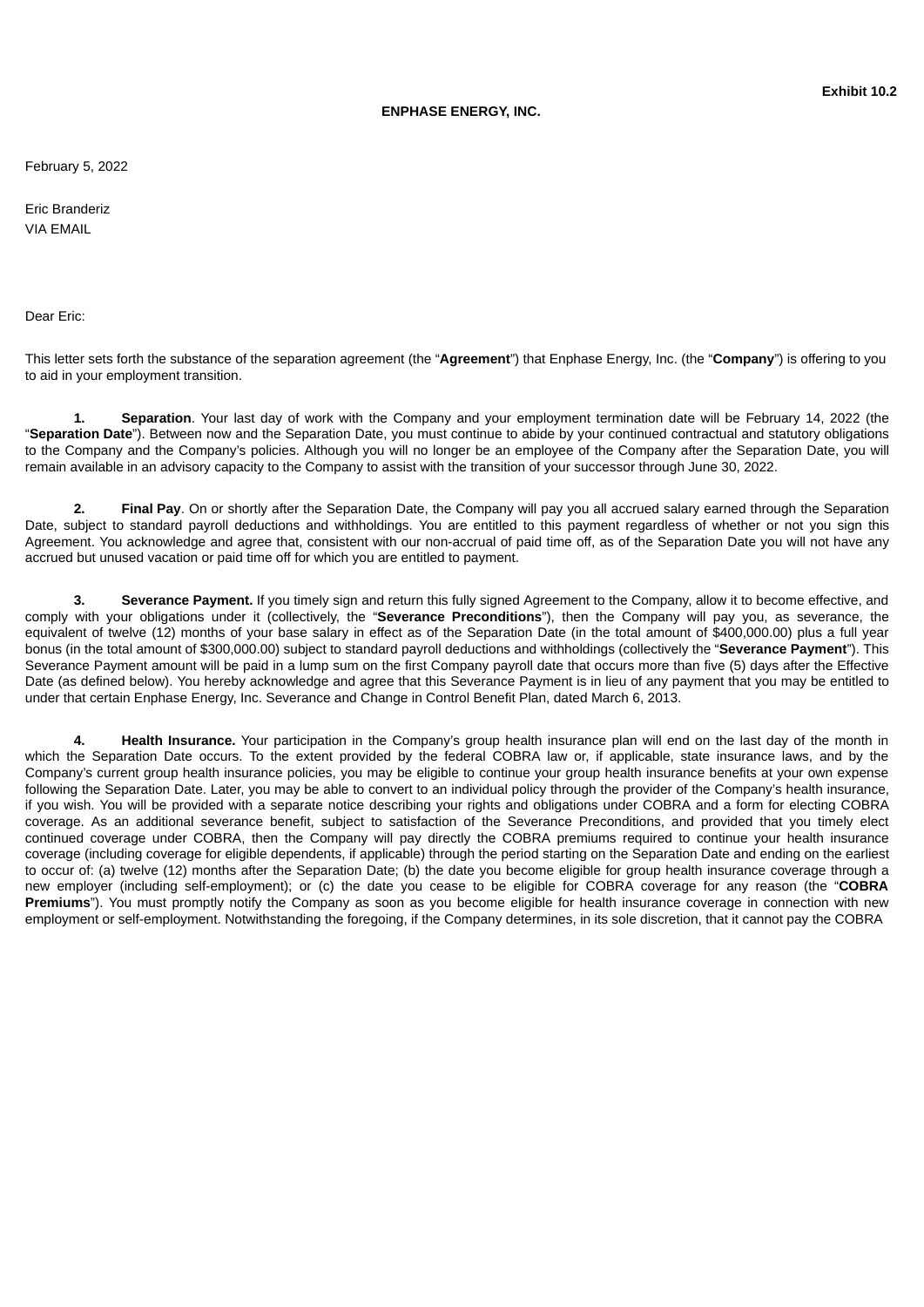**Exhibit 10.2**

**ENPHASE ENERGY, INC.**

February 5, 2022

Eric Branderiz
VIA EMAIL

Dear Eric:

This letter sets forth the substance of the separation agreement (the "**Agreement**") that Enphase Energy, Inc. (the "**Company**") is offering to you to aid in your employment transition.

**1. Separation**. Your last day of work with the Company and your employment termination date will be February 14, 2022 (the "**Separation Date**"). Between now and the Separation Date, you must continue to abide by your continued contractual and statutory obligations to the Company and the Company's policies. Although you will no longer be an employee of the Company after the Separation Date, you will remain available in an advisory capacity to the Company to assist with the transition of your successor through June 30, 2022.

**2. Final Pay**. On or shortly after the Separation Date, the Company will pay you all accrued salary earned through the Separation Date, subject to standard payroll deductions and withholdings. You are entitled to this payment regardless of whether or not you sign this Agreement. You acknowledge and agree that, consistent with our non-accrual of paid time off, as of the Separation Date you will not have any accrued but unused vacation or paid time off for which you are entitled to payment.

**3. Severance Payment.** If you timely sign and return this fully signed Agreement to the Company, allow it to become effective, and comply with your obligations under it (collectively, the "**Severance Preconditions**"), then the Company will pay you, as severance, the equivalent of twelve (12) months of your base salary in effect as of the Separation Date (in the total amount of $400,000.00) plus a full year bonus (in the total amount of $300,000.00) subject to standard payroll deductions and withholdings (collectively the "**Severance Payment**"). This Severance Payment amount will be paid in a lump sum on the first Company payroll date that occurs more than five (5) days after the Effective Date (as defined below). You hereby acknowledge and agree that this Severance Payment is in lieu of any payment that you may be entitled to under that certain Enphase Energy, Inc. Severance and Change in Control Benefit Plan, dated March 6, 2013.

**4. Health Insurance.** Your participation in the Company's group health insurance plan will end on the last day of the month in which the Separation Date occurs. To the extent provided by the federal COBRA law or, if applicable, state insurance laws, and by the Company's current group health insurance policies, you may be eligible to continue your group health insurance benefits at your own expense following the Separation Date. Later, you may be able to convert to an individual policy through the provider of the Company's health insurance, if you wish. You will be provided with a separate notice describing your rights and obligations under COBRA and a form for electing COBRA coverage. As an additional severance benefit, subject to satisfaction of the Severance Preconditions, and provided that you timely elect continued coverage under COBRA, then the Company will pay directly the COBRA premiums required to continue your health insurance coverage (including coverage for eligible dependents, if applicable) through the period starting on the Separation Date and ending on the earliest to occur of: (a) twelve (12) months after the Separation Date; (b) the date you become eligible for group health insurance coverage through a new employer (including self-employment); or (c) the date you cease to be eligible for COBRA coverage for any reason (the "**COBRA Premiums**"). You must promptly notify the Company as soon as you become eligible for health insurance coverage in connection with new employment or self-employment. Notwithstanding the foregoing, if the Company determines, in its sole discretion, that it cannot pay the COBRA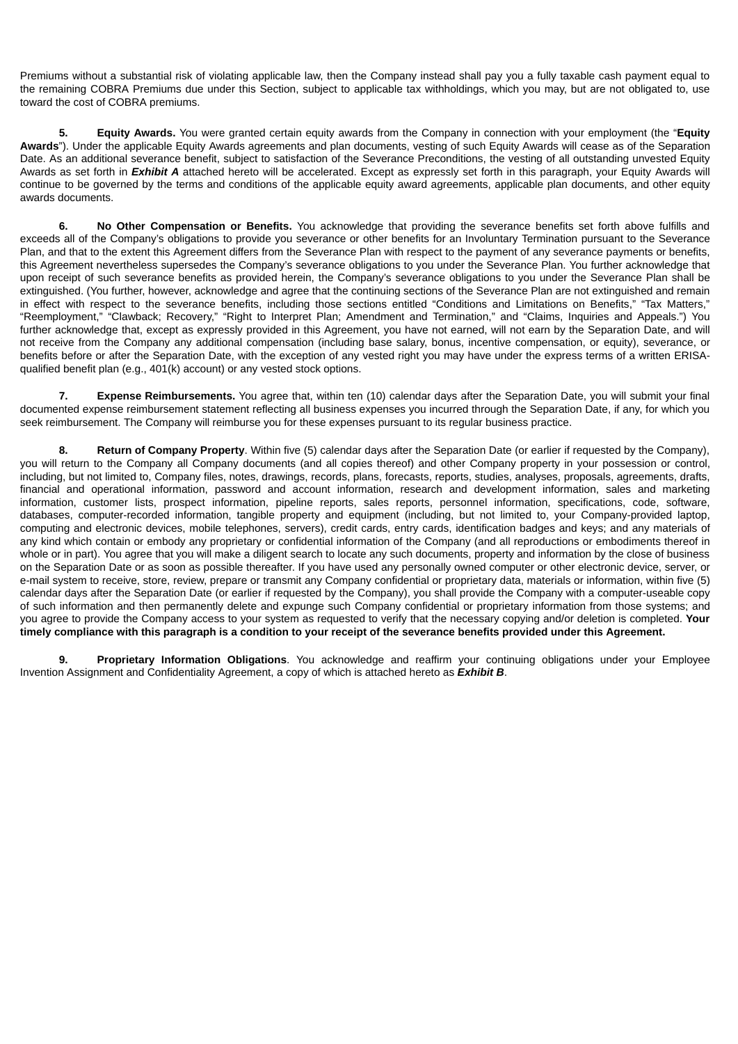Premiums without a substantial risk of violating applicable law, then the Company instead shall pay you a fully taxable cash payment equal to the remaining COBRA Premiums due under this Section, subject to applicable tax withholdings, which you may, but are not obligated to, use toward the cost of COBRA premiums.

**5. Equity Awards.** You were granted certain equity awards from the Company in connection with your employment (the "**Equity Awards**"). Under the applicable Equity Awards agreements and plan documents, vesting of such Equity Awards will cease as of the Separation Date. As an additional severance benefit, subject to satisfaction of the Severance Preconditions, the vesting of all outstanding unvested Equity Awards as set forth in ***Exhibit A*** attached hereto will be accelerated. Except as expressly set forth in this paragraph, your Equity Awards will continue to be governed by the terms and conditions of the applicable equity award agreements, applicable plan documents, and other equity awards documents.

**6. No Other Compensation or Benefits.** You acknowledge that providing the severance benefits set forth above fulfills and exceeds all of the Company's obligations to provide you severance or other benefits for an Involuntary Termination pursuant to the Severance Plan, and that to the extent this Agreement differs from the Severance Plan with respect to the payment of any severance payments or benefits, this Agreement nevertheless supersedes the Company's severance obligations to you under the Severance Plan. You further acknowledge that upon receipt of such severance benefits as provided herein, the Company's severance obligations to you under the Severance Plan shall be extinguished. (You further, however, acknowledge and agree that the continuing sections of the Severance Plan are not extinguished and remain in effect with respect to the severance benefits, including those sections entitled "Conditions and Limitations on Benefits," "Tax Matters," "Reemployment," "Clawback; Recovery," "Right to Interpret Plan; Amendment and Termination," and "Claims, Inquiries and Appeals.") You further acknowledge that, except as expressly provided in this Agreement, you have not earned, will not earn by the Separation Date, and will not receive from the Company any additional compensation (including base salary, bonus, incentive compensation, or equity), severance, or benefits before or after the Separation Date, with the exception of any vested right you may have under the express terms of a written ERISA-qualified benefit plan (e.g., 401(k) account) or any vested stock options.

**7. Expense Reimbursements.** You agree that, within ten (10) calendar days after the Separation Date, you will submit your final documented expense reimbursement statement reflecting all business expenses you incurred through the Separation Date, if any, for which you seek reimbursement. The Company will reimburse you for these expenses pursuant to its regular business practice.

**8. Return of Company Property**. Within five (5) calendar days after the Separation Date (or earlier if requested by the Company), you will return to the Company all Company documents (and all copies thereof) and other Company property in your possession or control, including, but not limited to, Company files, notes, drawings, records, plans, forecasts, reports, studies, analyses, proposals, agreements, drafts, financial and operational information, password and account information, research and development information, sales and marketing information, customer lists, prospect information, pipeline reports, sales reports, personnel information, specifications, code, software, databases, computer-recorded information, tangible property and equipment (including, but not limited to, your Company-provided laptop, computing and electronic devices, mobile telephones, servers), credit cards, entry cards, identification badges and keys; and any materials of any kind which contain or embody any proprietary or confidential information of the Company (and all reproductions or embodiments thereof in whole or in part). You agree that you will make a diligent search to locate any such documents, property and information by the close of business on the Separation Date or as soon as possible thereafter. If you have used any personally owned computer or other electronic device, server, or e-mail system to receive, store, review, prepare or transmit any Company confidential or proprietary data, materials or information, within five (5) calendar days after the Separation Date (or earlier if requested by the Company), you shall provide the Company with a computer-useable copy of such information and then permanently delete and expunge such Company confidential or proprietary information from those systems; and you agree to provide the Company access to your system as requested to verify that the necessary copying and/or deletion is completed. **Your timely compliance with this paragraph is a condition to your receipt of the severance benefits provided under this Agreement.**

**9. Proprietary Information Obligations**. You acknowledge and reaffirm your continuing obligations under your Employee Invention Assignment and Confidentiality Agreement, a copy of which is attached hereto as ***Exhibit B***.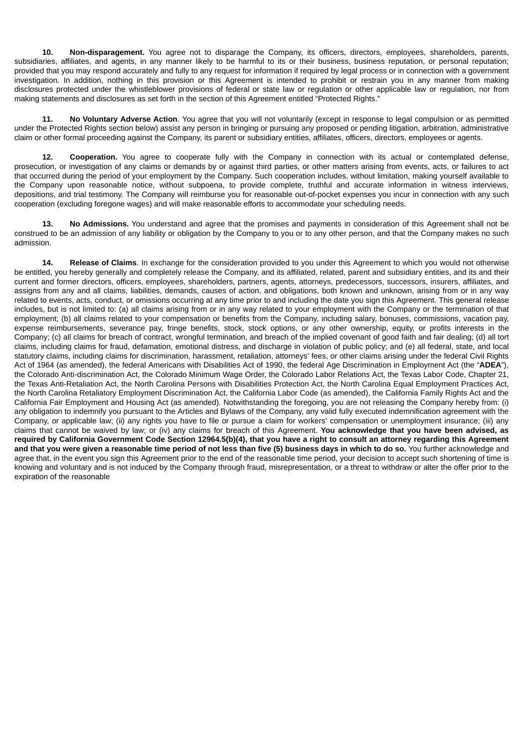**10. Non-disparagement.** You agree not to disparage the Company, its officers, directors, employees, shareholders, parents, subsidiaries, affiliates, and agents, in any manner likely to be harmful to its or their business, business reputation, or personal reputation; provided that you may respond accurately and fully to any request for information if required by legal process or in connection with a government investigation. In addition, nothing in this provision or this Agreement is intended to prohibit or restrain you in any manner from making disclosures protected under the whistleblower provisions of federal or state law or regulation or other applicable law or regulation, nor from making statements and disclosures as set forth in the section of this Agreement entitled "Protected Rights."

**11. No Voluntary Adverse Action**. You agree that you will not voluntarily (except in response to legal compulsion or as permitted under the Protected Rights section below) assist any person in bringing or pursuing any proposed or pending litigation, arbitration, administrative claim or other formal proceeding against the Company, its parent or subsidiary entities, affiliates, officers, directors, employees or agents.

**12. Cooperation.** You agree to cooperate fully with the Company in connection with its actual or contemplated defense, prosecution, or investigation of any claims or demands by or against third parties, or other matters arising from events, acts, or failures to act that occurred during the period of your employment by the Company. Such cooperation includes, without limitation, making yourself available to the Company upon reasonable notice, without subpoena, to provide complete, truthful and accurate information in witness interviews, depositions, and trial testimony. The Company will reimburse you for reasonable out-of-pocket expenses you incur in connection with any such cooperation (excluding foregone wages) and will make reasonable efforts to accommodate your scheduling needs.

**13. No Admissions.** You understand and agree that the promises and payments in consideration of this Agreement shall not be construed to be an admission of any liability or obligation by the Company to you or to any other person, and that the Company makes no such admission.

**14. Release of Claims**. In exchange for the consideration provided to you under this Agreement to which you would not otherwise be entitled, you hereby generally and completely release the Company, and its affiliated, related, parent and subsidiary entities, and its and their current and former directors, officers, employees, shareholders, partners, agents, attorneys, predecessors, successors, insurers, affiliates, and assigns from any and all claims, liabilities, demands, causes of action, and obligations, both known and unknown, arising from or in any way related to events, acts, conduct, or omissions occurring at any time prior to and including the date you sign this Agreement. This general release includes, but is not limited to: (a) all claims arising from or in any way related to your employment with the Company or the termination of that employment; (b) all claims related to your compensation or benefits from the Company, including salary, bonuses, commissions, vacation pay, expense reimbursements, severance pay, fringe benefits, stock, stock options, or any other ownership, equity, or profits interests in the Company; (c) all claims for breach of contract, wrongful termination, and breach of the implied covenant of good faith and fair dealing; (d) all tort claims, including claims for fraud, defamation, emotional distress, and discharge in violation of public policy; and (e) all federal, state, and local statutory claims, including claims for discrimination, harassment, retaliation, attorneys' fees, or other claims arising under the federal Civil Rights Act of 1964 (as amended), the federal Americans with Disabilities Act of 1990, the federal Age Discrimination in Employment Act (the "**ADEA**"), the Colorado Anti-discrimination Act, the Colorado Minimum Wage Order, the Colorado Labor Relations Act, the Texas Labor Code, Chapter 21, the Texas Anti-Retaliation Act, the North Carolina Persons with Disabilities Protection Act, the North Carolina Equal Employment Practices Act, the North Carolina Retaliatory Employment Discrimination Act, the California Labor Code (as amended), the California Family Rights Act and the California Fair Employment and Housing Act (as amended). Notwithstanding the foregoing, you are not releasing the Company hereby from: (i) any obligation to indemnify you pursuant to the Articles and Bylaws of the Company, any valid fully executed indemnification agreement with the Company, or applicable law; (ii) any rights you have to file or pursue a claim for workers' compensation or unemployment insurance; (iii) any claims that cannot be waived by law; or (iv) any claims for breach of this Agreement. **You acknowledge that you have been advised, as required by California Government Code Section 12964.5(b)(4), that you have a right to consult an attorney regarding this Agreement and that you were given a reasonable time period of not less than five (5) business days in which to do so.** You further acknowledge and agree that, in the event you sign this Agreement prior to the end of the reasonable time period, your decision to accept such shortening of time is knowing and voluntary and is not induced by the Company through fraud, misrepresentation, or a threat to withdraw or alter the offer prior to the expiration of the reasonable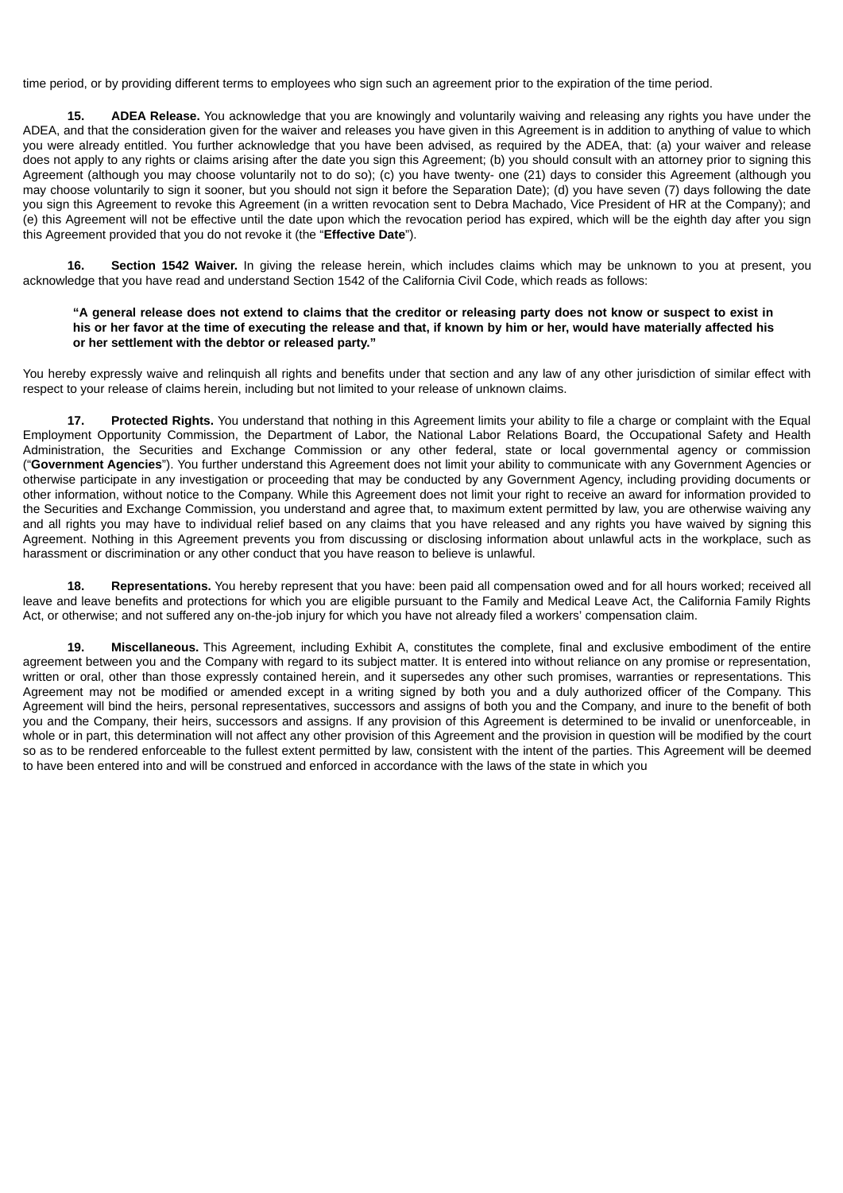time period, or by providing different terms to employees who sign such an agreement prior to the expiration of the time period.

**15. ADEA Release.** You acknowledge that you are knowingly and voluntarily waiving and releasing any rights you have under the ADEA, and that the consideration given for the waiver and releases you have given in this Agreement is in addition to anything of value to which you were already entitled. You further acknowledge that you have been advised, as required by the ADEA, that: (a) your waiver and release does not apply to any rights or claims arising after the date you sign this Agreement; (b) you should consult with an attorney prior to signing this Agreement (although you may choose voluntarily not to do so); (c) you have twenty- one (21) days to consider this Agreement (although you may choose voluntarily to sign it sooner, but you should not sign it before the Separation Date); (d) you have seven (7) days following the date you sign this Agreement to revoke this Agreement (in a written revocation sent to Debra Machado, Vice President of HR at the Company); and (e) this Agreement will not be effective until the date upon which the revocation period has expired, which will be the eighth day after you sign this Agreement provided that you do not revoke it (the "**Effective Date**").

**16. Section 1542 Waiver.** In giving the release herein, which includes claims which may be unknown to you at present, you acknowledge that you have read and understand Section 1542 of the California Civil Code, which reads as follows:

> **"A general release does not extend to claims that the creditor or releasing party does not know or suspect to exist in his or her favor at the time of executing the release and that, if known by him or her, would have materially affected his or her settlement with the debtor or released party."**

You hereby expressly waive and relinquish all rights and benefits under that section and any law of any other jurisdiction of similar effect with respect to your release of claims herein, including but not limited to your release of unknown claims.

**17. Protected Rights.** You understand that nothing in this Agreement limits your ability to file a charge or complaint with the Equal Employment Opportunity Commission, the Department of Labor, the National Labor Relations Board, the Occupational Safety and Health Administration, the Securities and Exchange Commission or any other federal, state or local governmental agency or commission ("**Government Agencies**"). You further understand this Agreement does not limit your ability to communicate with any Government Agencies or otherwise participate in any investigation or proceeding that may be conducted by any Government Agency, including providing documents or other information, without notice to the Company. While this Agreement does not limit your right to receive an award for information provided to the Securities and Exchange Commission, you understand and agree that, to maximum extent permitted by law, you are otherwise waiving any and all rights you may have to individual relief based on any claims that you have released and any rights you have waived by signing this Agreement. Nothing in this Agreement prevents you from discussing or disclosing information about unlawful acts in the workplace, such as harassment or discrimination or any other conduct that you have reason to believe is unlawful.

**18. Representations.** You hereby represent that you have: been paid all compensation owed and for all hours worked; received all leave and leave benefits and protections for which you are eligible pursuant to the Family and Medical Leave Act, the California Family Rights Act, or otherwise; and not suffered any on-the-job injury for which you have not already filed a workers' compensation claim.

**19. Miscellaneous.** This Agreement, including Exhibit A, constitutes the complete, final and exclusive embodiment of the entire agreement between you and the Company with regard to its subject matter. It is entered into without reliance on any promise or representation, written or oral, other than those expressly contained herein, and it supersedes any other such promises, warranties or representations. This Agreement may not be modified or amended except in a writing signed by both you and a duly authorized officer of the Company. This Agreement will bind the heirs, personal representatives, successors and assigns of both you and the Company, and inure to the benefit of both you and the Company, their heirs, successors and assigns. If any provision of this Agreement is determined to be invalid or unenforceable, in whole or in part, this determination will not affect any other provision of this Agreement and the provision in question will be modified by the court so as to be rendered enforceable to the fullest extent permitted by law, consistent with the intent of the parties. This Agreement will be deemed to have been entered into and will be construed and enforced in accordance with the laws of the state in which you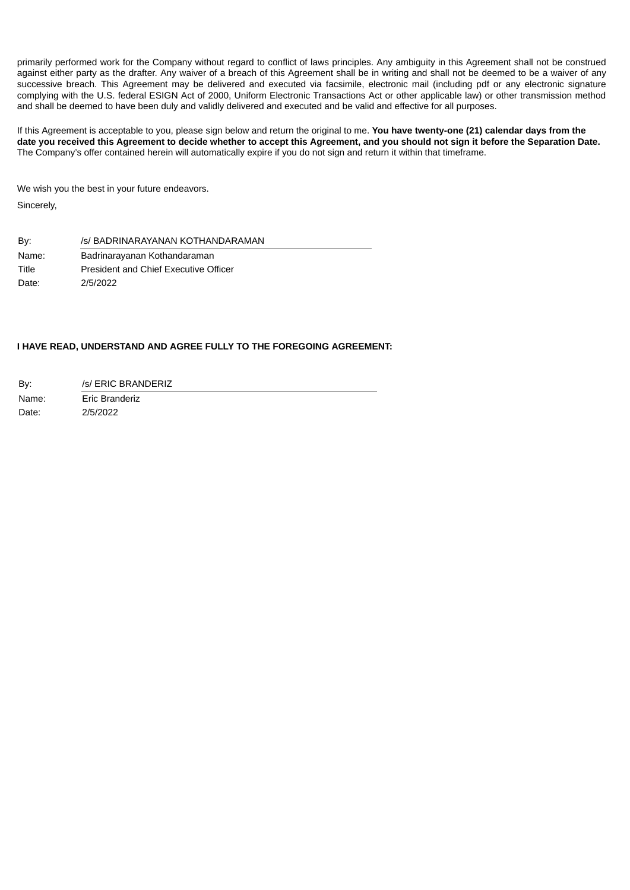primarily performed work for the Company without regard to conflict of laws principles. Any ambiguity in this Agreement shall not be construed against either party as the drafter. Any waiver of a breach of this Agreement shall be in writing and shall not be deemed to be a waiver of any successive breach. This Agreement may be delivered and executed via facsimile, electronic mail (including pdf or any electronic signature complying with the U.S. federal ESIGN Act of 2000, Uniform Electronic Transactions Act or other applicable law) or other transmission method and shall be deemed to have been duly and validly delivered and executed and be valid and effective for all purposes.

If this Agreement is acceptable to you, please sign below and return the original to me. **You have twenty-one (21) calendar days from the date you received this Agreement to decide whether to accept this Agreement, and you should not sign it before the Separation Date.** The Company's offer contained herein will automatically expire if you do not sign and return it within that timeframe.

We wish you the best in your future endeavors.

Sincerely,

| | |
|---|---|
| By: | /s/ BADRINARAYANAN KOTHANDARAMAN |
| Name: | Badrinarayanan Kothandaraman |
| Title | President and Chief Executive Officer |
| Date: | 2/5/2022 |

**I HAVE READ, UNDERSTAND AND AGREE FULLY TO THE FOREGOING AGREEMENT:**

| | |
|---|---|
| By: | /s/ ERIC BRANDERIZ |
| Name: | Eric Branderiz |
| Date: | 2/5/2022 |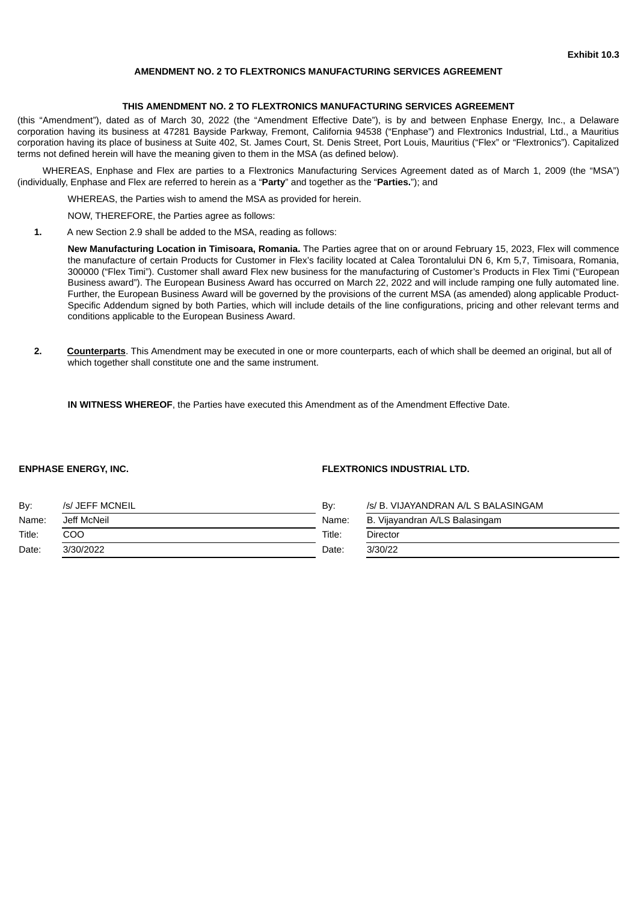**Exhibit 10.3**

# AMENDMENT NO. 2 TO FLEXTRONICS MANUFACTURING SERVICES AGREEMENT

**THIS AMENDMENT NO. 2 TO FLEXTRONICS MANUFACTURING SERVICES AGREEMENT** (this "Amendment"), dated as of March 30, 2022 (the "Amendment Effective Date"), is by and between Enphase Energy, Inc., a Delaware corporation having its business at 47281 Bayside Parkway, Fremont, California 94538 ("Enphase") and Flextronics Industrial, Ltd., a Mauritius corporation having its place of business at Suite 402, St. James Court, St. Denis Street, Port Louis, Mauritius ("Flex" or "Flextronics"). Capitalized terms not defined herein will have the meaning given to them in the MSA (as defined below).

WHEREAS, Enphase and Flex are parties to a Flextronics Manufacturing Services Agreement dated as of March 1, 2009 (the "MSA") (individually, Enphase and Flex are referred to herein as a "**Party**" and together as the "**Parties.**"); and

WHEREAS, the Parties wish to amend the MSA as provided for herein.

NOW, THEREFORE, the Parties agree as follows:

**1.** A new Section 2.9 shall be added to the MSA, reading as follows:

**New Manufacturing Location in Timisoara, Romania.** The Parties agree that on or around February 15, 2023, Flex will commence the manufacture of certain Products for Customer in Flex's facility located at Calea Torontalului DN 6, Km 5,7, Timisoara, Romania, 300000 ("Flex Timi"). Customer shall award Flex new business for the manufacturing of Customer's Products in Flex Timi ("European Business award"). The European Business Award has occurred on March 22, 2022 and will include ramping one fully automated line. Further, the European Business Award will be governed by the provisions of the current MSA (as amended) along applicable Product-Specific Addendum signed by both Parties, which will include details of the line configurations, pricing and other relevant terms and conditions applicable to the European Business Award.

**2.** **Counterparts**. This Amendment may be executed in one or more counterparts, each of which shall be deemed an original, but all of which together shall constitute one and the same instrument.

**IN WITNESS WHEREOF**, the Parties have executed this Amendment as of the Amendment Effective Date.

| **ENPHASE ENERGY, INC.** | | **FLEXTRONICS INDUSTRIAL LTD.** | |
|---|---|---|---|
| By: | /s/ JEFF MCNEIL | By: | /s/ B. VIJAYANDRAN A/L S BALASINGAM |
| Name: | Jeff McNeil | Name: | B. Vijayandran A/LS Balasingam |
| Title: | COO | Title: | Director |
| Date: | 3/30/2022 | Date: | 3/30/22 |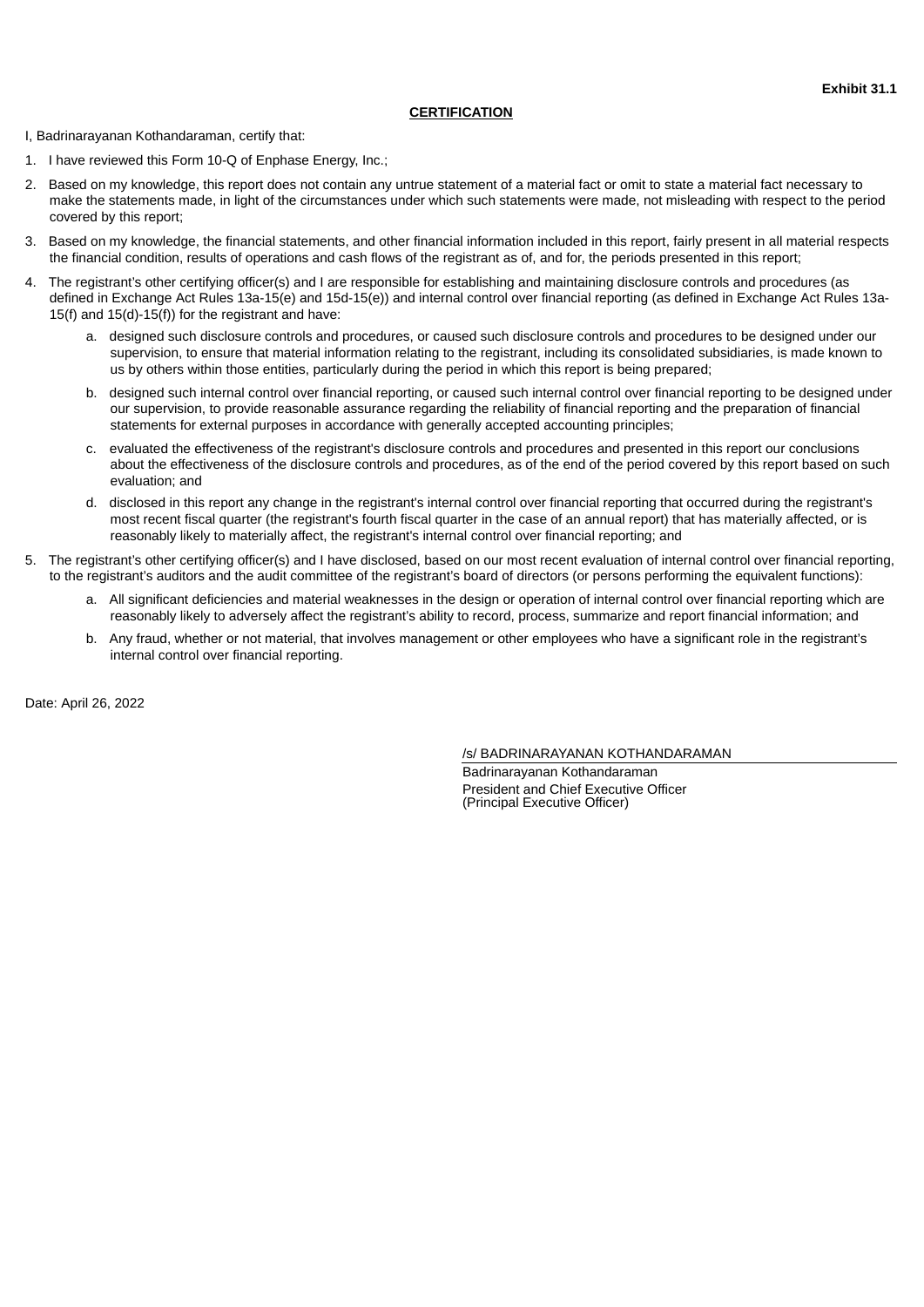**Exhibit 31.1**

**CERTIFICATION**

I, Badrinarayanan Kothandaraman, certify that:

1. I have reviewed this Form 10-Q of Enphase Energy, Inc.;
2. Based on my knowledge, this report does not contain any untrue statement of a material fact or omit to state a material fact necessary to make the statements made, in light of the circumstances under which such statements were made, not misleading with respect to the period covered by this report;
3. Based on my knowledge, the financial statements, and other financial information included in this report, fairly present in all material respects the financial condition, results of operations and cash flows of the registrant as of, and for, the periods presented in this report;
4. The registrant's other certifying officer(s) and I are responsible for establishing and maintaining disclosure controls and procedures (as defined in Exchange Act Rules 13a-15(e) and 15d-15(e)) and internal control over financial reporting (as defined in Exchange Act Rules 13a-15(f) and 15(d)-15(f)) for the registrant and have:
    a. designed such disclosure controls and procedures, or caused such disclosure controls and procedures to be designed under our supervision, to ensure that material information relating to the registrant, including its consolidated subsidiaries, is made known to us by others within those entities, particularly during the period in which this report is being prepared;
    b. designed such internal control over financial reporting, or caused such internal control over financial reporting to be designed under our supervision, to provide reasonable assurance regarding the reliability of financial reporting and the preparation of financial statements for external purposes in accordance with generally accepted accounting principles;
    c. evaluated the effectiveness of the registrant's disclosure controls and procedures and presented in this report our conclusions about the effectiveness of the disclosure controls and procedures, as of the end of the period covered by this report based on such evaluation; and
    d. disclosed in this report any change in the registrant's internal control over financial reporting that occurred during the registrant's most recent fiscal quarter (the registrant's fourth fiscal quarter in the case of an annual report) that has materially affected, or is reasonably likely to materially affect, the registrant's internal control over financial reporting; and
5. The registrant's other certifying officer(s) and I have disclosed, based on our most recent evaluation of internal control over financial reporting, to the registrant's auditors and the audit committee of the registrant's board of directors (or persons performing the equivalent functions):
    a. All significant deficiencies and material weaknesses in the design or operation of internal control over financial reporting which are reasonably likely to adversely affect the registrant's ability to record, process, summarize and report financial information; and
    b. Any fraud, whether or not material, that involves management or other employees who have a significant role in the registrant's internal control over financial reporting.

Date: April 26, 2022

/s/ BADRINARAYANAN KOTHANDARAMAN
Badrinarayanan Kothandaraman
President and Chief Executive Officer
(Principal Executive Officer)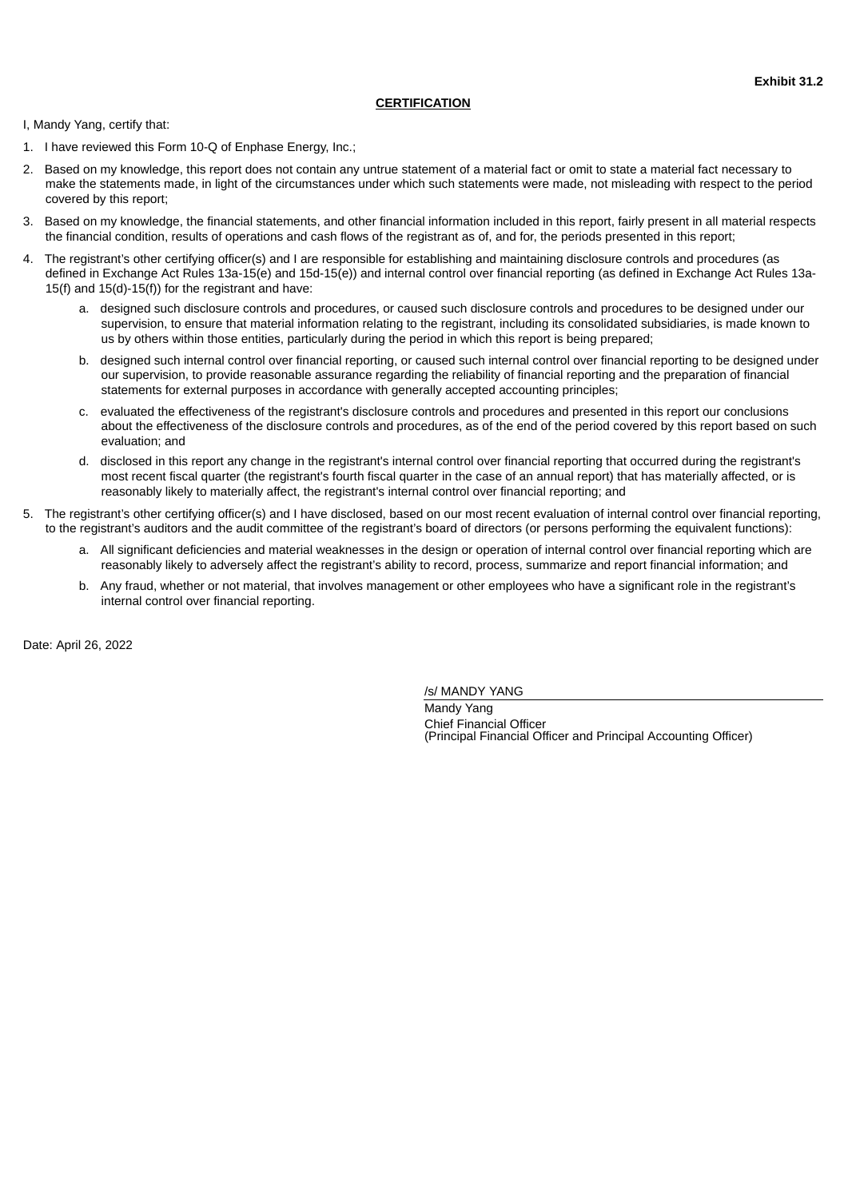**Exhibit 31.2**

**CERTIFICATION**

I, Mandy Yang, certify that:

1. I have reviewed this Form 10-Q of Enphase Energy, Inc.;
2. Based on my knowledge, this report does not contain any untrue statement of a material fact or omit to state a material fact necessary to make the statements made, in light of the circumstances under which such statements were made, not misleading with respect to the period covered by this report;
3. Based on my knowledge, the financial statements, and other financial information included in this report, fairly present in all material respects the financial condition, results of operations and cash flows of the registrant as of, and for, the periods presented in this report;
4. The registrant's other certifying officer(s) and I are responsible for establishing and maintaining disclosure controls and procedures (as defined in Exchange Act Rules 13a-15(e) and 15d-15(e)) and internal control over financial reporting (as defined in Exchange Act Rules 13a-15(f) and 15(d)-15(f)) for the registrant and have:
   a. designed such disclosure controls and procedures, or caused such disclosure controls and procedures to be designed under our supervision, to ensure that material information relating to the registrant, including its consolidated subsidiaries, is made known to us by others within those entities, particularly during the period in which this report is being prepared;
   b. designed such internal control over financial reporting, or caused such internal control over financial reporting to be designed under our supervision, to provide reasonable assurance regarding the reliability of financial reporting and the preparation of financial statements for external purposes in accordance with generally accepted accounting principles;
   c. evaluated the effectiveness of the registrant's disclosure controls and procedures and presented in this report our conclusions about the effectiveness of the disclosure controls and procedures, as of the end of the period covered by this report based on such evaluation; and
   d. disclosed in this report any change in the registrant's internal control over financial reporting that occurred during the registrant's most recent fiscal quarter (the registrant's fourth fiscal quarter in the case of an annual report) that has materially affected, or is reasonably likely to materially affect, the registrant's internal control over financial reporting; and
5. The registrant's other certifying officer(s) and I have disclosed, based on our most recent evaluation of internal control over financial reporting, to the registrant's auditors and the audit committee of the registrant's board of directors (or persons performing the equivalent functions):
   a. All significant deficiencies and material weaknesses in the design or operation of internal control over financial reporting which are reasonably likely to adversely affect the registrant's ability to record, process, summarize and report financial information; and
   b. Any fraud, whether or not material, that involves management or other employees who have a significant role in the registrant's internal control over financial reporting.

Date: April 26, 2022

/s/ MANDY YANG

Mandy Yang
Chief Financial Officer
(Principal Financial Officer and Principal Accounting Officer)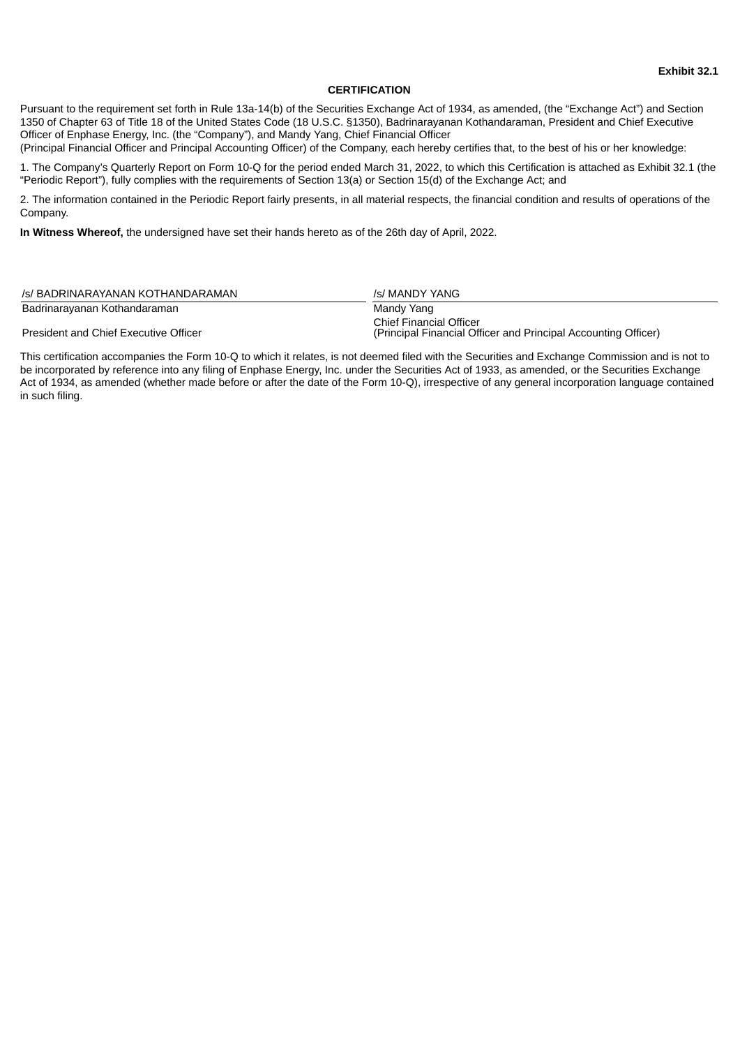**Exhibit 32.1**

**CERTIFICATION**

Pursuant to the requirement set forth in Rule 13a-14(b) of the Securities Exchange Act of 1934, as amended, (the "Exchange Act") and Section 1350 of Chapter 63 of Title 18 of the United States Code (18 U.S.C. §1350), Badrinarayanan Kothandaraman, President and Chief Executive Officer of Enphase Energy, Inc. (the "Company"), and Mandy Yang, Chief Financial Officer (Principal Financial Officer and Principal Accounting Officer) of the Company, each hereby certifies that, to the best of his or her knowledge:

1. The Company's Quarterly Report on Form 10-Q for the period ended March 31, 2022, to which this Certification is attached as Exhibit 32.1 (the "Periodic Report"), fully complies with the requirements of Section 13(a) or Section 15(d) of the Exchange Act; and

2. The information contained in the Periodic Report fairly presents, in all material respects, the financial condition and results of operations of the Company.

**In Witness Whereof,** the undersigned have set their hands hereto as of the 26th day of April, 2022.

| | |
|---|---|
| /s/ BADRINARAYANAN KOTHANDARAMAN | /s/ MANDY YANG |
| Badrinarayanan Kothandaraman | Mandy Yang |
| President and Chief Executive Officer | Chief Financial Officer<br>(Principal Financial Officer and Principal Accounting Officer) |

This certification accompanies the Form 10-Q to which it relates, is not deemed filed with the Securities and Exchange Commission and is not to be incorporated by reference into any filing of Enphase Energy, Inc. under the Securities Act of 1933, as amended, or the Securities Exchange Act of 1934, as amended (whether made before or after the date of the Form 10-Q), irrespective of any general incorporation language contained in such filing.